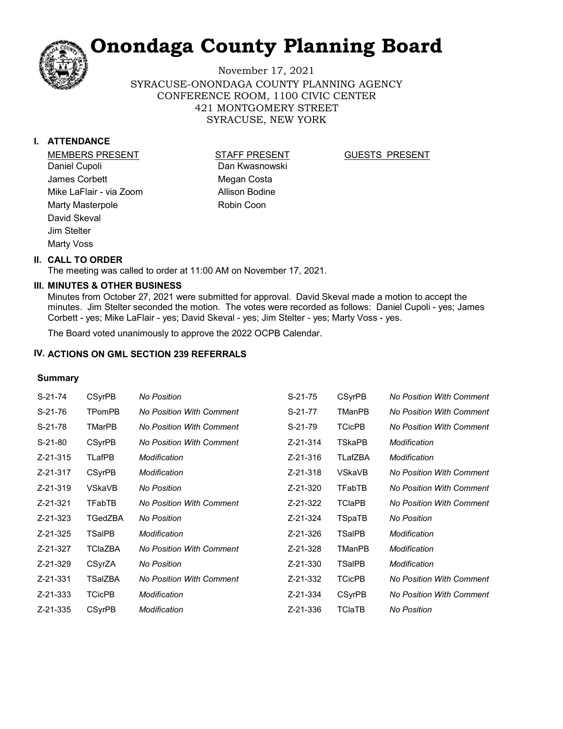# Onondaga County Planning Board

November 17, 2021
SYRACUSE-ONONDAGA COUNTY PLANNING AGENCY
CONFERENCE ROOM, 1100 CIVIC CENTER
421 MONTGOMERY STREET
SYRACUSE, NEW YORK

## I. ATTENDANCE

| MEMBERS PRESENT | STAFF PRESENT | GUESTS PRESENT |
|---|---|---|
| Daniel Cupoli | Dan Kwasnowski | |
| James Corbett | Megan Costa | |
| Mike LaFlair - via Zoom | Allison Bodine | |
| Marty Masterpole | Robin Coon | |
| David Skeval | | |
| Jim Stelter | | |
| Marty Voss | | |

## II. CALL TO ORDER

The meeting was called to order at 11:00 AM on November 17, 2021.

## III. MINUTES & OTHER BUSINESS

Minutes from October 27, 2021 were submitted for approval. David Skeval made a motion to accept the minutes. Jim Stelter seconded the motion. The votes were recorded as follows: Daniel Cupoli - yes; James Corbett - yes; Mike LaFlair - yes; David Skeval - yes; Jim Stelter - yes; Marty Voss - yes.

The Board voted unanimously to approve the 2022 OCPB Calendar.

## IV. ACTIONS ON GML SECTION 239 REFERRALS

### Summary

| | | | | | |
|---|---|---|---|---|---|
| S-21-74 | CSyrPB | *No Position* | S-21-75 | CSyrPB | *No Position With Comment* |
| S-21-76 | TPomPB | *No Position With Comment* | S-21-77 | TManPB | *No Position With Comment* |
| S-21-78 | TMarPB | *No Position With Comment* | S-21-79 | TCicPB | *No Position With Comment* |
| S-21-80 | CSyrPB | *No Position With Comment* | Z-21-314 | TSkaPB | *Modification* |
| Z-21-315 | TLafPB | *Modification* | Z-21-316 | TLafZBA | *Modification* |
| Z-21-317 | CSyrPB | *Modification* | Z-21-318 | VSkaVB | *No Position With Comment* |
| Z-21-319 | VSkaVB | *No Position* | Z-21-320 | TFabTB | *No Position With Comment* |
| Z-21-321 | TFabTB | *No Position With Comment* | Z-21-322 | TClaPB | *No Position With Comment* |
| Z-21-323 | TGedZBA | *No Position* | Z-21-324 | TSpaTB | *No Position* |
| Z-21-325 | TSalPB | *Modification* | Z-21-326 | TSalPB | *Modification* |
| Z-21-327 | TClaZBA | *No Position With Comment* | Z-21-328 | TManPB | *Modification* |
| Z-21-329 | CSyrZA | *No Position* | Z-21-330 | TSalPB | *Modification* |
| Z-21-331 | TSalZBA | *No Position With Comment* | Z-21-332 | TCicPB | *No Position With Comment* |
| Z-21-333 | TCicPB | *Modification* | Z-21-334 | CSyrPB | *No Position With Comment* |
| Z-21-335 | CSyrPB | *Modification* | Z-21-336 | TClaTB | *No Position* |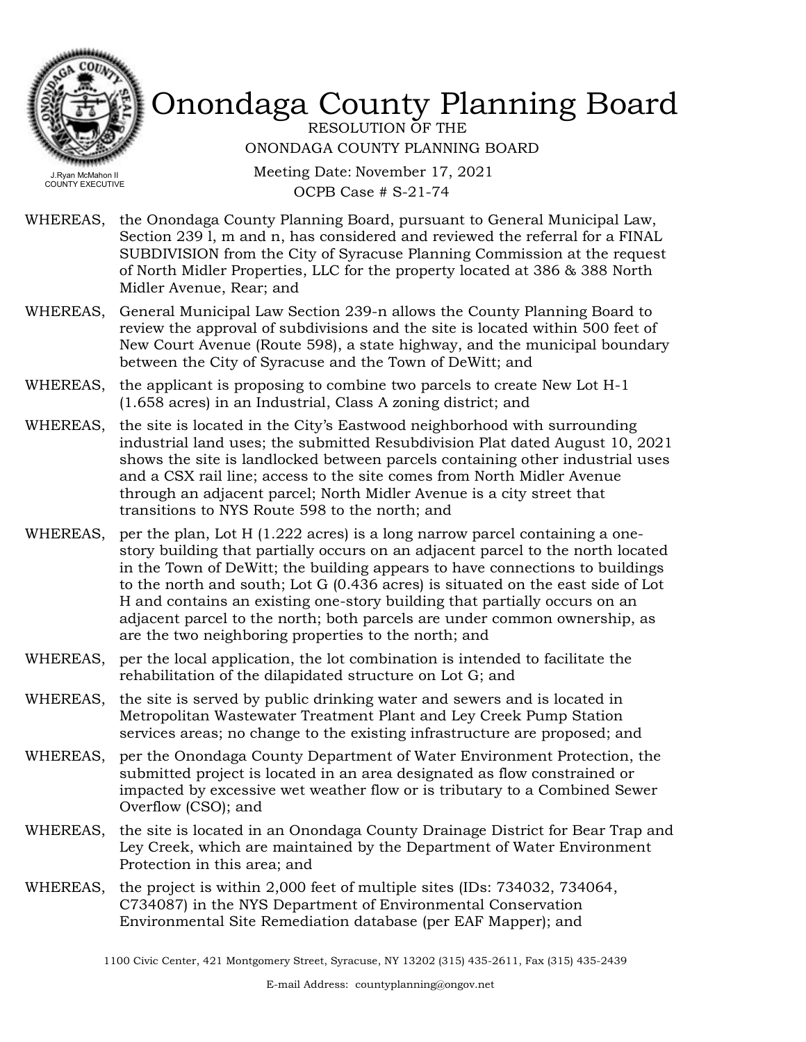# Onondaga County Planning Board

RESOLUTION OF THE
ONONDAGA COUNTY PLANNING BOARD

Meeting Date: November 17, 2021
OCPB Case # S-21-74

J.Ryan McMahon II
COUNTY EXECUTIVE

WHEREAS, the Onondaga County Planning Board, pursuant to General Municipal Law, Section 239 l, m and n, has considered and reviewed the referral for a FINAL SUBDIVISION from the City of Syracuse Planning Commission at the request of North Midler Properties, LLC for the property located at 386 & 388 North Midler Avenue, Rear; and

WHEREAS, General Municipal Law Section 239-n allows the County Planning Board to review the approval of subdivisions and the site is located within 500 feet of New Court Avenue (Route 598), a state highway, and the municipal boundary between the City of Syracuse and the Town of DeWitt; and

WHEREAS, the applicant is proposing to combine two parcels to create New Lot H-1 (1.658 acres) in an Industrial, Class A zoning district; and

WHEREAS, the site is located in the City's Eastwood neighborhood with surrounding industrial land uses; the submitted Resubdivision Plat dated August 10, 2021 shows the site is landlocked between parcels containing other industrial uses and a CSX rail line; access to the site comes from North Midler Avenue through an adjacent parcel; North Midler Avenue is a city street that transitions to NYS Route 598 to the north; and

WHEREAS, per the plan, Lot H (1.222 acres) is a long narrow parcel containing a one-story building that partially occurs on an adjacent parcel to the north located in the Town of DeWitt; the building appears to have connections to buildings to the north and south; Lot G (0.436 acres) is situated on the east side of Lot H and contains an existing one-story building that partially occurs on an adjacent parcel to the north; both parcels are under common ownership, as are the two neighboring properties to the north; and

WHEREAS, per the local application, the lot combination is intended to facilitate the rehabilitation of the dilapidated structure on Lot G; and

WHEREAS, the site is served by public drinking water and sewers and is located in Metropolitan Wastewater Treatment Plant and Ley Creek Pump Station services areas; no change to the existing infrastructure are proposed; and

WHEREAS, per the Onondaga County Department of Water Environment Protection, the submitted project is located in an area designated as flow constrained or impacted by excessive wet weather flow or is tributary to a Combined Sewer Overflow (CSO); and

WHEREAS, the site is located in an Onondaga County Drainage District for Bear Trap and Ley Creek, which are maintained by the Department of Water Environment Protection in this area; and

WHEREAS, the project is within 2,000 feet of multiple sites (IDs: 734032, 734064, C734087) in the NYS Department of Environmental Conservation Environmental Site Remediation database (per EAF Mapper); and

1100 Civic Center, 421 Montgomery Street, Syracuse, NY 13202 (315) 435-2611, Fax (315) 435-2439

E-mail Address: countyplanning@ongov.net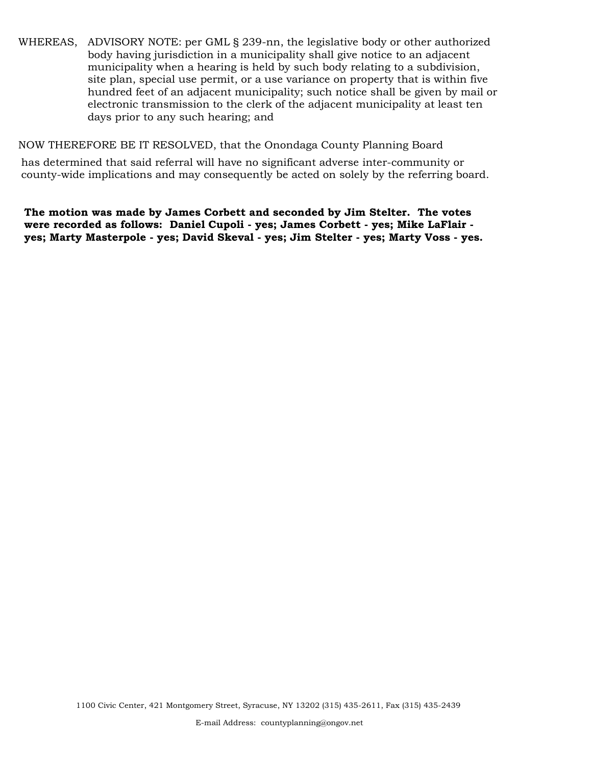WHEREAS, ADVISORY NOTE: per GML § 239-nn, the legislative body or other authorized body having jurisdiction in a municipality shall give notice to an adjacent municipality when a hearing is held by such body relating to a subdivision, site plan, special use permit, or a use variance on property that is within five hundred feet of an adjacent municipality; such notice shall be given by mail or electronic transmission to the clerk of the adjacent municipality at least ten days prior to any such hearing; and

NOW THEREFORE BE IT RESOLVED, that the Onondaga County Planning Board has determined that said referral will have no significant adverse inter-community or county-wide implications and may consequently be acted on solely by the referring board.

**The motion was made by James Corbett and seconded by Jim Stelter. The votes were recorded as follows: Daniel Cupoli - yes; James Corbett - yes; Mike LaFlair - yes; Marty Masterpole - yes; David Skeval - yes; Jim Stelter - yes; Marty Voss - yes.**

1100 Civic Center, 421 Montgomery Street, Syracuse, NY 13202 (315) 435-2611, Fax (315) 435-2439

E-mail Address: countyplanning@ongov.net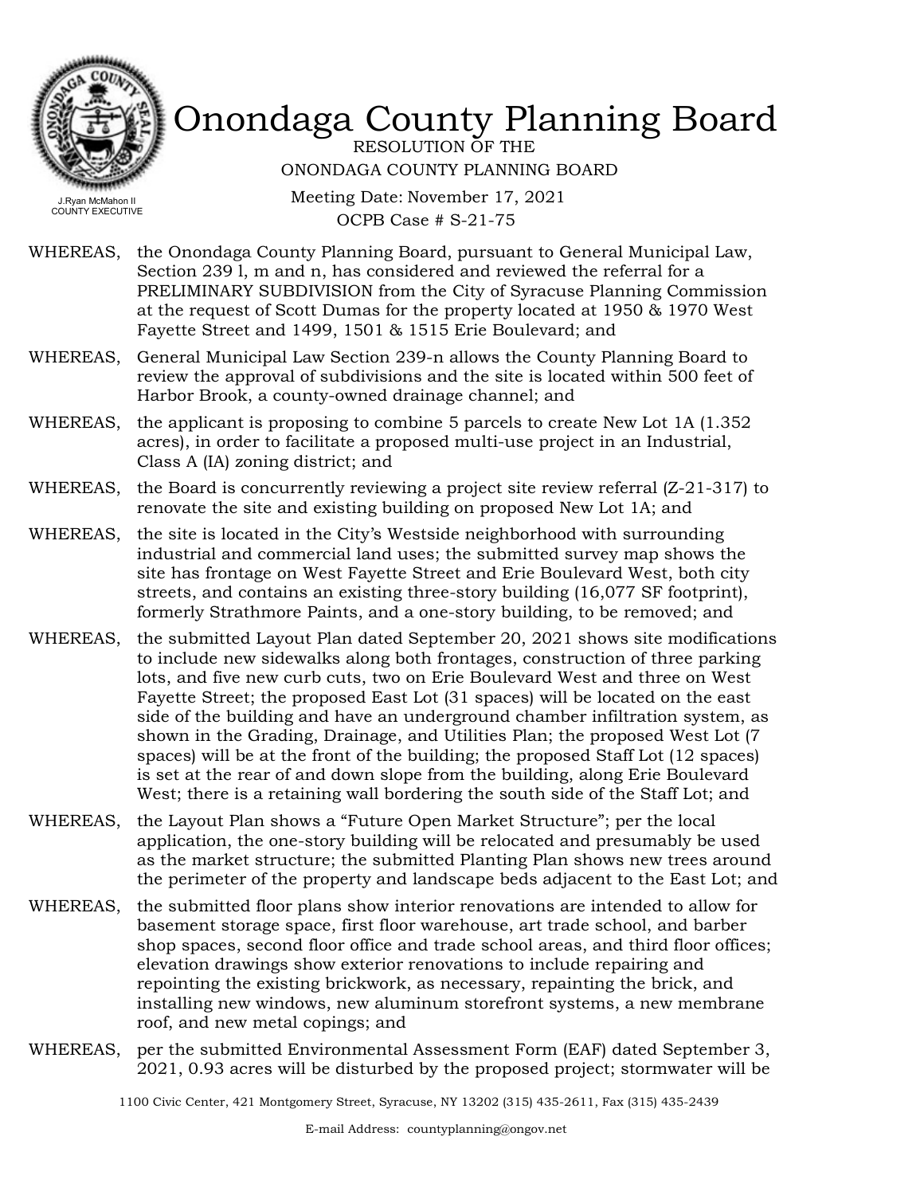# Onondaga County Planning Board

RESOLUTION OF THE
ONONDAGA COUNTY PLANNING BOARD

J.Ryan McMahon II
COUNTY EXECUTIVE

Meeting Date: November 17, 2021
OCPB Case # S-21-75

WHEREAS, the Onondaga County Planning Board, pursuant to General Municipal Law, Section 239 l, m and n, has considered and reviewed the referral for a PRELIMINARY SUBDIVISION from the City of Syracuse Planning Commission at the request of Scott Dumas for the property located at 1950 & 1970 West Fayette Street and 1499, 1501 & 1515 Erie Boulevard; and

WHEREAS, General Municipal Law Section 239-n allows the County Planning Board to review the approval of subdivisions and the site is located within 500 feet of Harbor Brook, a county-owned drainage channel; and

WHEREAS, the applicant is proposing to combine 5 parcels to create New Lot 1A (1.352 acres), in order to facilitate a proposed multi-use project in an Industrial, Class A (IA) zoning district; and

WHEREAS, the Board is concurrently reviewing a project site review referral (Z-21-317) to renovate the site and existing building on proposed New Lot 1A; and

WHEREAS, the site is located in the City's Westside neighborhood with surrounding industrial and commercial land uses; the submitted survey map shows the site has frontage on West Fayette Street and Erie Boulevard West, both city streets, and contains an existing three-story building (16,077 SF footprint), formerly Strathmore Paints, and a one-story building, to be removed; and

WHEREAS, the submitted Layout Plan dated September 20, 2021 shows site modifications to include new sidewalks along both frontages, construction of three parking lots, and five new curb cuts, two on Erie Boulevard West and three on West Fayette Street; the proposed East Lot (31 spaces) will be located on the east side of the building and have an underground chamber infiltration system, as shown in the Grading, Drainage, and Utilities Plan; the proposed West Lot (7 spaces) will be at the front of the building; the proposed Staff Lot (12 spaces) is set at the rear of and down slope from the building, along Erie Boulevard West; there is a retaining wall bordering the south side of the Staff Lot; and

WHEREAS, the Layout Plan shows a "Future Open Market Structure"; per the local application, the one-story building will be relocated and presumably be used as the market structure; the submitted Planting Plan shows new trees around the perimeter of the property and landscape beds adjacent to the East Lot; and

WHEREAS, the submitted floor plans show interior renovations are intended to allow for basement storage space, first floor warehouse, art trade school, and barber shop spaces, second floor office and trade school areas, and third floor offices; elevation drawings show exterior renovations to include repairing and repointing the existing brickwork, as necessary, repainting the brick, and installing new windows, new aluminum storefront systems, a new membrane roof, and new metal copings; and

WHEREAS, per the submitted Environmental Assessment Form (EAF) dated September 3, 2021, 0.93 acres will be disturbed by the proposed project; stormwater will be

1100 Civic Center, 421 Montgomery Street, Syracuse, NY 13202 (315) 435-2611, Fax (315) 435-2439

E-mail Address: countyplanning@ongov.net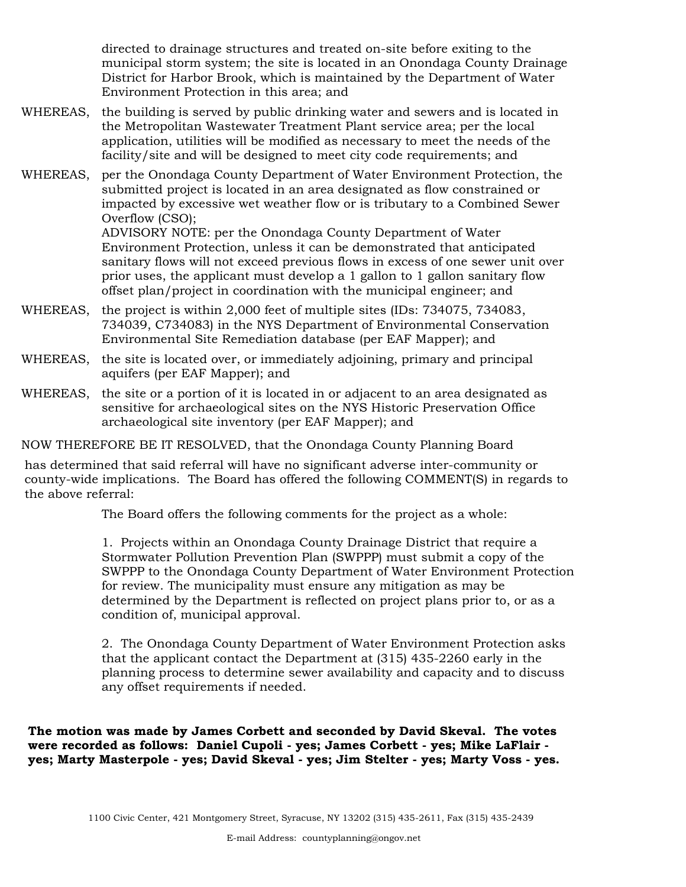directed to drainage structures and treated on-site before exiting to the municipal storm system; the site is located in an Onondaga County Drainage District for Harbor Brook, which is maintained by the Department of Water Environment Protection in this area; and

WHEREAS, the building is served by public drinking water and sewers and is located in the Metropolitan Wastewater Treatment Plant service area; per the local application, utilities will be modified as necessary to meet the needs of the facility/site and will be designed to meet city code requirements; and

WHEREAS, per the Onondaga County Department of Water Environment Protection, the submitted project is located in an area designated as flow constrained or impacted by excessive wet weather flow or is tributary to a Combined Sewer Overflow (CSO);
ADVISORY NOTE: per the Onondaga County Department of Water Environment Protection, unless it can be demonstrated that anticipated sanitary flows will not exceed previous flows in excess of one sewer unit over prior uses, the applicant must develop a 1 gallon to 1 gallon sanitary flow offset plan/project in coordination with the municipal engineer; and

WHEREAS, the project is within 2,000 feet of multiple sites (IDs: 734075, 734083, 734039, C734083) in the NYS Department of Environmental Conservation Environmental Site Remediation database (per EAF Mapper); and

WHEREAS, the site is located over, or immediately adjoining, primary and principal aquifers (per EAF Mapper); and

WHEREAS, the site or a portion of it is located in or adjacent to an area designated as sensitive for archaeological sites on the NYS Historic Preservation Office archaeological site inventory (per EAF Mapper); and

NOW THEREFORE BE IT RESOLVED, that the Onondaga County Planning Board has determined that said referral will have no significant adverse inter-community or county-wide implications. The Board has offered the following COMMENT(S) in regards to the above referral:

The Board offers the following comments for the project as a whole:

1. Projects within an Onondaga County Drainage District that require a Stormwater Pollution Prevention Plan (SWPPP) must submit a copy of the SWPPP to the Onondaga County Department of Water Environment Protection for review. The municipality must ensure any mitigation as may be determined by the Department is reflected on project plans prior to, or as a condition of, municipal approval.

2. The Onondaga County Department of Water Environment Protection asks that the applicant contact the Department at (315) 435-2260 early in the planning process to determine sewer availability and capacity and to discuss any offset requirements if needed.

**The motion was made by James Corbett and seconded by David Skeval. The votes were recorded as follows: Daniel Cupoli - yes; James Corbett - yes; Mike LaFlair - yes; Marty Masterpole - yes; David Skeval - yes; Jim Stelter - yes; Marty Voss - yes.**

1100 Civic Center, 421 Montgomery Street, Syracuse, NY 13202 (315) 435-2611, Fax (315) 435-2439

E-mail Address: countyplanning@ongov.net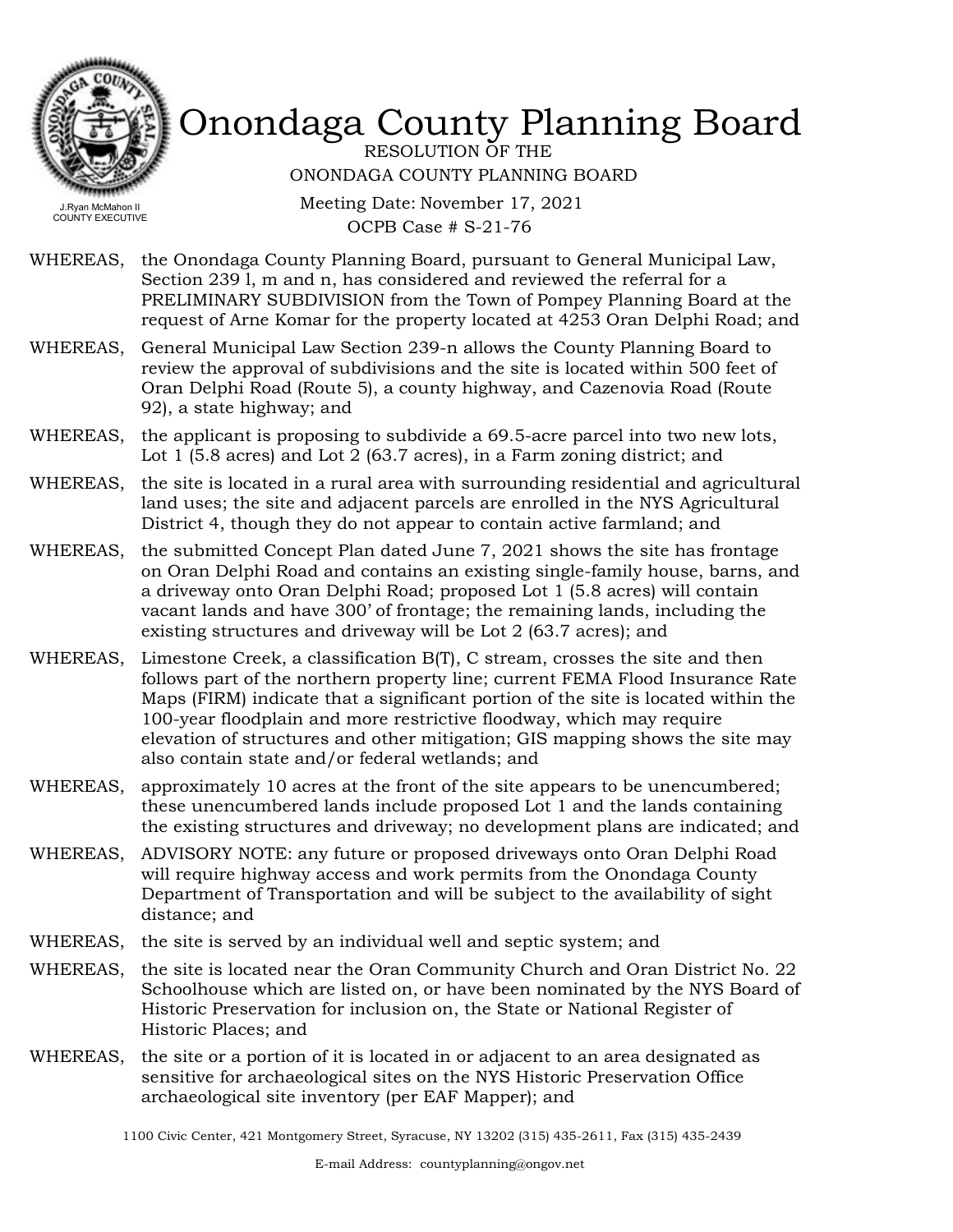# Onondaga County Planning Board

J.Ryan McMahon II
COUNTY EXECUTIVE

RESOLUTION OF THE
ONONDAGA COUNTY PLANNING BOARD

Meeting Date: November 17, 2021
OCPB Case # S-21-76

WHEREAS, the Onondaga County Planning Board, pursuant to General Municipal Law, Section 239 l, m and n, has considered and reviewed the referral for a PRELIMINARY SUBDIVISION from the Town of Pompey Planning Board at the request of Arne Komar for the property located at 4253 Oran Delphi Road; and

WHEREAS, General Municipal Law Section 239-n allows the County Planning Board to review the approval of subdivisions and the site is located within 500 feet of Oran Delphi Road (Route 5), a county highway, and Cazenovia Road (Route 92), a state highway; and

WHEREAS, the applicant is proposing to subdivide a 69.5-acre parcel into two new lots, Lot 1 (5.8 acres) and Lot 2 (63.7 acres), in a Farm zoning district; and

WHEREAS, the site is located in a rural area with surrounding residential and agricultural land uses; the site and adjacent parcels are enrolled in the NYS Agricultural District 4, though they do not appear to contain active farmland; and

WHEREAS, the submitted Concept Plan dated June 7, 2021 shows the site has frontage on Oran Delphi Road and contains an existing single-family house, barns, and a driveway onto Oran Delphi Road; proposed Lot 1 (5.8 acres) will contain vacant lands and have 300' of frontage; the remaining lands, including the existing structures and driveway will be Lot 2 (63.7 acres); and

WHEREAS, Limestone Creek, a classification B(T), C stream, crosses the site and then follows part of the northern property line; current FEMA Flood Insurance Rate Maps (FIRM) indicate that a significant portion of the site is located within the 100-year floodplain and more restrictive floodway, which may require elevation of structures and other mitigation; GIS mapping shows the site may also contain state and/or federal wetlands; and

WHEREAS, approximately 10 acres at the front of the site appears to be unencumbered; these unencumbered lands include proposed Lot 1 and the lands containing the existing structures and driveway; no development plans are indicated; and

WHEREAS, ADVISORY NOTE: any future or proposed driveways onto Oran Delphi Road will require highway access and work permits from the Onondaga County Department of Transportation and will be subject to the availability of sight distance; and

WHEREAS, the site is served by an individual well and septic system; and

WHEREAS, the site is located near the Oran Community Church and Oran District No. 22 Schoolhouse which are listed on, or have been nominated by the NYS Board of Historic Preservation for inclusion on, the State or National Register of Historic Places; and

WHEREAS, the site or a portion of it is located in or adjacent to an area designated as sensitive for archaeological sites on the NYS Historic Preservation Office archaeological site inventory (per EAF Mapper); and

1100 Civic Center, 421 Montgomery Street, Syracuse, NY 13202 (315) 435-2611, Fax (315) 435-2439

E-mail Address: countyplanning@ongov.net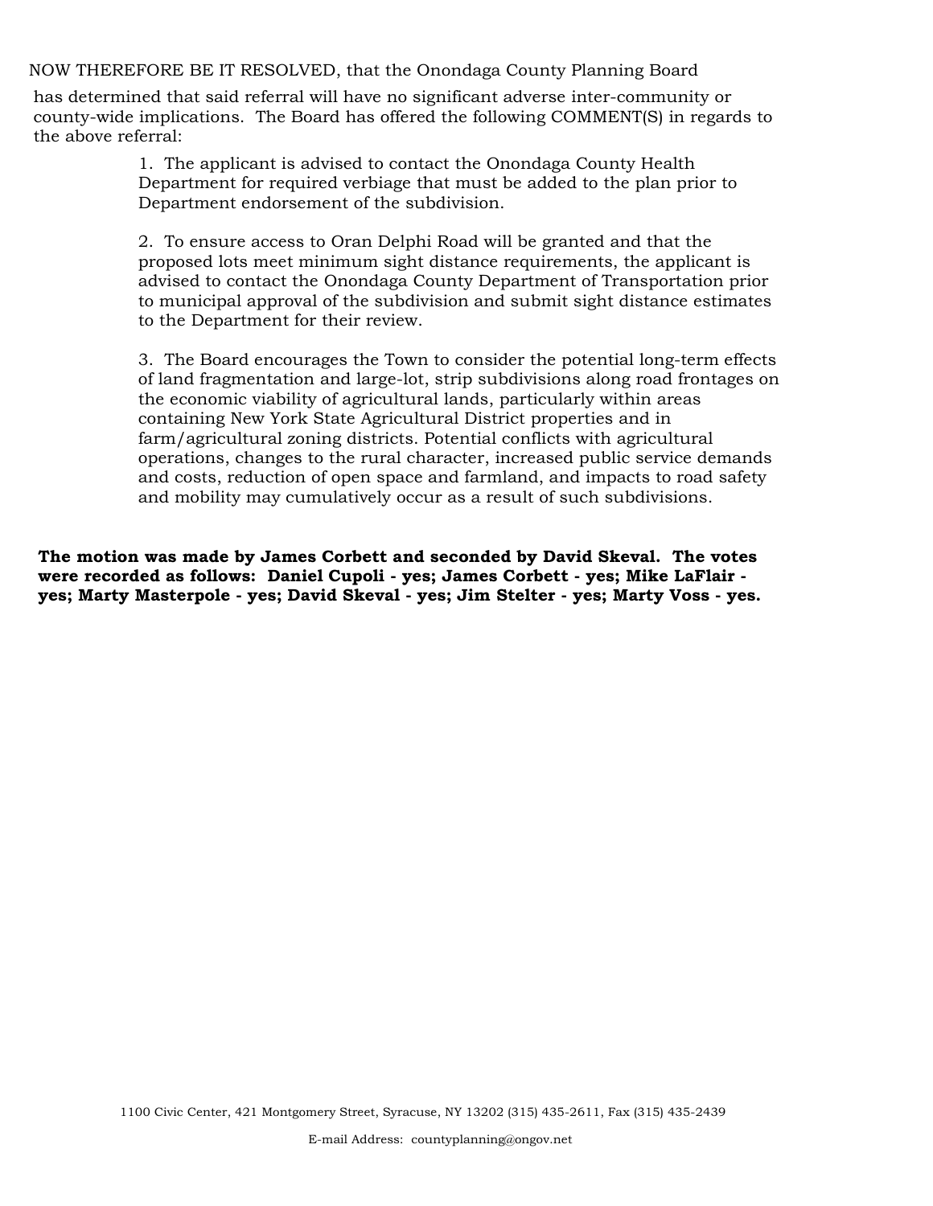NOW THEREFORE BE IT RESOLVED, that the Onondaga County Planning Board has determined that said referral will have no significant adverse inter-community or county-wide implications. The Board has offered the following COMMENT(S) in regards to the above referral:

1. The applicant is advised to contact the Onondaga County Health Department for required verbiage that must be added to the plan prior to Department endorsement of the subdivision.

2. To ensure access to Oran Delphi Road will be granted and that the proposed lots meet minimum sight distance requirements, the applicant is advised to contact the Onondaga County Department of Transportation prior to municipal approval of the subdivision and submit sight distance estimates to the Department for their review.

3. The Board encourages the Town to consider the potential long-term effects of land fragmentation and large-lot, strip subdivisions along road frontages on the economic viability of agricultural lands, particularly within areas containing New York State Agricultural District properties and in farm/agricultural zoning districts. Potential conflicts with agricultural operations, changes to the rural character, increased public service demands and costs, reduction of open space and farmland, and impacts to road safety and mobility may cumulatively occur as a result of such subdivisions.

**The motion was made by James Corbett and seconded by David Skeval. The votes were recorded as follows: Daniel Cupoli - yes; James Corbett - yes; Mike LaFlair - yes; Marty Masterpole - yes; David Skeval - yes; Jim Stelter - yes; Marty Voss - yes.**

1100 Civic Center, 421 Montgomery Street, Syracuse, NY 13202 (315) 435-2611, Fax (315) 435-2439

E-mail Address: countyplanning@ongov.net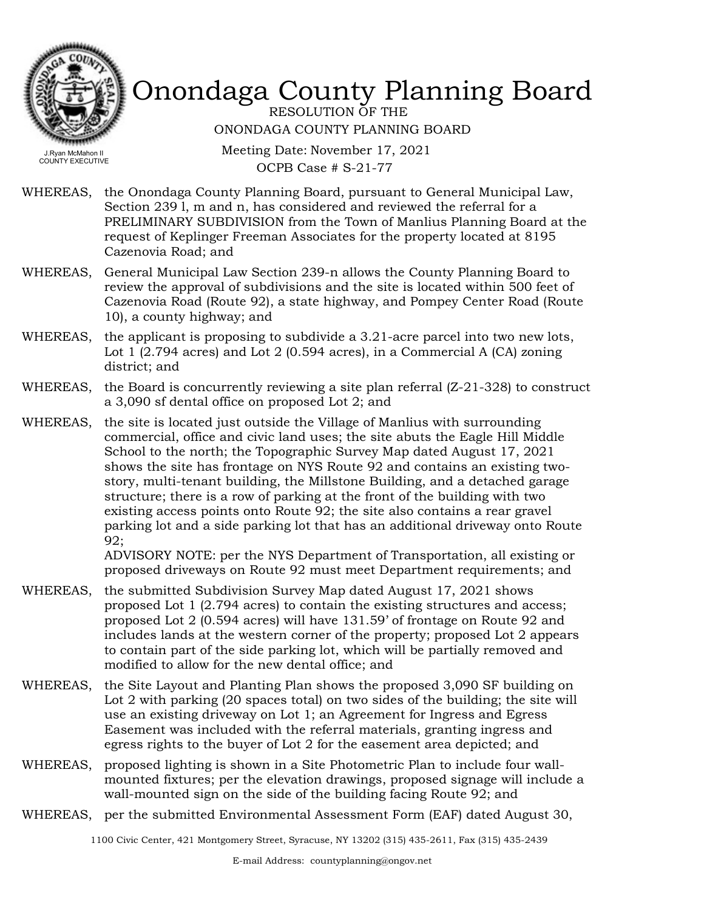# Onondaga County Planning Board

RESOLUTION OF THE
ONONDAGA COUNTY PLANNING BOARD

J.Ryan McMahon II
COUNTY EXECUTIVE

Meeting Date: November 17, 2021
OCPB Case # S-21-77

WHEREAS, the Onondaga County Planning Board, pursuant to General Municipal Law, Section 239 l, m and n, has considered and reviewed the referral for a PRELIMINARY SUBDIVISION from the Town of Manlius Planning Board at the request of Keplinger Freeman Associates for the property located at 8195 Cazenovia Road; and

WHEREAS, General Municipal Law Section 239-n allows the County Planning Board to review the approval of subdivisions and the site is located within 500 feet of Cazenovia Road (Route 92), a state highway, and Pompey Center Road (Route 10), a county highway; and

WHEREAS, the applicant is proposing to subdivide a 3.21-acre parcel into two new lots, Lot 1 (2.794 acres) and Lot 2 (0.594 acres), in a Commercial A (CA) zoning district; and

WHEREAS, the Board is concurrently reviewing a site plan referral (Z-21-328) to construct a 3,090 sf dental office on proposed Lot 2; and

WHEREAS, the site is located just outside the Village of Manlius with surrounding commercial, office and civic land uses; the site abuts the Eagle Hill Middle School to the north; the Topographic Survey Map dated August 17, 2021 shows the site has frontage on NYS Route 92 and contains an existing two-story, multi-tenant building, the Millstone Building, and a detached garage structure; there is a row of parking at the front of the building with two existing access points onto Route 92; the site also contains a rear gravel parking lot and a side parking lot that has an additional driveway onto Route 92;
ADVISORY NOTE: per the NYS Department of Transportation, all existing or proposed driveways on Route 92 must meet Department requirements; and

WHEREAS, the submitted Subdivision Survey Map dated August 17, 2021 shows proposed Lot 1 (2.794 acres) to contain the existing structures and access; proposed Lot 2 (0.594 acres) will have 131.59' of frontage on Route 92 and includes lands at the western corner of the property; proposed Lot 2 appears to contain part of the side parking lot, which will be partially removed and modified to allow for the new dental office; and

WHEREAS, the Site Layout and Planting Plan shows the proposed 3,090 SF building on Lot 2 with parking (20 spaces total) on two sides of the building; the site will use an existing driveway on Lot 1; an Agreement for Ingress and Egress Easement was included with the referral materials, granting ingress and egress rights to the buyer of Lot 2 for the easement area depicted; and

WHEREAS, proposed lighting is shown in a Site Photometric Plan to include four wall-mounted fixtures; per the elevation drawings, proposed signage will include a wall-mounted sign on the side of the building facing Route 92; and

WHEREAS, per the submitted Environmental Assessment Form (EAF) dated August 30,

1100 Civic Center, 421 Montgomery Street, Syracuse, NY 13202 (315) 435-2611, Fax (315) 435-2439

E-mail Address: countyplanning@ongov.net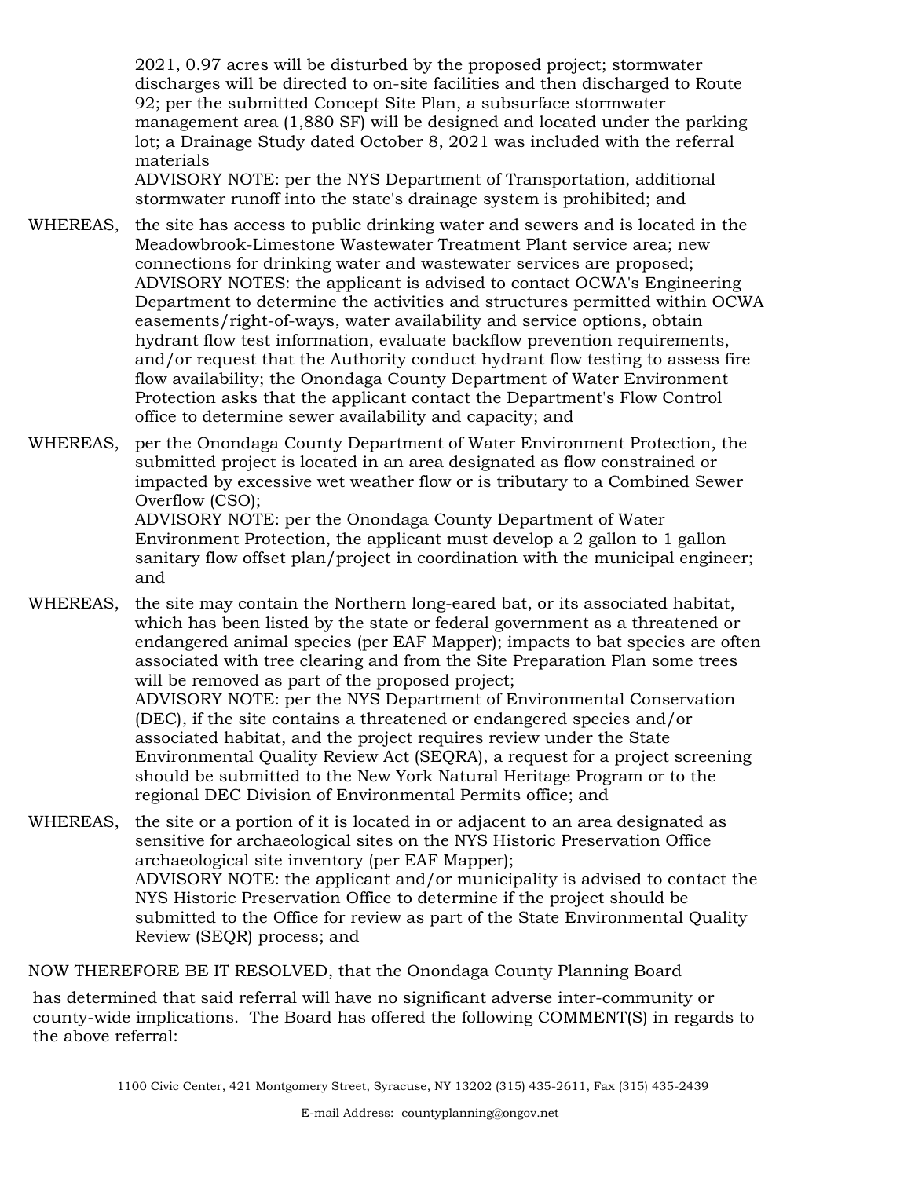2021, 0.97 acres will be disturbed by the proposed project; stormwater discharges will be directed to on-site facilities and then discharged to Route 92; per the submitted Concept Site Plan, a subsurface stormwater management area (1,880 SF) will be designed and located under the parking lot; a Drainage Study dated October 8, 2021 was included with the referral materials

ADVISORY NOTE: per the NYS Department of Transportation, additional stormwater runoff into the state's drainage system is prohibited; and

WHEREAS, the site has access to public drinking water and sewers and is located in the Meadowbrook-Limestone Wastewater Treatment Plant service area; new connections for drinking water and wastewater services are proposed;

ADVISORY NOTES: the applicant is advised to contact OCWA's Engineering Department to determine the activities and structures permitted within OCWA easements/right-of-ways, water availability and service options, obtain hydrant flow test information, evaluate backflow prevention requirements, and/or request that the Authority conduct hydrant flow testing to assess fire flow availability; the Onondaga County Department of Water Environment Protection asks that the applicant contact the Department's Flow Control office to determine sewer availability and capacity; and

WHEREAS, per the Onondaga County Department of Water Environment Protection, the submitted project is located in an area designated as flow constrained or impacted by excessive wet weather flow or is tributary to a Combined Sewer Overflow (CSO);

ADVISORY NOTE: per the Onondaga County Department of Water Environment Protection, the applicant must develop a 2 gallon to 1 gallon sanitary flow offset plan/project in coordination with the municipal engineer; and

WHEREAS, the site may contain the Northern long-eared bat, or its associated habitat, which has been listed by the state or federal government as a threatened or endangered animal species (per EAF Mapper); impacts to bat species are often associated with tree clearing and from the Site Preparation Plan some trees will be removed as part of the proposed project;

ADVISORY NOTE: per the NYS Department of Environmental Conservation (DEC), if the site contains a threatened or endangered species and/or associated habitat, and the project requires review under the State Environmental Quality Review Act (SEQRA), a request for a project screening should be submitted to the New York Natural Heritage Program or to the regional DEC Division of Environmental Permits office; and

WHEREAS, the site or a portion of it is located in or adjacent to an area designated as sensitive for archaeological sites on the NYS Historic Preservation Office archaeological site inventory (per EAF Mapper);

ADVISORY NOTE: the applicant and/or municipality is advised to contact the NYS Historic Preservation Office to determine if the project should be submitted to the Office for review as part of the State Environmental Quality Review (SEQR) process; and

NOW THEREFORE BE IT RESOLVED, that the Onondaga County Planning Board

has determined that said referral will have no significant adverse inter-community or county-wide implications. The Board has offered the following COMMENT(S) in regards to the above referral:

1100 Civic Center, 421 Montgomery Street, Syracuse, NY 13202 (315) 435-2611, Fax (315) 435-2439

E-mail Address: countyplanning@ongov.net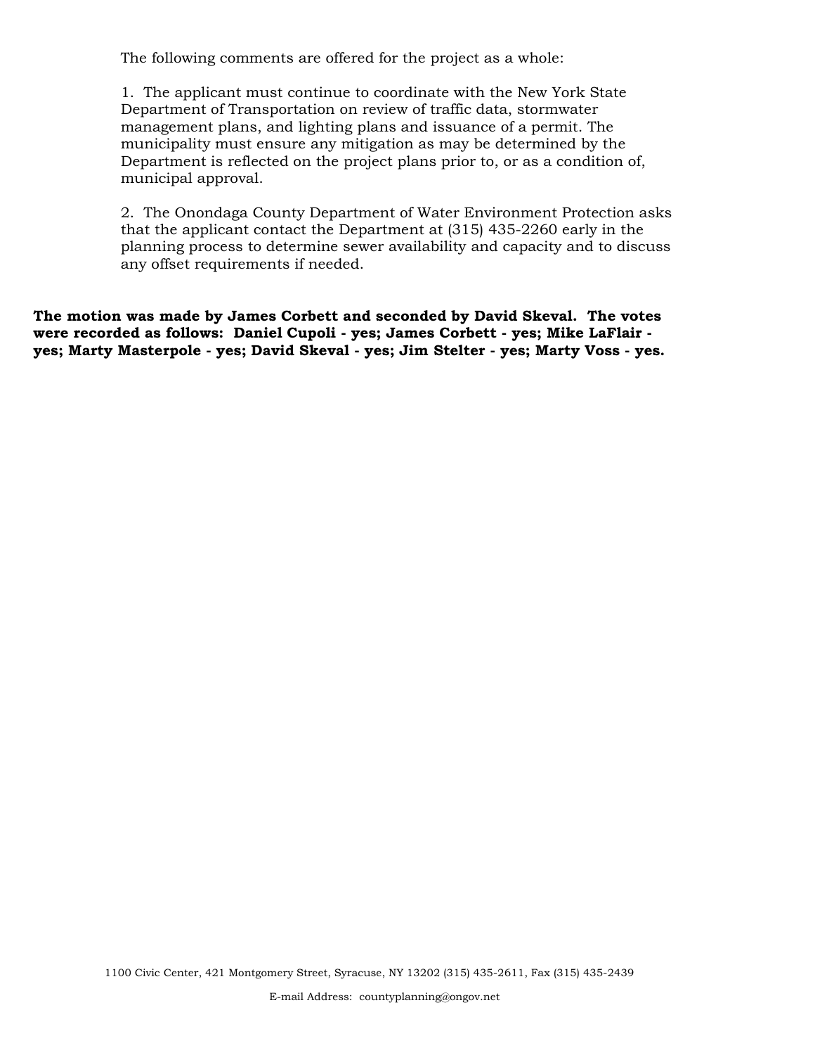The following comments are offered for the project as a whole:

1. The applicant must continue to coordinate with the New York State Department of Transportation on review of traffic data, stormwater management plans, and lighting plans and issuance of a permit. The municipality must ensure any mitigation as may be determined by the Department is reflected on the project plans prior to, or as a condition of, municipal approval.

2. The Onondaga County Department of Water Environment Protection asks that the applicant contact the Department at (315) 435-2260 early in the planning process to determine sewer availability and capacity and to discuss any offset requirements if needed.

**The motion was made by James Corbett and seconded by David Skeval. The votes were recorded as follows: Daniel Cupoli - yes; James Corbett - yes; Mike LaFlair - yes; Marty Masterpole - yes; David Skeval - yes; Jim Stelter - yes; Marty Voss - yes.**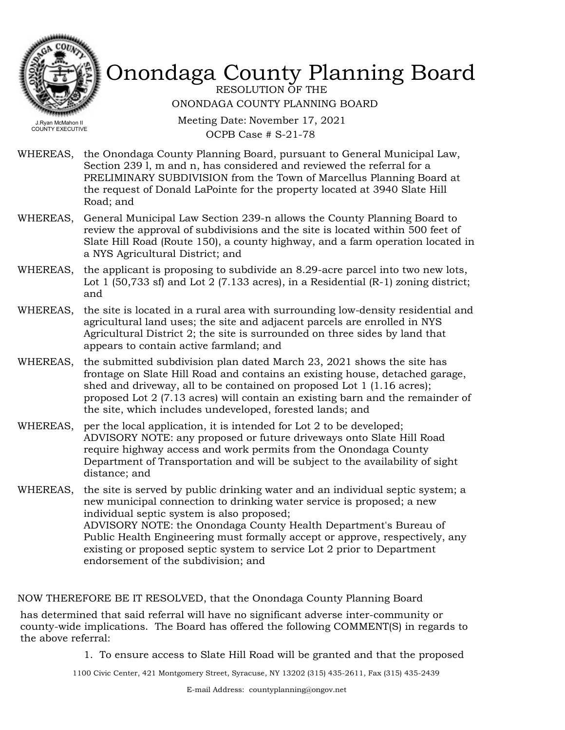# Onondaga County Planning Board

J.Ryan McMahon II
COUNTY EXECUTIVE

RESOLUTION OF THE
ONONDAGA COUNTY PLANNING BOARD

Meeting Date: November 17, 2021
OCPB Case # S-21-78

WHEREAS, the Onondaga County Planning Board, pursuant to General Municipal Law, Section 239 l, m and n, has considered and reviewed the referral for a PRELIMINARY SUBDIVISION from the Town of Marcellus Planning Board at the request of Donald LaPointe for the property located at 3940 Slate Hill Road; and

WHEREAS, General Municipal Law Section 239-n allows the County Planning Board to review the approval of subdivisions and the site is located within 500 feet of Slate Hill Road (Route 150), a county highway, and a farm operation located in a NYS Agricultural District; and

WHEREAS, the applicant is proposing to subdivide an 8.29-acre parcel into two new lots, Lot 1 (50,733 sf) and Lot 2 (7.133 acres), in a Residential (R-1) zoning district; and

WHEREAS, the site is located in a rural area with surrounding low-density residential and agricultural land uses; the site and adjacent parcels are enrolled in NYS Agricultural District 2; the site is surrounded on three sides by land that appears to contain active farmland; and

WHEREAS, the submitted subdivision plan dated March 23, 2021 shows the site has frontage on Slate Hill Road and contains an existing house, detached garage, shed and driveway, all to be contained on proposed Lot 1 (1.16 acres); proposed Lot 2 (7.13 acres) will contain an existing barn and the remainder of the site, which includes undeveloped, forested lands; and

WHEREAS, per the local application, it is intended for Lot 2 to be developed;
ADVISORY NOTE: any proposed or future driveways onto Slate Hill Road require highway access and work permits from the Onondaga County Department of Transportation and will be subject to the availability of sight distance; and

WHEREAS, the site is served by public drinking water and an individual septic system; a new municipal connection to drinking water service is proposed; a new individual septic system is also proposed;
ADVISORY NOTE: the Onondaga County Health Department's Bureau of Public Health Engineering must formally accept or approve, respectively, any existing or proposed septic system to service Lot 2 prior to Department endorsement of the subdivision; and

NOW THEREFORE BE IT RESOLVED, that the Onondaga County Planning Board has determined that said referral will have no significant adverse inter-community or county-wide implications. The Board has offered the following COMMENT(S) in regards to the above referral:

1. To ensure access to Slate Hill Road will be granted and that the proposed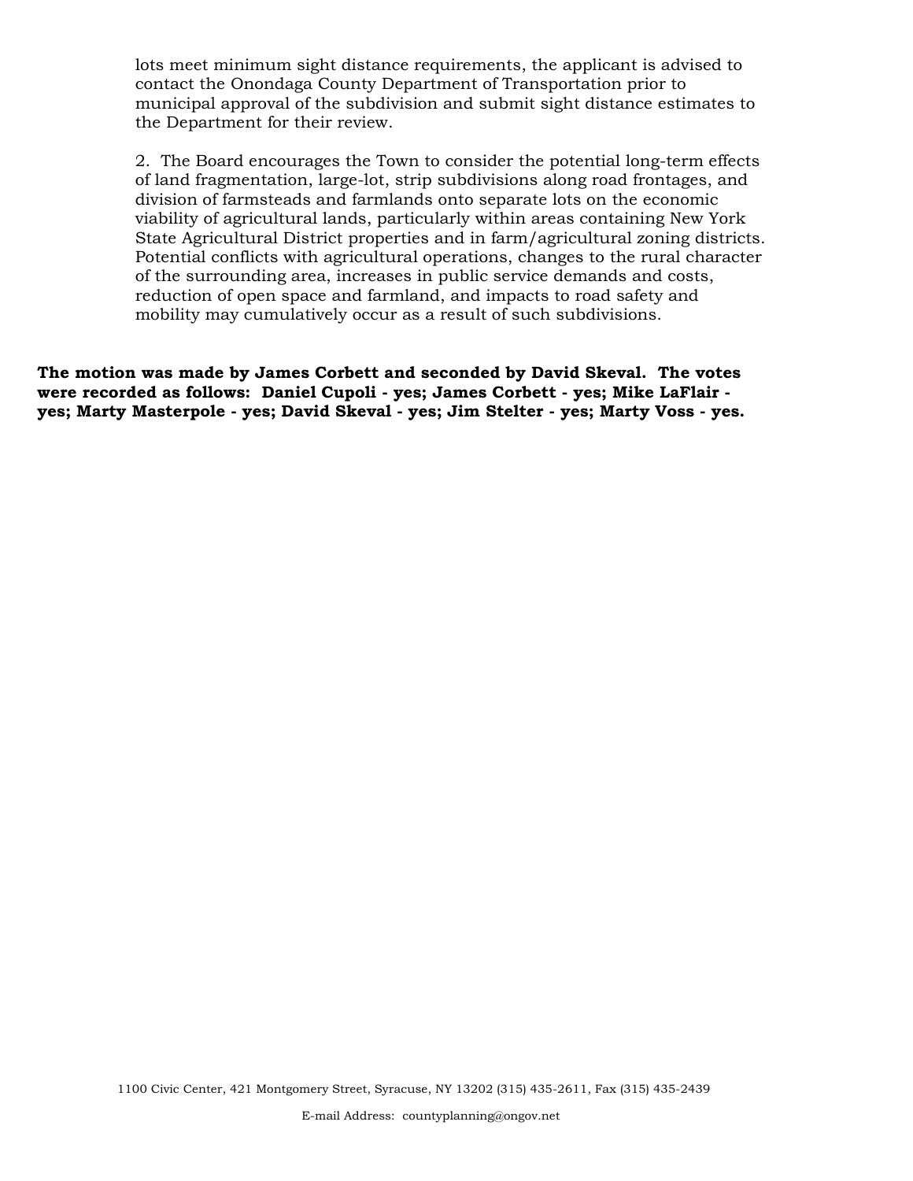lots meet minimum sight distance requirements, the applicant is advised to contact the Onondaga County Department of Transportation prior to municipal approval of the subdivision and submit sight distance estimates to the Department for their review.

2. The Board encourages the Town to consider the potential long-term effects of land fragmentation, large-lot, strip subdivisions along road frontages, and division of farmsteads and farmlands onto separate lots on the economic viability of agricultural lands, particularly within areas containing New York State Agricultural District properties and in farm/agricultural zoning districts. Potential conflicts with agricultural operations, changes to the rural character of the surrounding area, increases in public service demands and costs, reduction of open space and farmland, and impacts to road safety and mobility may cumulatively occur as a result of such subdivisions.

**The motion was made by James Corbett and seconded by David Skeval. The votes were recorded as follows: Daniel Cupoli - yes; James Corbett - yes; Mike LaFlair - yes; Marty Masterpole - yes; David Skeval - yes; Jim Stelter - yes; Marty Voss - yes.**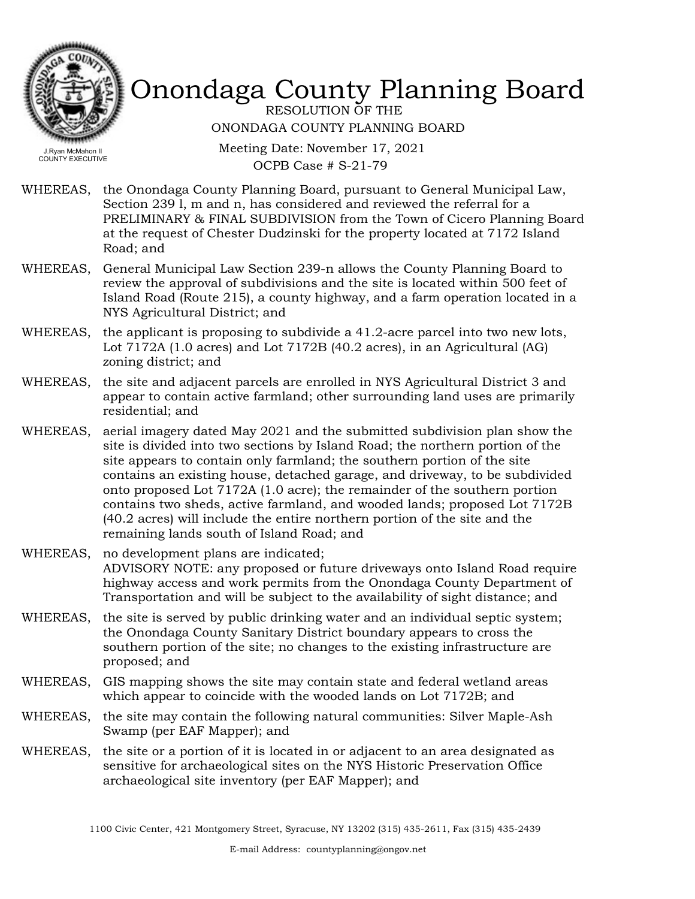# Onondaga County Planning Board

RESOLUTION OF THE
ONONDAGA COUNTY PLANNING BOARD

J.Ryan McMahon II
COUNTY EXECUTIVE

Meeting Date: November 17, 2021
OCPB Case # S-21-79

WHEREAS, the Onondaga County Planning Board, pursuant to General Municipal Law, Section 239 l, m and n, has considered and reviewed the referral for a PRELIMINARY & FINAL SUBDIVISION from the Town of Cicero Planning Board at the request of Chester Dudzinski for the property located at 7172 Island Road; and

WHEREAS, General Municipal Law Section 239-n allows the County Planning Board to review the approval of subdivisions and the site is located within 500 feet of Island Road (Route 215), a county highway, and a farm operation located in a NYS Agricultural District; and

WHEREAS, the applicant is proposing to subdivide a 41.2-acre parcel into two new lots, Lot 7172A (1.0 acres) and Lot 7172B (40.2 acres), in an Agricultural (AG) zoning district; and

WHEREAS, the site and adjacent parcels are enrolled in NYS Agricultural District 3 and appear to contain active farmland; other surrounding land uses are primarily residential; and

WHEREAS, aerial imagery dated May 2021 and the submitted subdivision plan show the site is divided into two sections by Island Road; the northern portion of the site appears to contain only farmland; the southern portion of the site contains an existing house, detached garage, and driveway, to be subdivided onto proposed Lot 7172A (1.0 acre); the remainder of the southern portion contains two sheds, active farmland, and wooded lands; proposed Lot 7172B (40.2 acres) will include the entire northern portion of the site and the remaining lands south of Island Road; and

WHEREAS, no development plans are indicated;
ADVISORY NOTE: any proposed or future driveways onto Island Road require highway access and work permits from the Onondaga County Department of Transportation and will be subject to the availability of sight distance; and

WHEREAS, the site is served by public drinking water and an individual septic system; the Onondaga County Sanitary District boundary appears to cross the southern portion of the site; no changes to the existing infrastructure are proposed; and

WHEREAS, GIS mapping shows the site may contain state and federal wetland areas which appear to coincide with the wooded lands on Lot 7172B; and

WHEREAS, the site may contain the following natural communities: Silver Maple-Ash Swamp (per EAF Mapper); and

WHEREAS, the site or a portion of it is located in or adjacent to an area designated as sensitive for archaeological sites on the NYS Historic Preservation Office archaeological site inventory (per EAF Mapper); and

1100 Civic Center, 421 Montgomery Street, Syracuse, NY 13202 (315) 435-2611, Fax (315) 435-2439

E-mail Address: countyplanning@ongov.net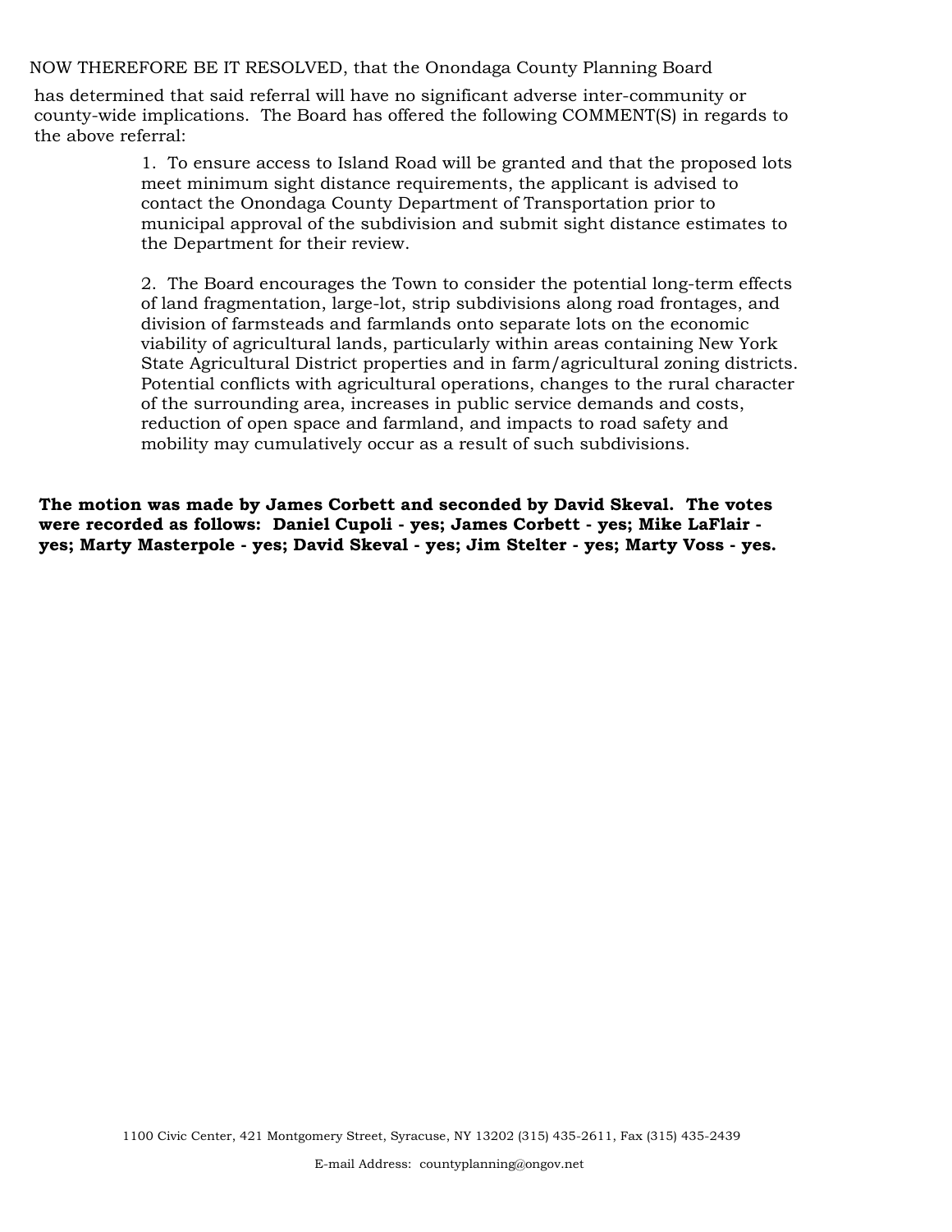NOW THEREFORE BE IT RESOLVED, that the Onondaga County Planning Board has determined that said referral will have no significant adverse inter-community or county-wide implications. The Board has offered the following COMMENT(S) in regards to the above referral:

1. To ensure access to Island Road will be granted and that the proposed lots meet minimum sight distance requirements, the applicant is advised to contact the Onondaga County Department of Transportation prior to municipal approval of the subdivision and submit sight distance estimates to the Department for their review.

2. The Board encourages the Town to consider the potential long-term effects of land fragmentation, large-lot, strip subdivisions along road frontages, and division of farmsteads and farmlands onto separate lots on the economic viability of agricultural lands, particularly within areas containing New York State Agricultural District properties and in farm/agricultural zoning districts. Potential conflicts with agricultural operations, changes to the rural character of the surrounding area, increases in public service demands and costs, reduction of open space and farmland, and impacts to road safety and mobility may cumulatively occur as a result of such subdivisions.

**The motion was made by James Corbett and seconded by David Skeval. The votes were recorded as follows: Daniel Cupoli - yes; James Corbett - yes; Mike LaFlair - yes; Marty Masterpole - yes; David Skeval - yes; Jim Stelter - yes; Marty Voss - yes.**

1100 Civic Center, 421 Montgomery Street, Syracuse, NY 13202 (315) 435-2611, Fax (315) 435-2439

E-mail Address: countyplanning@ongov.net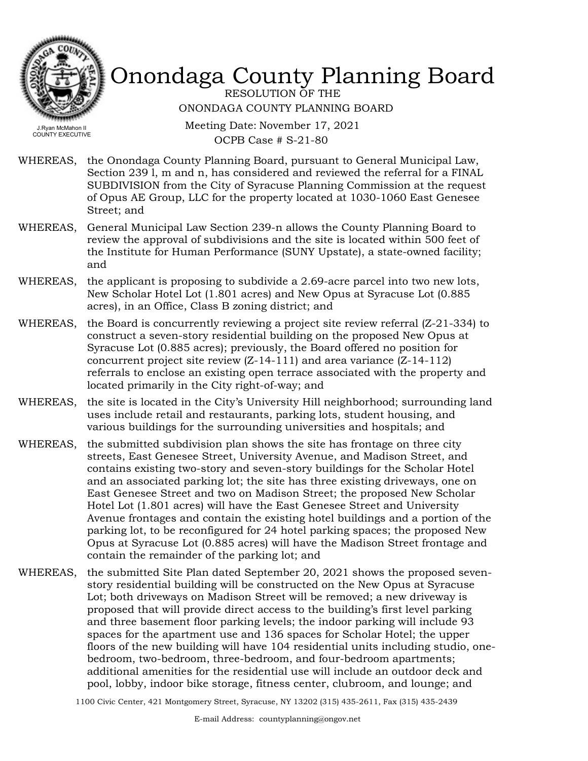# Onondaga County Planning Board

RESOLUTION OF THE

ONONDAGA COUNTY PLANNING BOARD

Meeting Date: November 17, 2021

OCPB Case # S-21-80

J.Ryan McMahon II
COUNTY EXECUTIVE

WHEREAS, the Onondaga County Planning Board, pursuant to General Municipal Law, Section 239 l, m and n, has considered and reviewed the referral for a FINAL SUBDIVISION from the City of Syracuse Planning Commission at the request of Opus AE Group, LLC for the property located at 1030-1060 East Genesee Street; and

WHEREAS, General Municipal Law Section 239-n allows the County Planning Board to review the approval of subdivisions and the site is located within 500 feet of the Institute for Human Performance (SUNY Upstate), a state-owned facility; and

WHEREAS, the applicant is proposing to subdivide a 2.69-acre parcel into two new lots, New Scholar Hotel Lot (1.801 acres) and New Opus at Syracuse Lot (0.885 acres), in an Office, Class B zoning district; and

WHEREAS, the Board is concurrently reviewing a project site review referral (Z-21-334) to construct a seven-story residential building on the proposed New Opus at Syracuse Lot (0.885 acres); previously, the Board offered no position for concurrent project site review (Z-14-111) and area variance (Z-14-112) referrals to enclose an existing open terrace associated with the property and located primarily in the City right-of-way; and

WHEREAS, the site is located in the City's University Hill neighborhood; surrounding land uses include retail and restaurants, parking lots, student housing, and various buildings for the surrounding universities and hospitals; and

WHEREAS, the submitted subdivision plan shows the site has frontage on three city streets, East Genesee Street, University Avenue, and Madison Street, and contains existing two-story and seven-story buildings for the Scholar Hotel and an associated parking lot; the site has three existing driveways, one on East Genesee Street and two on Madison Street; the proposed New Scholar Hotel Lot (1.801 acres) will have the East Genesee Street and University Avenue frontages and contain the existing hotel buildings and a portion of the parking lot, to be reconfigured for 24 hotel parking spaces; the proposed New Opus at Syracuse Lot (0.885 acres) will have the Madison Street frontage and contain the remainder of the parking lot; and

WHEREAS, the submitted Site Plan dated September 20, 2021 shows the proposed seven-story residential building will be constructed on the New Opus at Syracuse Lot; both driveways on Madison Street will be removed; a new driveway is proposed that will provide direct access to the building's first level parking and three basement floor parking levels; the indoor parking will include 93 spaces for the apartment use and 136 spaces for Scholar Hotel; the upper floors of the new building will have 104 residential units including studio, one-bedroom, two-bedroom, three-bedroom, and four-bedroom apartments; additional amenities for the residential use will include an outdoor deck and pool, lobby, indoor bike storage, fitness center, clubroom, and lounge; and

1100 Civic Center, 421 Montgomery Street, Syracuse, NY 13202 (315) 435-2611, Fax (315) 435-2439

E-mail Address: countyplanning@ongov.net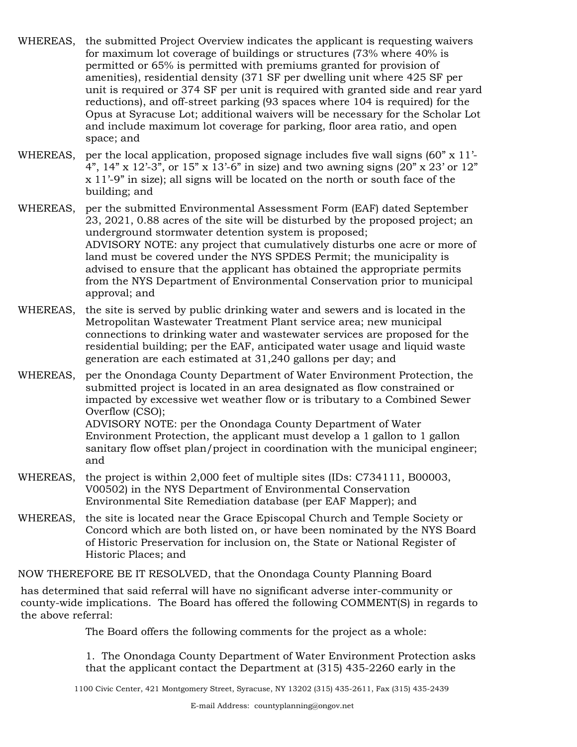WHEREAS, the submitted Project Overview indicates the applicant is requesting waivers for maximum lot coverage of buildings or structures (73% where 40% is permitted or 65% is permitted with premiums granted for provision of amenities), residential density (371 SF per dwelling unit where 425 SF per unit is required or 374 SF per unit is required with granted side and rear yard reductions), and off-street parking (93 spaces where 104 is required) for the Opus at Syracuse Lot; additional waivers will be necessary for the Scholar Lot and include maximum lot coverage for parking, floor area ratio, and open space; and

WHEREAS, per the local application, proposed signage includes five wall signs (60" x 11'-4", 14" x 12'-3", or 15" x 13'-6" in size) and two awning signs (20" x 23' or 12" x 11'-9" in size); all signs will be located on the north or south face of the building; and

WHEREAS, per the submitted Environmental Assessment Form (EAF) dated September 23, 2021, 0.88 acres of the site will be disturbed by the proposed project; an underground stormwater detention system is proposed;
ADVISORY NOTE: any project that cumulatively disturbs one acre or more of land must be covered under the NYS SPDES Permit; the municipality is advised to ensure that the applicant has obtained the appropriate permits from the NYS Department of Environmental Conservation prior to municipal approval; and

WHEREAS, the site is served by public drinking water and sewers and is located in the Metropolitan Wastewater Treatment Plant service area; new municipal connections to drinking water and wastewater services are proposed for the residential building; per the EAF, anticipated water usage and liquid waste generation are each estimated at 31,240 gallons per day; and

WHEREAS, per the Onondaga County Department of Water Environment Protection, the submitted project is located in an area designated as flow constrained or impacted by excessive wet weather flow or is tributary to a Combined Sewer Overflow (CSO);
ADVISORY NOTE: per the Onondaga County Department of Water Environment Protection, the applicant must develop a 1 gallon to 1 gallon sanitary flow offset plan/project in coordination with the municipal engineer; and

WHEREAS, the project is within 2,000 feet of multiple sites (IDs: C734111, B00003, V00502) in the NYS Department of Environmental Conservation Environmental Site Remediation database (per EAF Mapper); and

WHEREAS, the site is located near the Grace Episcopal Church and Temple Society or Concord which are both listed on, or have been nominated by the NYS Board of Historic Preservation for inclusion on, the State or National Register of Historic Places; and

NOW THEREFORE BE IT RESOLVED, that the Onondaga County Planning Board

has determined that said referral will have no significant adverse inter-community or county-wide implications. The Board has offered the following COMMENT(S) in regards to the above referral:

The Board offers the following comments for the project as a whole:

1. The Onondaga County Department of Water Environment Protection asks that the applicant contact the Department at (315) 435-2260 early in the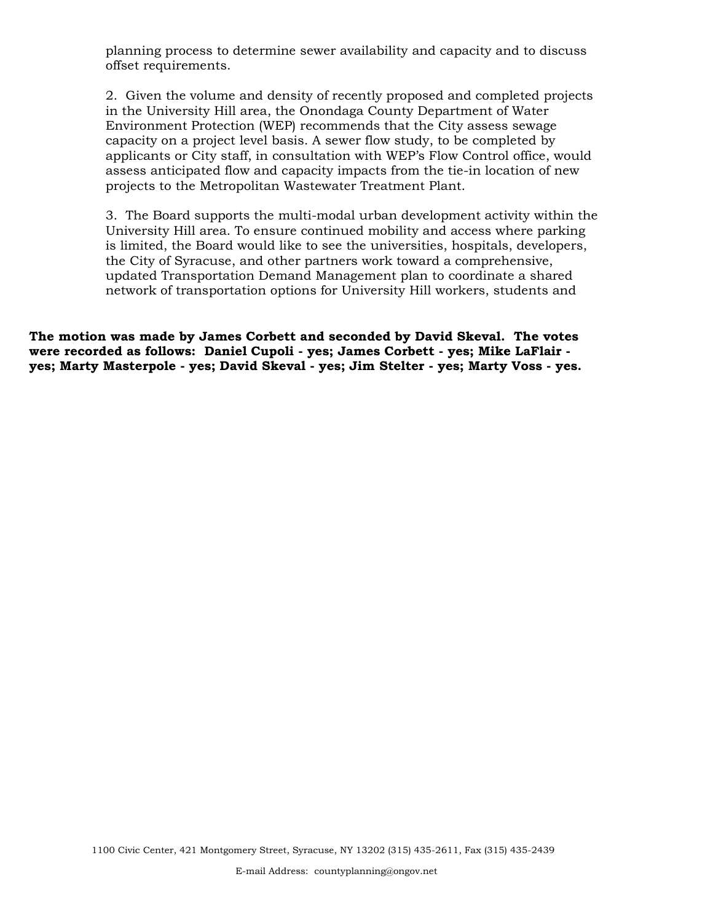planning process to determine sewer availability and capacity and to discuss offset requirements.

2. Given the volume and density of recently proposed and completed projects in the University Hill area, the Onondaga County Department of Water Environment Protection (WEP) recommends that the City assess sewage capacity on a project level basis. A sewer flow study, to be completed by applicants or City staff, in consultation with WEP's Flow Control office, would assess anticipated flow and capacity impacts from the tie-in location of new projects to the Metropolitan Wastewater Treatment Plant.

3. The Board supports the multi-modal urban development activity within the University Hill area. To ensure continued mobility and access where parking is limited, the Board would like to see the universities, hospitals, developers, the City of Syracuse, and other partners work toward a comprehensive, updated Transportation Demand Management plan to coordinate a shared network of transportation options for University Hill workers, students and

**The motion was made by James Corbett and seconded by David Skeval. The votes were recorded as follows: Daniel Cupoli - yes; James Corbett - yes; Mike LaFlair - yes; Marty Masterpole - yes; David Skeval - yes; Jim Stelter - yes; Marty Voss - yes.**

1100 Civic Center, 421 Montgomery Street, Syracuse, NY 13202 (315) 435-2611, Fax (315) 435-2439

E-mail Address: countyplanning@ongov.net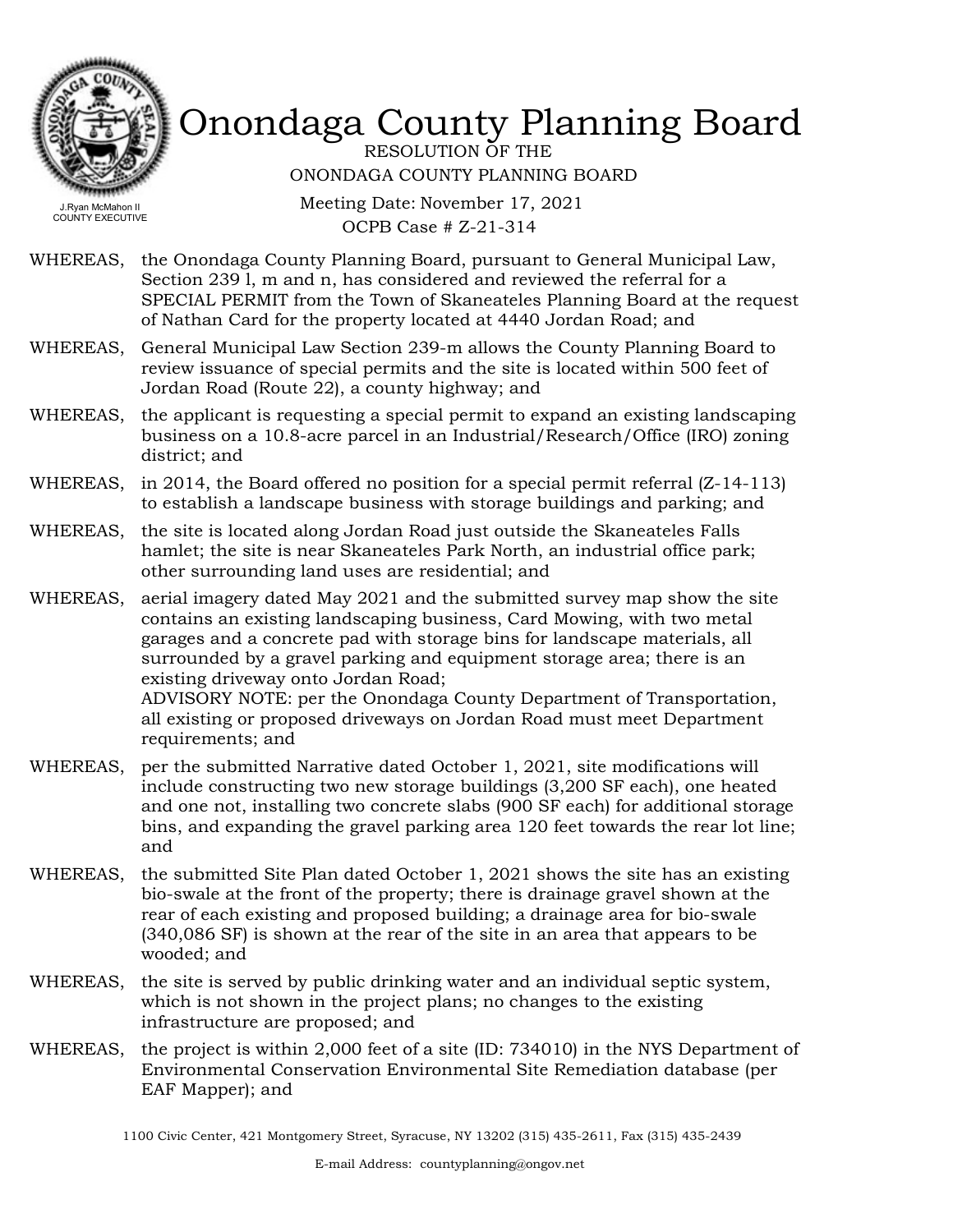# Onondaga County Planning Board

J.Ryan McMahon II
COUNTY EXECUTIVE

RESOLUTION OF THE
ONONDAGA COUNTY PLANNING BOARD

Meeting Date: November 17, 2021
OCPB Case # Z-21-314

WHEREAS, the Onondaga County Planning Board, pursuant to General Municipal Law, Section 239 l, m and n, has considered and reviewed the referral for a SPECIAL PERMIT from the Town of Skaneateles Planning Board at the request of Nathan Card for the property located at 4440 Jordan Road; and

WHEREAS, General Municipal Law Section 239-m allows the County Planning Board to review issuance of special permits and the site is located within 500 feet of Jordan Road (Route 22), a county highway; and

WHEREAS, the applicant is requesting a special permit to expand an existing landscaping business on a 10.8-acre parcel in an Industrial/Research/Office (IRO) zoning district; and

WHEREAS, in 2014, the Board offered no position for a special permit referral (Z-14-113) to establish a landscape business with storage buildings and parking; and

WHEREAS, the site is located along Jordan Road just outside the Skaneateles Falls hamlet; the site is near Skaneateles Park North, an industrial office park; other surrounding land uses are residential; and

WHEREAS, aerial imagery dated May 2021 and the submitted survey map show the site contains an existing landscaping business, Card Mowing, with two metal garages and a concrete pad with storage bins for landscape materials, all surrounded by a gravel parking and equipment storage area; there is an existing driveway onto Jordan Road;
ADVISORY NOTE: per the Onondaga County Department of Transportation, all existing or proposed driveways on Jordan Road must meet Department requirements; and

WHEREAS, per the submitted Narrative dated October 1, 2021, site modifications will include constructing two new storage buildings (3,200 SF each), one heated and one not, installing two concrete slabs (900 SF each) for additional storage bins, and expanding the gravel parking area 120 feet towards the rear lot line; and

WHEREAS, the submitted Site Plan dated October 1, 2021 shows the site has an existing bio-swale at the front of the property; there is drainage gravel shown at the rear of each existing and proposed building; a drainage area for bio-swale (340,086 SF) is shown at the rear of the site in an area that appears to be wooded; and

WHEREAS, the site is served by public drinking water and an individual septic system, which is not shown in the project plans; no changes to the existing infrastructure are proposed; and

WHEREAS, the project is within 2,000 feet of a site (ID: 734010) in the NYS Department of Environmental Conservation Environmental Site Remediation database (per EAF Mapper); and

1100 Civic Center, 421 Montgomery Street, Syracuse, NY 13202 (315) 435-2611, Fax (315) 435-2439

E-mail Address: countyplanning@ongov.net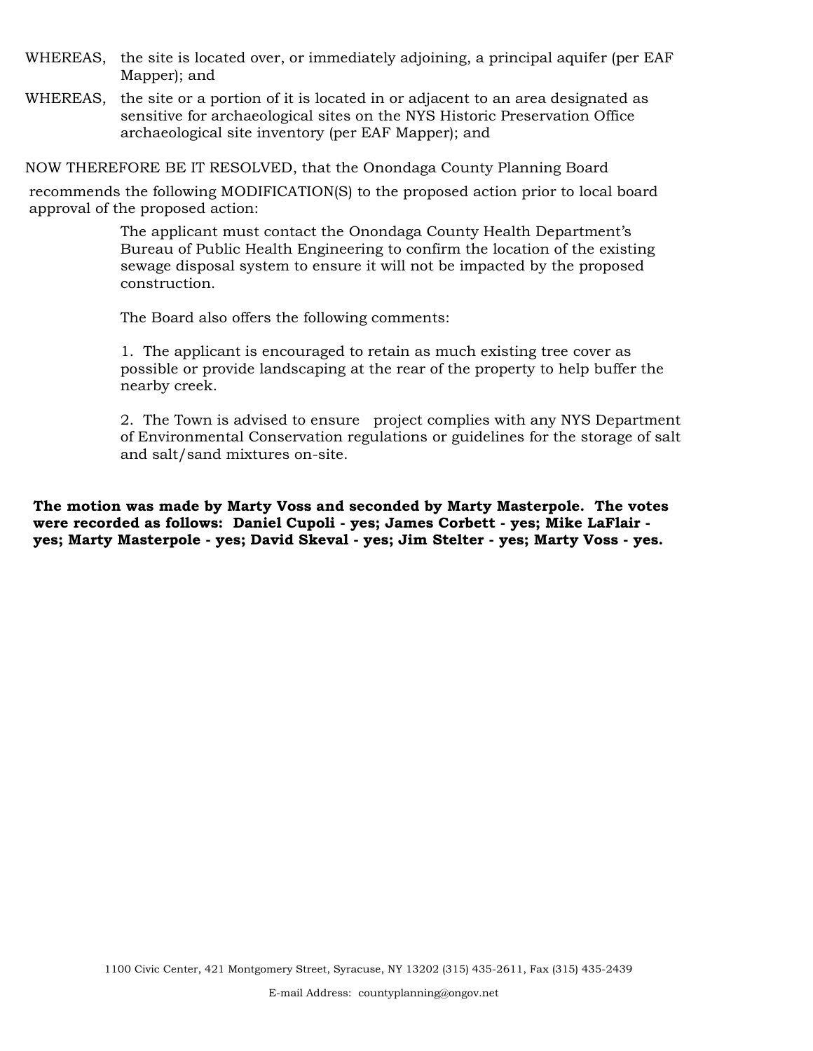WHEREAS, the site is located over, or immediately adjoining, a principal aquifer (per EAF Mapper); and

WHEREAS, the site or a portion of it is located in or adjacent to an area designated as sensitive for archaeological sites on the NYS Historic Preservation Office archaeological site inventory (per EAF Mapper); and

NOW THEREFORE BE IT RESOLVED, that the Onondaga County Planning Board recommends the following MODIFICATION(S) to the proposed action prior to local board approval of the proposed action:

The applicant must contact the Onondaga County Health Department's Bureau of Public Health Engineering to confirm the location of the existing sewage disposal system to ensure it will not be impacted by the proposed construction.

The Board also offers the following comments:

1. The applicant is encouraged to retain as much existing tree cover as possible or provide landscaping at the rear of the property to help buffer the nearby creek.

2. The Town is advised to ensure project complies with any NYS Department of Environmental Conservation regulations or guidelines for the storage of salt and salt/sand mixtures on-site.

**The motion was made by Marty Voss and seconded by Marty Masterpole. The votes were recorded as follows: Daniel Cupoli - yes; James Corbett - yes; Mike LaFlair - yes; Marty Masterpole - yes; David Skeval - yes; Jim Stelter - yes; Marty Voss - yes.**

1100 Civic Center, 421 Montgomery Street, Syracuse, NY 13202 (315) 435-2611, Fax (315) 435-2439

E-mail Address: countyplanning@ongov.net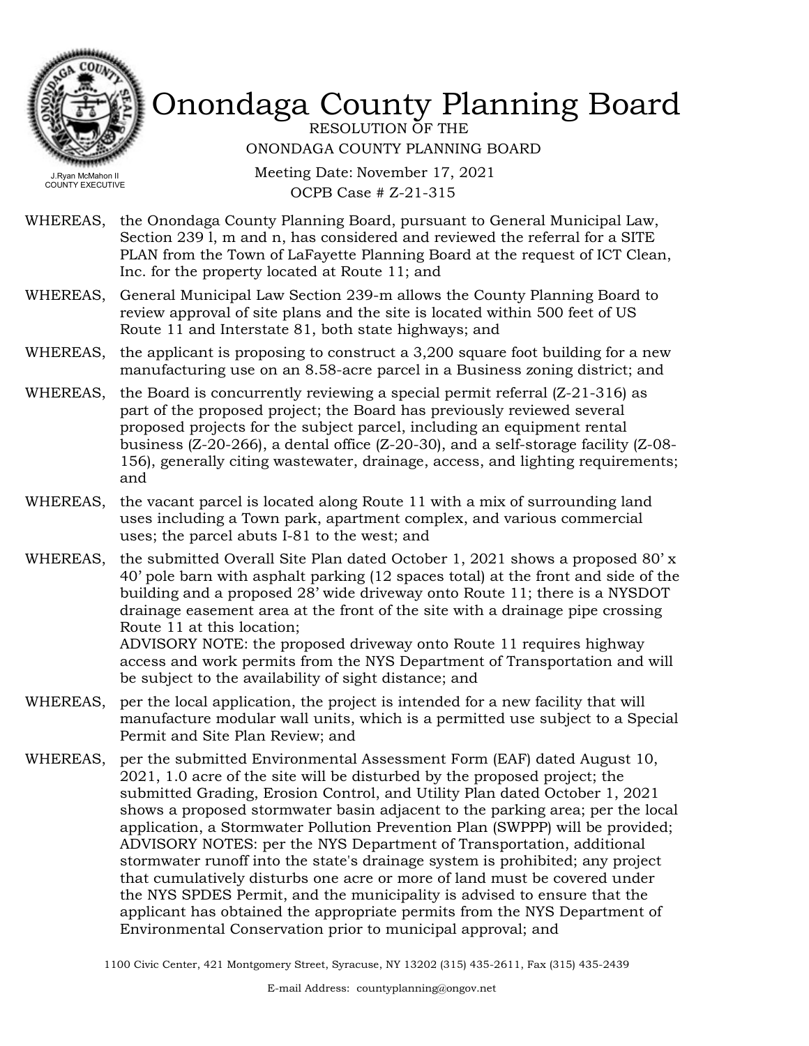# Onondaga County Planning Board

RESOLUTION OF THE
ONONDAGA COUNTY PLANNING BOARD

Meeting Date: November 17, 2021
OCPB Case # Z-21-315

J.Ryan McMahon II
COUNTY EXECUTIVE

WHEREAS, the Onondaga County Planning Board, pursuant to General Municipal Law, Section 239 l, m and n, has considered and reviewed the referral for a SITE PLAN from the Town of LaFayette Planning Board at the request of ICT Clean, Inc. for the property located at Route 11; and

WHEREAS, General Municipal Law Section 239-m allows the County Planning Board to review approval of site plans and the site is located within 500 feet of US Route 11 and Interstate 81, both state highways; and

WHEREAS, the applicant is proposing to construct a 3,200 square foot building for a new manufacturing use on an 8.58-acre parcel in a Business zoning district; and

WHEREAS, the Board is concurrently reviewing a special permit referral (Z-21-316) as part of the proposed project; the Board has previously reviewed several proposed projects for the subject parcel, including an equipment rental business (Z-20-266), a dental office (Z-20-30), and a self-storage facility (Z-08-156), generally citing wastewater, drainage, access, and lighting requirements; and

WHEREAS, the vacant parcel is located along Route 11 with a mix of surrounding land uses including a Town park, apartment complex, and various commercial uses; the parcel abuts I-81 to the west; and

WHEREAS, the submitted Overall Site Plan dated October 1, 2021 shows a proposed 80' x 40' pole barn with asphalt parking (12 spaces total) at the front and side of the building and a proposed 28' wide driveway onto Route 11; there is a NYSDOT drainage easement area at the front of the site with a drainage pipe crossing Route 11 at this location;
ADVISORY NOTE: the proposed driveway onto Route 11 requires highway access and work permits from the NYS Department of Transportation and will be subject to the availability of sight distance; and

WHEREAS, per the local application, the project is intended for a new facility that will manufacture modular wall units, which is a permitted use subject to a Special Permit and Site Plan Review; and

WHEREAS, per the submitted Environmental Assessment Form (EAF) dated August 10, 2021, 1.0 acre of the site will be disturbed by the proposed project; the submitted Grading, Erosion Control, and Utility Plan dated October 1, 2021 shows a proposed stormwater basin adjacent to the parking area; per the local application, a Stormwater Pollution Prevention Plan (SWPPP) will be provided;
ADVISORY NOTES: per the NYS Department of Transportation, additional stormwater runoff into the state's drainage system is prohibited; any project that cumulatively disturbs one acre or more of land must be covered under the NYS SPDES Permit, and the municipality is advised to ensure that the applicant has obtained the appropriate permits from the NYS Department of Environmental Conservation prior to municipal approval; and

1100 Civic Center, 421 Montgomery Street, Syracuse, NY 13202 (315) 435-2611, Fax (315) 435-2439

E-mail Address: countyplanning@ongov.net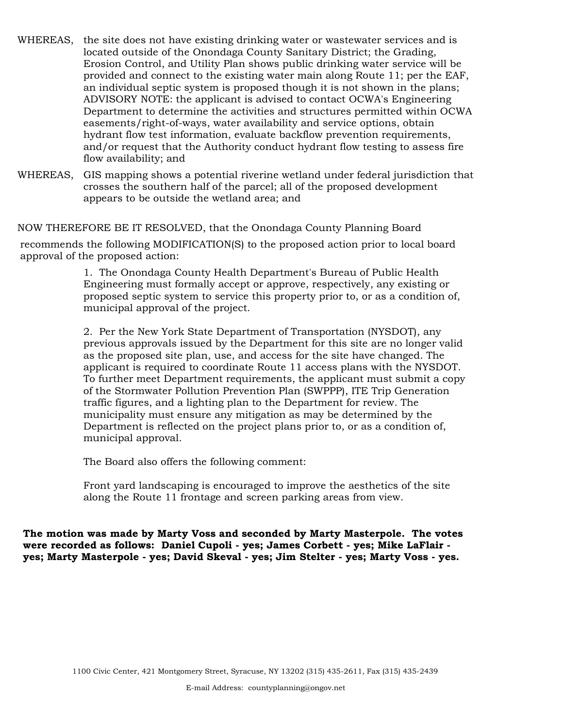WHEREAS, the site does not have existing drinking water or wastewater services and is located outside of the Onondaga County Sanitary District; the Grading, Erosion Control, and Utility Plan shows public drinking water service will be provided and connect to the existing water main along Route 11; per the EAF, an individual septic system is proposed though it is not shown in the plans; ADVISORY NOTE: the applicant is advised to contact OCWA's Engineering Department to determine the activities and structures permitted within OCWA easements/right-of-ways, water availability and service options, obtain hydrant flow test information, evaluate backflow prevention requirements, and/or request that the Authority conduct hydrant flow testing to assess fire flow availability; and

WHEREAS, GIS mapping shows a potential riverine wetland under federal jurisdiction that crosses the southern half of the parcel; all of the proposed development appears to be outside the wetland area; and

NOW THEREFORE BE IT RESOLVED, that the Onondaga County Planning Board recommends the following MODIFICATION(S) to the proposed action prior to local board approval of the proposed action:

1. The Onondaga County Health Department's Bureau of Public Health Engineering must formally accept or approve, respectively, any existing or proposed septic system to service this property prior to, or as a condition of, municipal approval of the project.

2. Per the New York State Department of Transportation (NYSDOT), any previous approvals issued by the Department for this site are no longer valid as the proposed site plan, use, and access for the site have changed. The applicant is required to coordinate Route 11 access plans with the NYSDOT. To further meet Department requirements, the applicant must submit a copy of the Stormwater Pollution Prevention Plan (SWPPP), ITE Trip Generation traffic figures, and a lighting plan to the Department for review. The municipality must ensure any mitigation as may be determined by the Department is reflected on the project plans prior to, or as a condition of, municipal approval.

The Board also offers the following comment:

Front yard landscaping is encouraged to improve the aesthetics of the site along the Route 11 frontage and screen parking areas from view.

**The motion was made by Marty Voss and seconded by Marty Masterpole. The votes were recorded as follows: Daniel Cupoli - yes; James Corbett - yes; Mike LaFlair - yes; Marty Masterpole - yes; David Skeval - yes; Jim Stelter - yes; Marty Voss - yes.**

1100 Civic Center, 421 Montgomery Street, Syracuse, NY 13202 (315) 435-2611, Fax (315) 435-2439

E-mail Address: countyplanning@ongov.net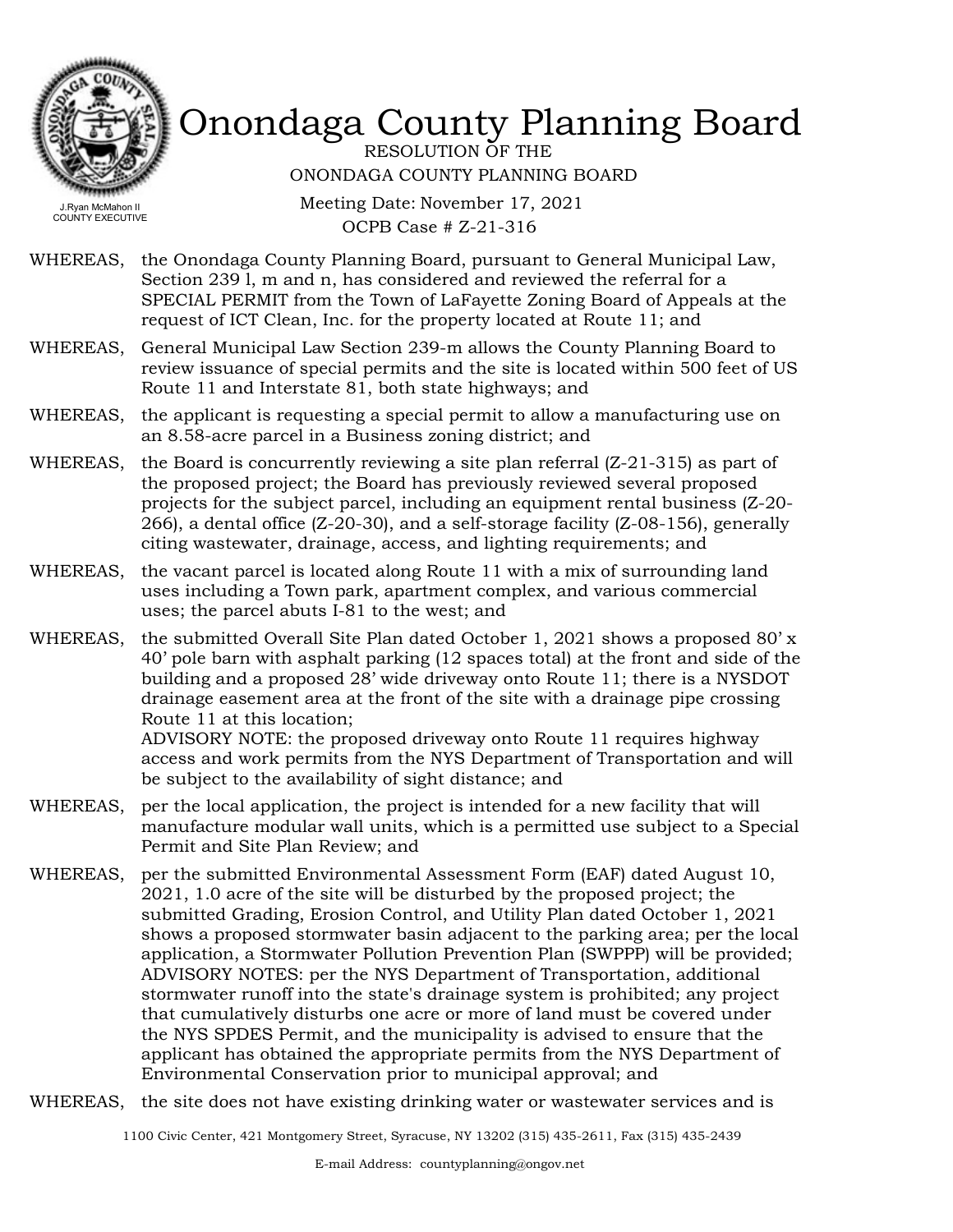# Onondaga County Planning Board

RESOLUTION OF THE

ONONDAGA COUNTY PLANNING BOARD

J.Ryan McMahon II
COUNTY EXECUTIVE

Meeting Date: November 17, 2021

OCPB Case # Z-21-316

WHEREAS, the Onondaga County Planning Board, pursuant to General Municipal Law, Section 239 l, m and n, has considered and reviewed the referral for a SPECIAL PERMIT from the Town of LaFayette Zoning Board of Appeals at the request of ICT Clean, Inc. for the property located at Route 11; and

WHEREAS, General Municipal Law Section 239-m allows the County Planning Board to review issuance of special permits and the site is located within 500 feet of US Route 11 and Interstate 81, both state highways; and

WHEREAS, the applicant is requesting a special permit to allow a manufacturing use on an 8.58-acre parcel in a Business zoning district; and

WHEREAS, the Board is concurrently reviewing a site plan referral (Z-21-315) as part of the proposed project; the Board has previously reviewed several proposed projects for the subject parcel, including an equipment rental business (Z-20-266), a dental office (Z-20-30), and a self-storage facility (Z-08-156), generally citing wastewater, drainage, access, and lighting requirements; and

WHEREAS, the vacant parcel is located along Route 11 with a mix of surrounding land uses including a Town park, apartment complex, and various commercial uses; the parcel abuts I-81 to the west; and

WHEREAS, the submitted Overall Site Plan dated October 1, 2021 shows a proposed 80' x 40' pole barn with asphalt parking (12 spaces total) at the front and side of the building and a proposed 28' wide driveway onto Route 11; there is a NYSDOT drainage easement area at the front of the site with a drainage pipe crossing Route 11 at this location;
ADVISORY NOTE: the proposed driveway onto Route 11 requires highway access and work permits from the NYS Department of Transportation and will be subject to the availability of sight distance; and

WHEREAS, per the local application, the project is intended for a new facility that will manufacture modular wall units, which is a permitted use subject to a Special Permit and Site Plan Review; and

WHEREAS, per the submitted Environmental Assessment Form (EAF) dated August 10, 2021, 1.0 acre of the site will be disturbed by the proposed project; the submitted Grading, Erosion Control, and Utility Plan dated October 1, 2021 shows a proposed stormwater basin adjacent to the parking area; per the local application, a Stormwater Pollution Prevention Plan (SWPPP) will be provided;
ADVISORY NOTES: per the NYS Department of Transportation, additional stormwater runoff into the state's drainage system is prohibited; any project that cumulatively disturbs one acre or more of land must be covered under the NYS SPDES Permit, and the municipality is advised to ensure that the applicant has obtained the appropriate permits from the NYS Department of Environmental Conservation prior to municipal approval; and

WHEREAS, the site does not have existing drinking water or wastewater services and is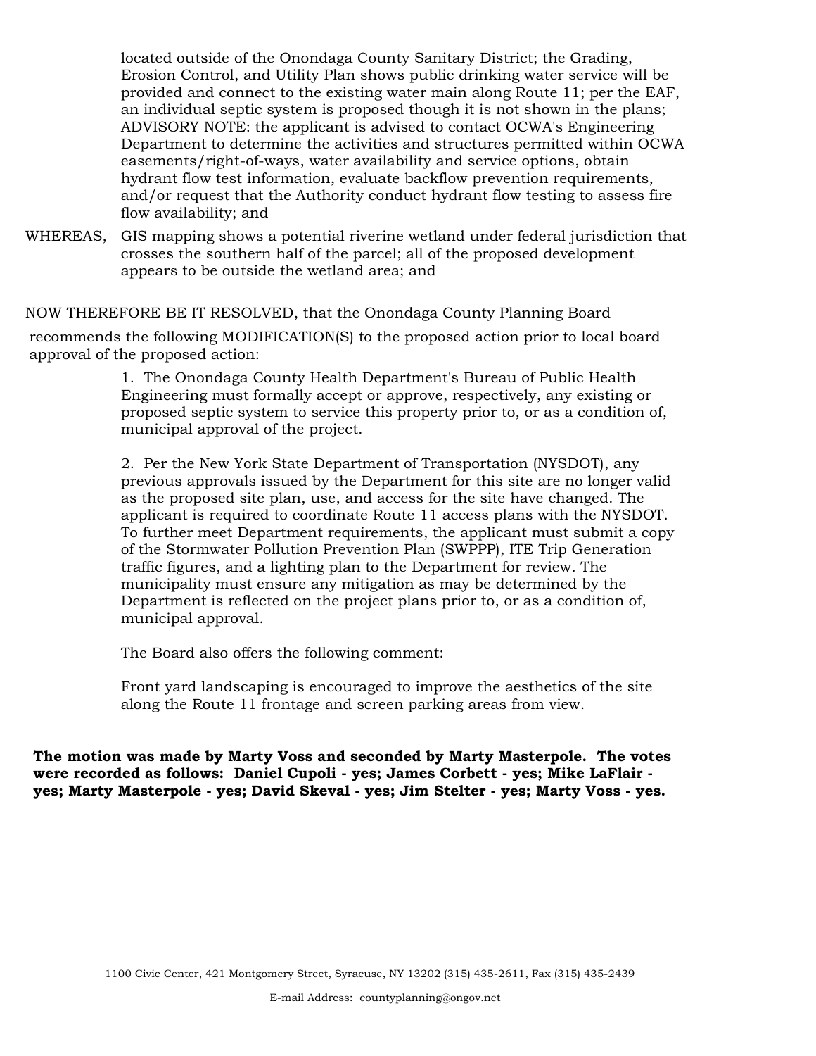located outside of the Onondaga County Sanitary District; the Grading, Erosion Control, and Utility Plan shows public drinking water service will be provided and connect to the existing water main along Route 11; per the EAF, an individual septic system is proposed though it is not shown in the plans; ADVISORY NOTE: the applicant is advised to contact OCWA's Engineering Department to determine the activities and structures permitted within OCWA easements/right-of-ways, water availability and service options, obtain hydrant flow test information, evaluate backflow prevention requirements, and/or request that the Authority conduct hydrant flow testing to assess fire flow availability; and

WHEREAS, GIS mapping shows a potential riverine wetland under federal jurisdiction that crosses the southern half of the parcel; all of the proposed development appears to be outside the wetland area; and

NOW THEREFORE BE IT RESOLVED, that the Onondaga County Planning Board recommends the following MODIFICATION(S) to the proposed action prior to local board approval of the proposed action:

1. The Onondaga County Health Department's Bureau of Public Health Engineering must formally accept or approve, respectively, any existing or proposed septic system to service this property prior to, or as a condition of, municipal approval of the project.

2. Per the New York State Department of Transportation (NYSDOT), any previous approvals issued by the Department for this site are no longer valid as the proposed site plan, use, and access for the site have changed. The applicant is required to coordinate Route 11 access plans with the NYSDOT. To further meet Department requirements, the applicant must submit a copy of the Stormwater Pollution Prevention Plan (SWPPP), ITE Trip Generation traffic figures, and a lighting plan to the Department for review. The municipality must ensure any mitigation as may be determined by the Department is reflected on the project plans prior to, or as a condition of, municipal approval.

The Board also offers the following comment:

Front yard landscaping is encouraged to improve the aesthetics of the site along the Route 11 frontage and screen parking areas from view.

**The motion was made by Marty Voss and seconded by Marty Masterpole. The votes were recorded as follows: Daniel Cupoli - yes; James Corbett - yes; Mike LaFlair - yes; Marty Masterpole - yes; David Skeval - yes; Jim Stelter - yes; Marty Voss - yes.**

1100 Civic Center, 421 Montgomery Street, Syracuse, NY 13202 (315) 435-2611, Fax (315) 435-2439

E-mail Address: countyplanning@ongov.net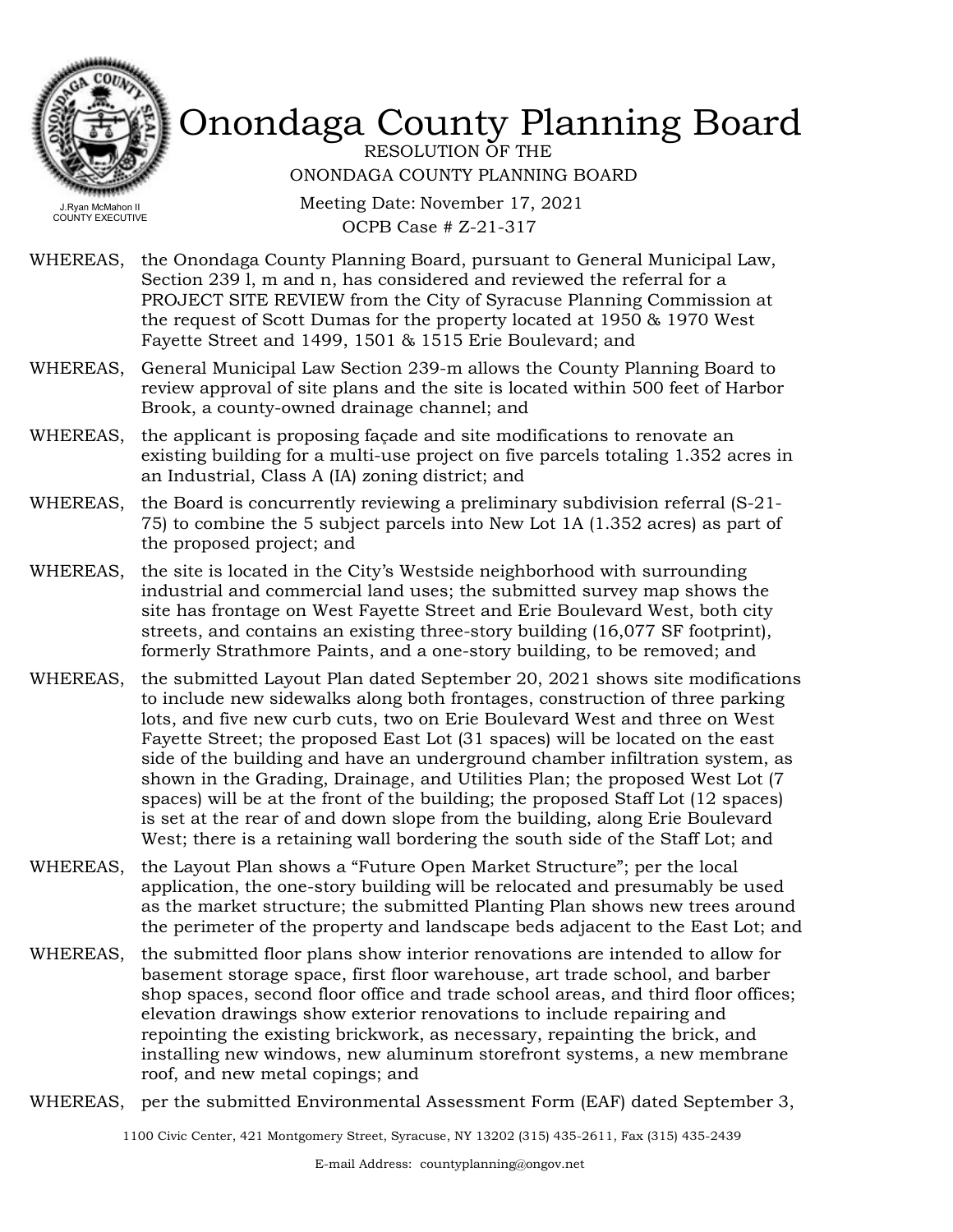# Onondaga County Planning Board

RESOLUTION OF THE

ONONDAGA COUNTY PLANNING BOARD

Meeting Date: November 17, 2021

OCPB Case # Z-21-317

J.Ryan McMahon II
COUNTY EXECUTIVE

WHEREAS, the Onondaga County Planning Board, pursuant to General Municipal Law, Section 239 l, m and n, has considered and reviewed the referral for a PROJECT SITE REVIEW from the City of Syracuse Planning Commission at the request of Scott Dumas for the property located at 1950 & 1970 West Fayette Street and 1499, 1501 & 1515 Erie Boulevard; and

WHEREAS, General Municipal Law Section 239-m allows the County Planning Board to review approval of site plans and the site is located within 500 feet of Harbor Brook, a county-owned drainage channel; and

WHEREAS, the applicant is proposing façade and site modifications to renovate an existing building for a multi-use project on five parcels totaling 1.352 acres in an Industrial, Class A (IA) zoning district; and

WHEREAS, the Board is concurrently reviewing a preliminary subdivision referral (S-21-75) to combine the 5 subject parcels into New Lot 1A (1.352 acres) as part of the proposed project; and

WHEREAS, the site is located in the City's Westside neighborhood with surrounding industrial and commercial land uses; the submitted survey map shows the site has frontage on West Fayette Street and Erie Boulevard West, both city streets, and contains an existing three-story building (16,077 SF footprint), formerly Strathmore Paints, and a one-story building, to be removed; and

WHEREAS, the submitted Layout Plan dated September 20, 2021 shows site modifications to include new sidewalks along both frontages, construction of three parking lots, and five new curb cuts, two on Erie Boulevard West and three on West Fayette Street; the proposed East Lot (31 spaces) will be located on the east side of the building and have an underground chamber infiltration system, as shown in the Grading, Drainage, and Utilities Plan; the proposed West Lot (7 spaces) will be at the front of the building; the proposed Staff Lot (12 spaces) is set at the rear of and down slope from the building, along Erie Boulevard West; there is a retaining wall bordering the south side of the Staff Lot; and

WHEREAS, the Layout Plan shows a "Future Open Market Structure"; per the local application, the one-story building will be relocated and presumably be used as the market structure; the submitted Planting Plan shows new trees around the perimeter of the property and landscape beds adjacent to the East Lot; and

WHEREAS, the submitted floor plans show interior renovations are intended to allow for basement storage space, first floor warehouse, art trade school, and barber shop spaces, second floor office and trade school areas, and third floor offices; elevation drawings show exterior renovations to include repairing and repointing the existing brickwork, as necessary, repainting the brick, and installing new windows, new aluminum storefront systems, a new membrane roof, and new metal copings; and

WHEREAS, per the submitted Environmental Assessment Form (EAF) dated September 3,

1100 Civic Center, 421 Montgomery Street, Syracuse, NY 13202 (315) 435-2611, Fax (315) 435-2439

E-mail Address: countyplanning@ongov.net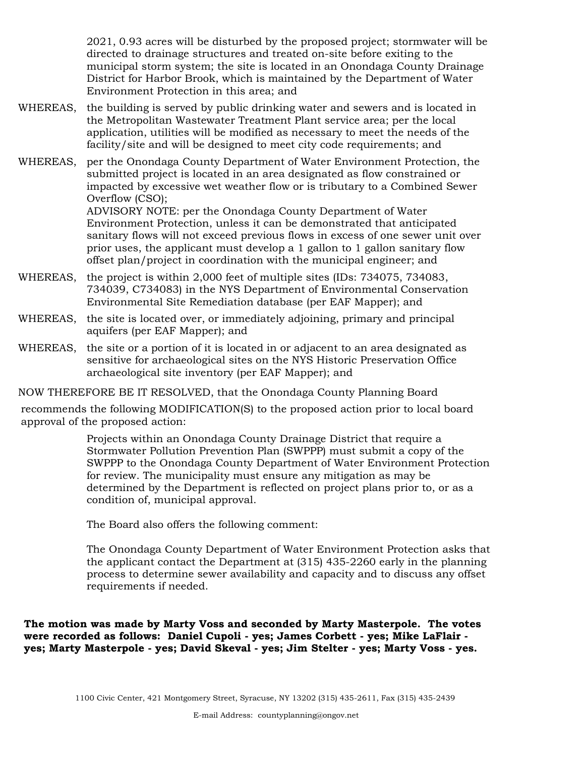2021, 0.93 acres will be disturbed by the proposed project; stormwater will be directed to drainage structures and treated on-site before exiting to the municipal storm system; the site is located in an Onondaga County Drainage District for Harbor Brook, which is maintained by the Department of Water Environment Protection in this area; and

WHEREAS, the building is served by public drinking water and sewers and is located in the Metropolitan Wastewater Treatment Plant service area; per the local application, utilities will be modified as necessary to meet the needs of the facility/site and will be designed to meet city code requirements; and

WHEREAS, per the Onondaga County Department of Water Environment Protection, the submitted project is located in an area designated as flow constrained or impacted by excessive wet weather flow or is tributary to a Combined Sewer Overflow (CSO);
ADVISORY NOTE: per the Onondaga County Department of Water Environment Protection, unless it can be demonstrated that anticipated sanitary flows will not exceed previous flows in excess of one sewer unit over prior uses, the applicant must develop a 1 gallon to 1 gallon sanitary flow offset plan/project in coordination with the municipal engineer; and

WHEREAS, the project is within 2,000 feet of multiple sites (IDs: 734075, 734083, 734039, C734083) in the NYS Department of Environmental Conservation Environmental Site Remediation database (per EAF Mapper); and

WHEREAS, the site is located over, or immediately adjoining, primary and principal aquifers (per EAF Mapper); and

WHEREAS, the site or a portion of it is located in or adjacent to an area designated as sensitive for archaeological sites on the NYS Historic Preservation Office archaeological site inventory (per EAF Mapper); and

NOW THEREFORE BE IT RESOLVED, that the Onondaga County Planning Board recommends the following MODIFICATION(S) to the proposed action prior to local board approval of the proposed action:

Projects within an Onondaga County Drainage District that require a Stormwater Pollution Prevention Plan (SWPPP) must submit a copy of the SWPPP to the Onondaga County Department of Water Environment Protection for review. The municipality must ensure any mitigation as may be determined by the Department is reflected on project plans prior to, or as a condition of, municipal approval.

The Board also offers the following comment:

The Onondaga County Department of Water Environment Protection asks that the applicant contact the Department at (315) 435-2260 early in the planning process to determine sewer availability and capacity and to discuss any offset requirements if needed.

**The motion was made by Marty Voss and seconded by Marty Masterpole. The votes were recorded as follows: Daniel Cupoli - yes; James Corbett - yes; Mike LaFlair - yes; Marty Masterpole - yes; David Skeval - yes; Jim Stelter - yes; Marty Voss - yes.**

1100 Civic Center, 421 Montgomery Street, Syracuse, NY 13202 (315) 435-2611, Fax (315) 435-2439

E-mail Address: countyplanning@ongov.net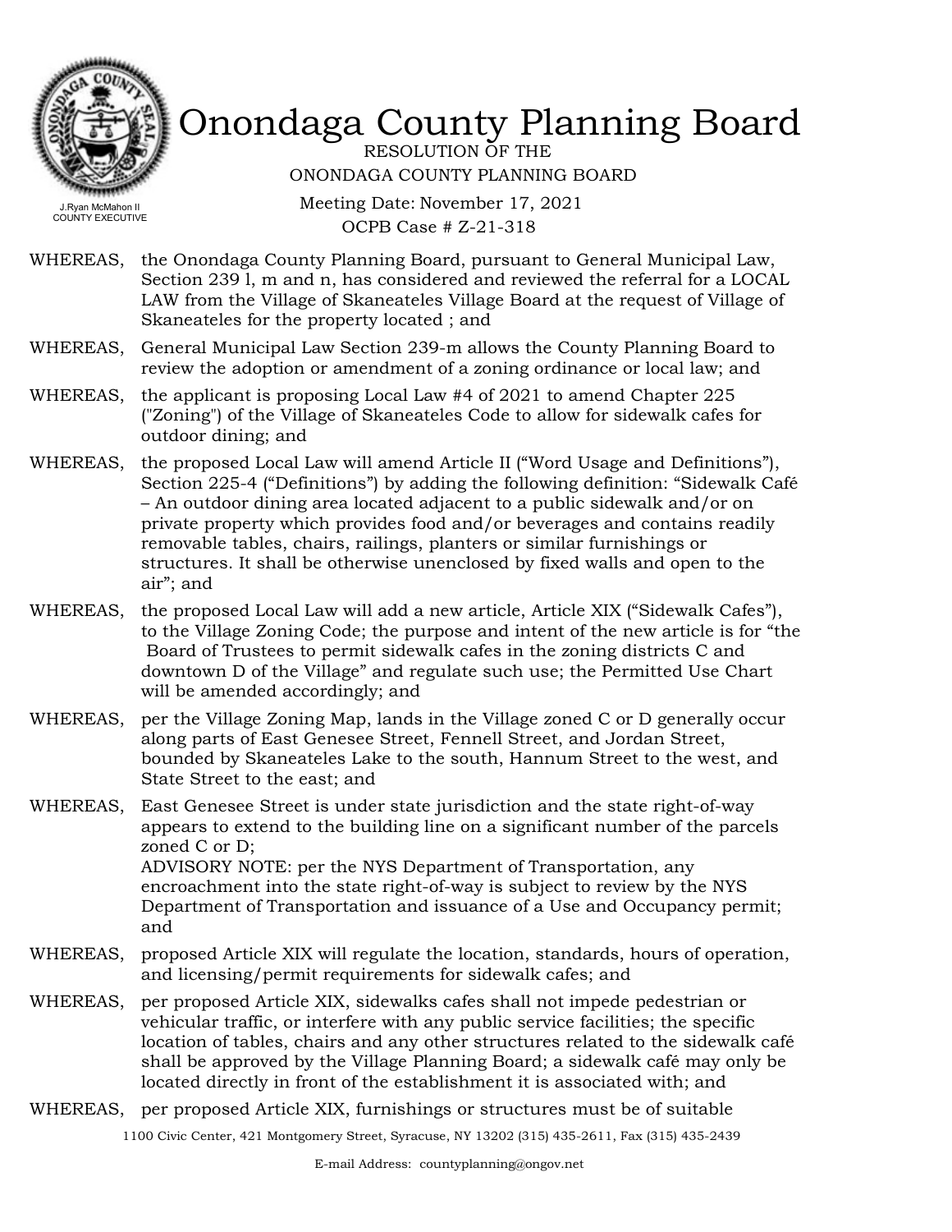# Onondaga County Planning Board

RESOLUTION OF THE
ONONDAGA COUNTY PLANNING BOARD

Meeting Date: November 17, 2021
OCPB Case # Z-21-318

J.Ryan McMahon II
COUNTY EXECUTIVE

WHEREAS, the Onondaga County Planning Board, pursuant to General Municipal Law, Section 239 l, m and n, has considered and reviewed the referral for a LOCAL LAW from the Village of Skaneateles Village Board at the request of Village of Skaneateles for the property located ; and

WHEREAS, General Municipal Law Section 239-m allows the County Planning Board to review the adoption or amendment of a zoning ordinance or local law; and

WHEREAS, the applicant is proposing Local Law #4 of 2021 to amend Chapter 225 ("Zoning") of the Village of Skaneateles Code to allow for sidewalk cafes for outdoor dining; and

WHEREAS, the proposed Local Law will amend Article II ("Word Usage and Definitions"), Section 225-4 ("Definitions") by adding the following definition: "Sidewalk Café – An outdoor dining area located adjacent to a public sidewalk and/or on private property which provides food and/or beverages and contains readily removable tables, chairs, railings, planters or similar furnishings or structures. It shall be otherwise unenclosed by fixed walls and open to the air"; and

WHEREAS, the proposed Local Law will add a new article, Article XIX ("Sidewalk Cafes"), to the Village Zoning Code; the purpose and intent of the new article is for "the Board of Trustees to permit sidewalk cafes in the zoning districts C and downtown D of the Village" and regulate such use; the Permitted Use Chart will be amended accordingly; and

WHEREAS, per the Village Zoning Map, lands in the Village zoned C or D generally occur along parts of East Genesee Street, Fennell Street, and Jordan Street, bounded by Skaneateles Lake to the south, Hannum Street to the west, and State Street to the east; and

WHEREAS, East Genesee Street is under state jurisdiction and the state right-of-way appears to extend to the building line on a significant number of the parcels zoned C or D;
ADVISORY NOTE: per the NYS Department of Transportation, any encroachment into the state right-of-way is subject to review by the NYS Department of Transportation and issuance of a Use and Occupancy permit; and

WHEREAS, proposed Article XIX will regulate the location, standards, hours of operation, and licensing/permit requirements for sidewalk cafes; and

WHEREAS, per proposed Article XIX, sidewalks cafes shall not impede pedestrian or vehicular traffic, or interfere with any public service facilities; the specific location of tables, chairs and any other structures related to the sidewalk café shall be approved by the Village Planning Board; a sidewalk café may only be located directly in front of the establishment it is associated with; and

WHEREAS, per proposed Article XIX, furnishings or structures must be of suitable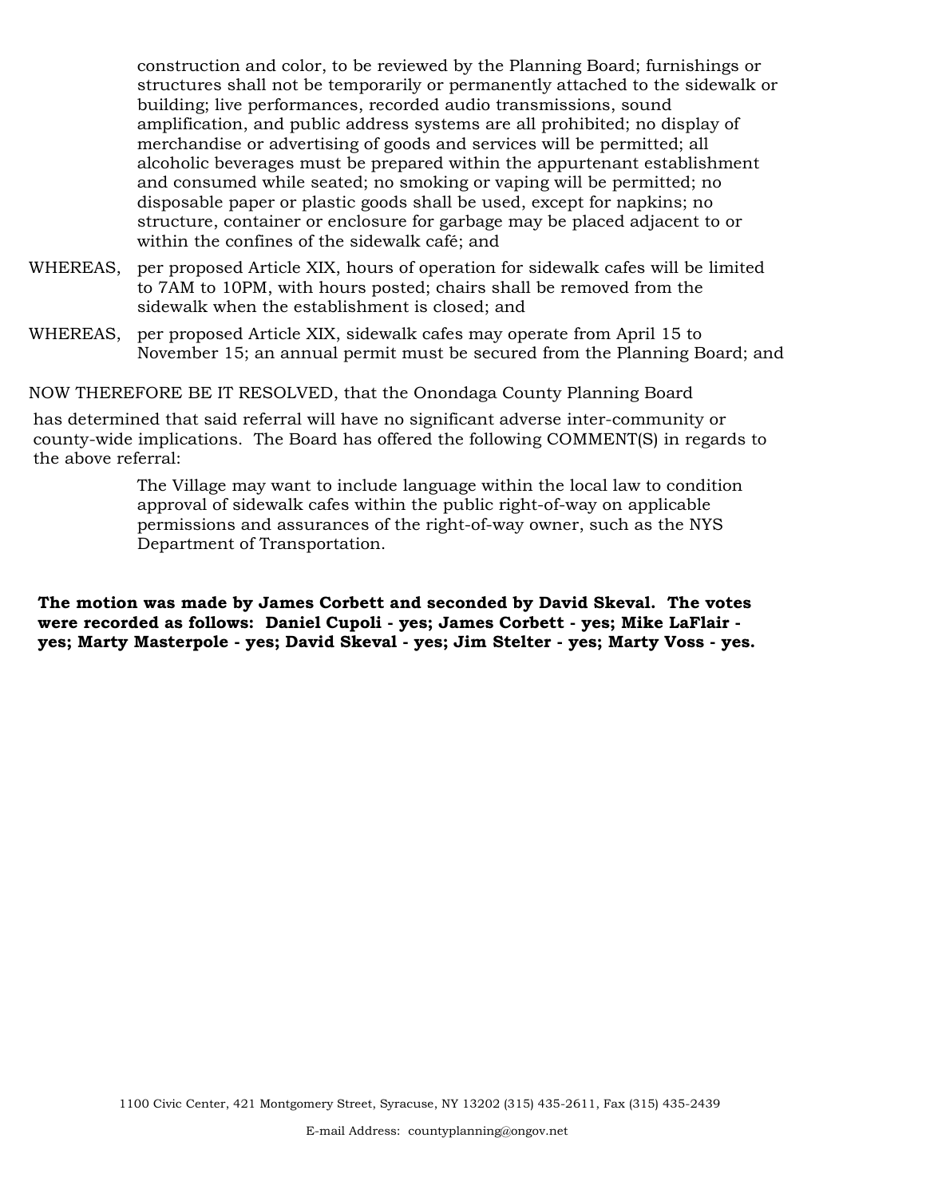construction and color, to be reviewed by the Planning Board; furnishings or structures shall not be temporarily or permanently attached to the sidewalk or building; live performances, recorded audio transmissions, sound amplification, and public address systems are all prohibited; no display of merchandise or advertising of goods and services will be permitted; all alcoholic beverages must be prepared within the appurtenant establishment and consumed while seated; no smoking or vaping will be permitted; no disposable paper or plastic goods shall be used, except for napkins; no structure, container or enclosure for garbage may be placed adjacent to or within the confines of the sidewalk café; and

WHEREAS, per proposed Article XIX, hours of operation for sidewalk cafes will be limited to 7AM to 10PM, with hours posted; chairs shall be removed from the sidewalk when the establishment is closed; and

WHEREAS, per proposed Article XIX, sidewalk cafes may operate from April 15 to November 15; an annual permit must be secured from the Planning Board; and

NOW THEREFORE BE IT RESOLVED, that the Onondaga County Planning Board has determined that said referral will have no significant adverse inter-community or county-wide implications. The Board has offered the following COMMENT(S) in regards to the above referral:

The Village may want to include language within the local law to condition approval of sidewalk cafes within the public right-of-way on applicable permissions and assurances of the right-of-way owner, such as the NYS Department of Transportation.

**The motion was made by James Corbett and seconded by David Skeval. The votes were recorded as follows: Daniel Cupoli - yes; James Corbett - yes; Mike LaFlair - yes; Marty Masterpole - yes; David Skeval - yes; Jim Stelter - yes; Marty Voss - yes.**

1100 Civic Center, 421 Montgomery Street, Syracuse, NY 13202 (315) 435-2611, Fax (315) 435-2439

E-mail Address: countyplanning@ongov.net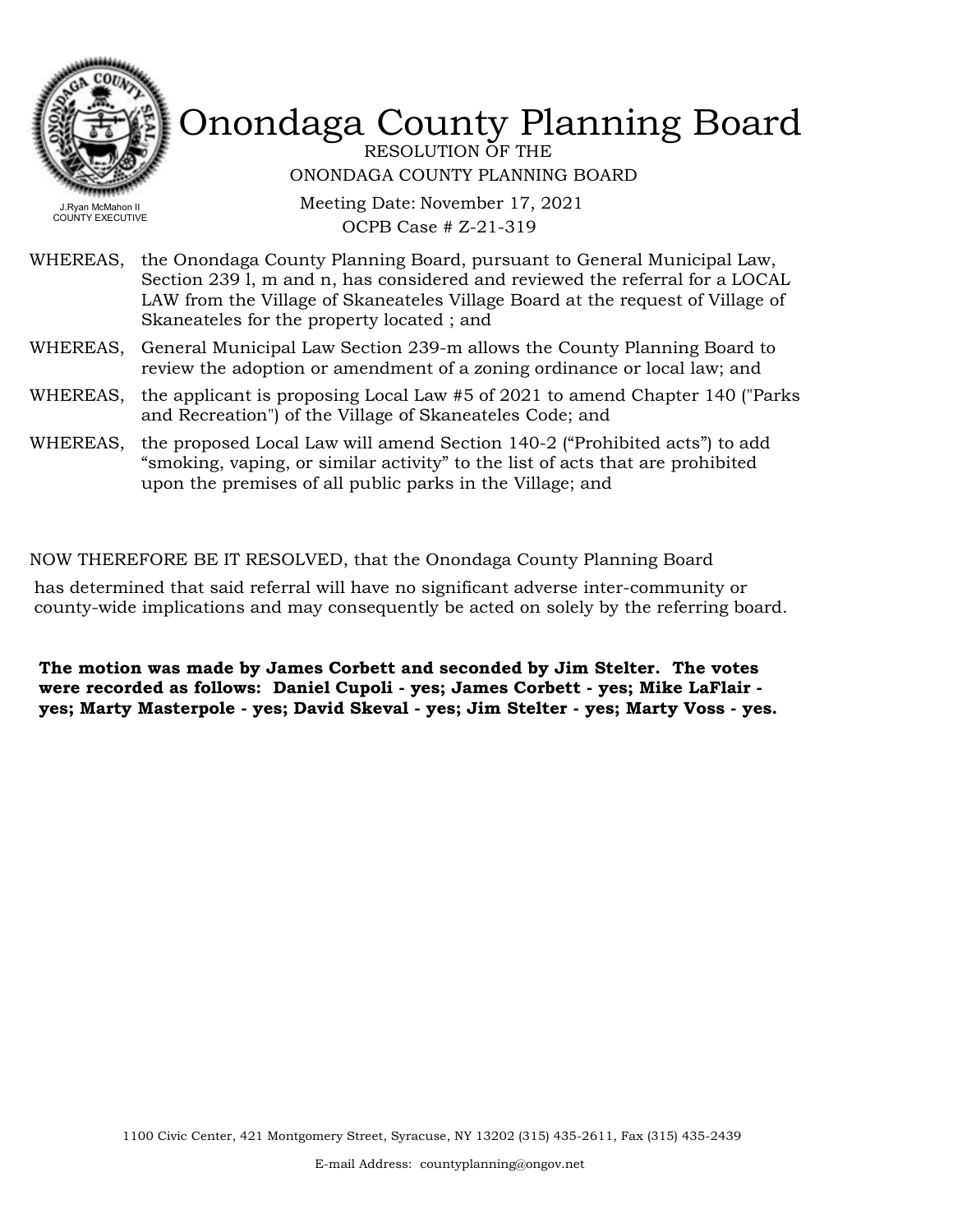# Onondaga County Planning Board

RESOLUTION OF THE
ONONDAGA COUNTY PLANNING BOARD

J.Ryan McMahon II
COUNTY EXECUTIVE

Meeting Date: November 17, 2021
OCPB Case # Z-21-319

WHEREAS, the Onondaga County Planning Board, pursuant to General Municipal Law, Section 239 l, m and n, has considered and reviewed the referral for a LOCAL LAW from the Village of Skaneateles Village Board at the request of Village of Skaneateles for the property located ; and

WHEREAS, General Municipal Law Section 239-m allows the County Planning Board to review the adoption or amendment of a zoning ordinance or local law; and

WHEREAS, the applicant is proposing Local Law #5 of 2021 to amend Chapter 140 ("Parks and Recreation") of the Village of Skaneateles Code; and

WHEREAS, the proposed Local Law will amend Section 140-2 ("Prohibited acts") to add "smoking, vaping, or similar activity" to the list of acts that are prohibited upon the premises of all public parks in the Village; and

NOW THEREFORE BE IT RESOLVED, that the Onondaga County Planning Board has determined that said referral will have no significant adverse inter-community or county-wide implications and may consequently be acted on solely by the referring board.

**The motion was made by James Corbett and seconded by Jim Stelter. The votes were recorded as follows: Daniel Cupoli - yes; James Corbett - yes; Mike LaFlair - yes; Marty Masterpole - yes; David Skeval - yes; Jim Stelter - yes; Marty Voss - yes.**

1100 Civic Center, 421 Montgomery Street, Syracuse, NY 13202 (315) 435-2611, Fax (315) 435-2439

E-mail Address: countyplanning@ongov.net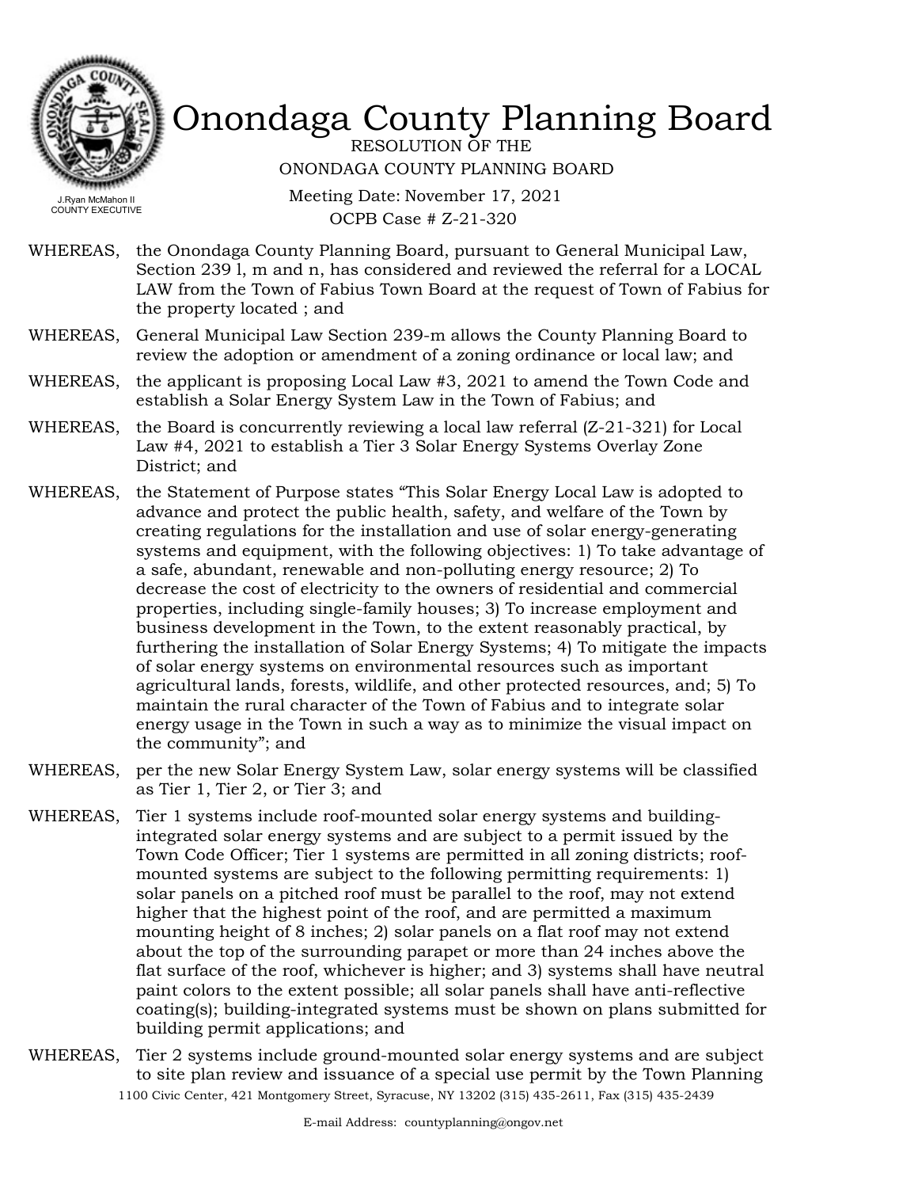# Onondaga County Planning Board

RESOLUTION OF THE
ONONDAGA COUNTY PLANNING BOARD

Meeting Date: November 17, 2021
OCPB Case # Z-21-320

J.Ryan McMahon II
COUNTY EXECUTIVE

WHEREAS, the Onondaga County Planning Board, pursuant to General Municipal Law, Section 239 l, m and n, has considered and reviewed the referral for a LOCAL LAW from the Town of Fabius Town Board at the request of Town of Fabius for the property located ; and

WHEREAS, General Municipal Law Section 239-m allows the County Planning Board to review the adoption or amendment of a zoning ordinance or local law; and

WHEREAS, the applicant is proposing Local Law #3, 2021 to amend the Town Code and establish a Solar Energy System Law in the Town of Fabius; and

WHEREAS, the Board is concurrently reviewing a local law referral (Z-21-321) for Local Law #4, 2021 to establish a Tier 3 Solar Energy Systems Overlay Zone District; and

WHEREAS, the Statement of Purpose states "This Solar Energy Local Law is adopted to advance and protect the public health, safety, and welfare of the Town by creating regulations for the installation and use of solar energy-generating systems and equipment, with the following objectives: 1) To take advantage of a safe, abundant, renewable and non-polluting energy resource; 2) To decrease the cost of electricity to the owners of residential and commercial properties, including single-family houses; 3) To increase employment and business development in the Town, to the extent reasonably practical, by furthering the installation of Solar Energy Systems; 4) To mitigate the impacts of solar energy systems on environmental resources such as important agricultural lands, forests, wildlife, and other protected resources, and; 5) To maintain the rural character of the Town of Fabius and to integrate solar energy usage in the Town in such a way as to minimize the visual impact on the community"; and

WHEREAS, per the new Solar Energy System Law, solar energy systems will be classified as Tier 1, Tier 2, or Tier 3; and

WHEREAS, Tier 1 systems include roof-mounted solar energy systems and building-integrated solar energy systems and are subject to a permit issued by the Town Code Officer; Tier 1 systems are permitted in all zoning districts; roof-mounted systems are subject to the following permitting requirements: 1) solar panels on a pitched roof must be parallel to the roof, may not extend higher that the highest point of the roof, and are permitted a maximum mounting height of 8 inches; 2) solar panels on a flat roof may not extend about the top of the surrounding parapet or more than 24 inches above the flat surface of the roof, whichever is higher; and 3) systems shall have neutral paint colors to the extent possible; all solar panels shall have anti-reflective coating(s); building-integrated systems must be shown on plans submitted for building permit applications; and

WHEREAS, Tier 2 systems include ground-mounted solar energy systems and are subject to site plan review and issuance of a special use permit by the Town Planning

1100 Civic Center, 421 Montgomery Street, Syracuse, NY 13202 (315) 435-2611, Fax (315) 435-2439

E-mail Address: countyplanning@ongov.net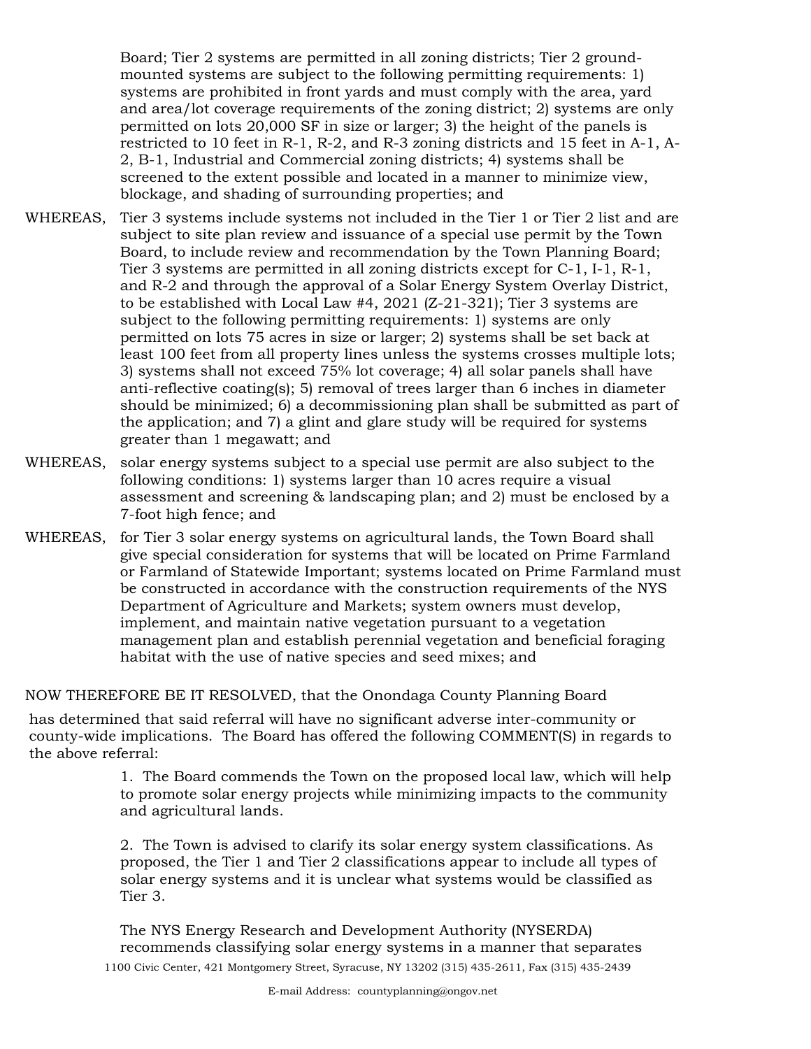Board; Tier 2 systems are permitted in all zoning districts; Tier 2 ground-mounted systems are subject to the following permitting requirements: 1) systems are prohibited in front yards and must comply with the area, yard and area/lot coverage requirements of the zoning district; 2) systems are only permitted on lots 20,000 SF in size or larger; 3) the height of the panels is restricted to 10 feet in R-1, R-2, and R-3 zoning districts and 15 feet in A-1, A-2, B-1, Industrial and Commercial zoning districts; 4) systems shall be screened to the extent possible and located in a manner to minimize view, blockage, and shading of surrounding properties; and

WHEREAS, Tier 3 systems include systems not included in the Tier 1 or Tier 2 list and are subject to site plan review and issuance of a special use permit by the Town Board, to include review and recommendation by the Town Planning Board; Tier 3 systems are permitted in all zoning districts except for C-1, I-1, R-1, and R-2 and through the approval of a Solar Energy System Overlay District, to be established with Local Law #4, 2021 (Z-21-321); Tier 3 systems are subject to the following permitting requirements: 1) systems are only permitted on lots 75 acres in size or larger; 2) systems shall be set back at least 100 feet from all property lines unless the systems crosses multiple lots; 3) systems shall not exceed 75% lot coverage; 4) all solar panels shall have anti-reflective coating(s); 5) removal of trees larger than 6 inches in diameter should be minimized; 6) a decommissioning plan shall be submitted as part of the application; and 7) a glint and glare study will be required for systems greater than 1 megawatt; and

WHEREAS, solar energy systems subject to a special use permit are also subject to the following conditions: 1) systems larger than 10 acres require a visual assessment and screening & landscaping plan; and 2) must be enclosed by a 7-foot high fence; and

WHEREAS, for Tier 3 solar energy systems on agricultural lands, the Town Board shall give special consideration for systems that will be located on Prime Farmland or Farmland of Statewide Important; systems located on Prime Farmland must be constructed in accordance with the construction requirements of the NYS Department of Agriculture and Markets; system owners must develop, implement, and maintain native vegetation pursuant to a vegetation management plan and establish perennial vegetation and beneficial foraging habitat with the use of native species and seed mixes; and

NOW THEREFORE BE IT RESOLVED, that the Onondaga County Planning Board has determined that said referral will have no significant adverse inter-community or county-wide implications. The Board has offered the following COMMENT(S) in regards to the above referral:

1. The Board commends the Town on the proposed local law, which will help to promote solar energy projects while minimizing impacts to the community and agricultural lands.

2. The Town is advised to clarify its solar energy system classifications. As proposed, the Tier 1 and Tier 2 classifications appear to include all types of solar energy systems and it is unclear what systems would be classified as Tier 3.

The NYS Energy Research and Development Authority (NYSERDA) recommends classifying solar energy systems in a manner that separates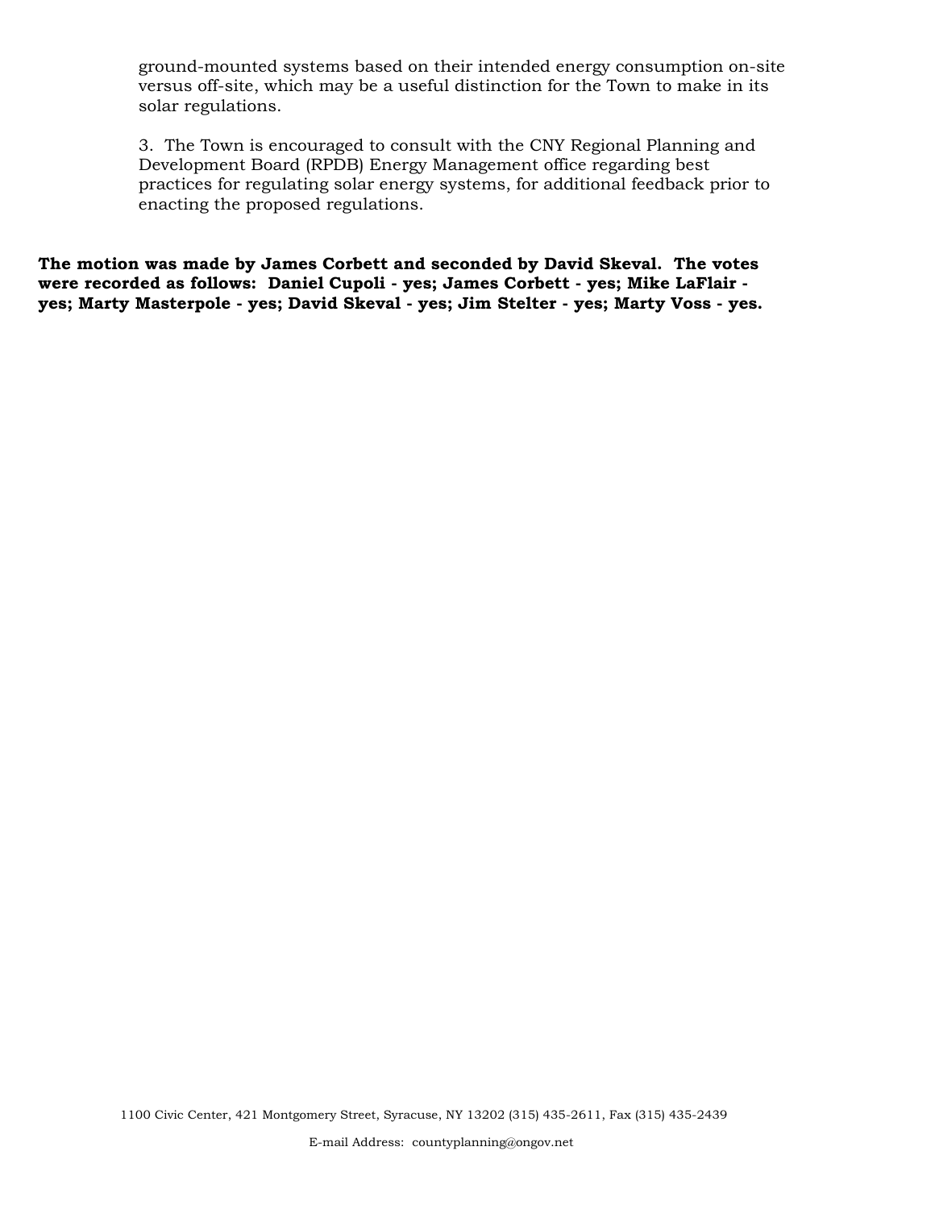ground-mounted systems based on their intended energy consumption on-site versus off-site, which may be a useful distinction for the Town to make in its solar regulations.

3. The Town is encouraged to consult with the CNY Regional Planning and Development Board (RPDB) Energy Management office regarding best practices for regulating solar energy systems, for additional feedback prior to enacting the proposed regulations.

**The motion was made by James Corbett and seconded by David Skeval. The votes were recorded as follows: Daniel Cupoli - yes; James Corbett - yes; Mike LaFlair - yes; Marty Masterpole - yes; David Skeval - yes; Jim Stelter - yes; Marty Voss - yes.**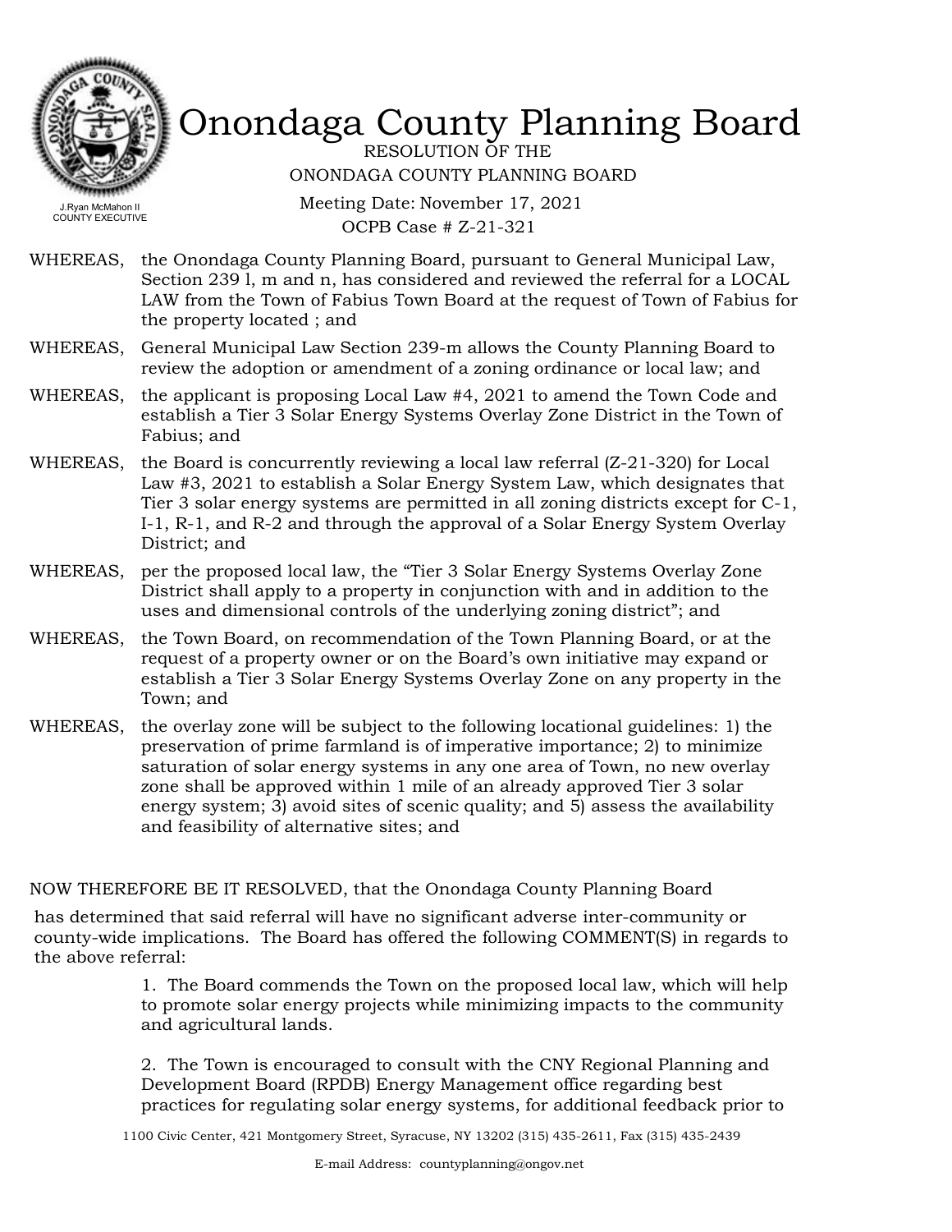# Onondaga County Planning Board

J.Ryan McMahon II
COUNTY EXECUTIVE

RESOLUTION OF THE
ONONDAGA COUNTY PLANNING BOARD

Meeting Date: November 17, 2021
OCPB Case # Z-21-321

WHEREAS, the Onondaga County Planning Board, pursuant to General Municipal Law, Section 239 l, m and n, has considered and reviewed the referral for a LOCAL LAW from the Town of Fabius Town Board at the request of Town of Fabius for the property located ; and

WHEREAS, General Municipal Law Section 239-m allows the County Planning Board to review the adoption or amendment of a zoning ordinance or local law; and

WHEREAS, the applicant is proposing Local Law #4, 2021 to amend the Town Code and establish a Tier 3 Solar Energy Systems Overlay Zone District in the Town of Fabius; and

WHEREAS, the Board is concurrently reviewing a local law referral (Z-21-320) for Local Law #3, 2021 to establish a Solar Energy System Law, which designates that Tier 3 solar energy systems are permitted in all zoning districts except for C-1, I-1, R-1, and R-2 and through the approval of a Solar Energy System Overlay District; and

WHEREAS, per the proposed local law, the "Tier 3 Solar Energy Systems Overlay Zone District shall apply to a property in conjunction with and in addition to the uses and dimensional controls of the underlying zoning district"; and

WHEREAS, the Town Board, on recommendation of the Town Planning Board, or at the request of a property owner or on the Board's own initiative may expand or establish a Tier 3 Solar Energy Systems Overlay Zone on any property in the Town; and

WHEREAS, the overlay zone will be subject to the following locational guidelines: 1) the preservation of prime farmland is of imperative importance; 2) to minimize saturation of solar energy systems in any one area of Town, no new overlay zone shall be approved within 1 mile of an already approved Tier 3 solar energy system; 3) avoid sites of scenic quality; and 5) assess the availability and feasibility of alternative sites; and

NOW THEREFORE BE IT RESOLVED, that the Onondaga County Planning Board has determined that said referral will have no significant adverse inter-community or county-wide implications. The Board has offered the following COMMENT(S) in regards to the above referral:

1. The Board commends the Town on the proposed local law, which will help to promote solar energy projects while minimizing impacts to the community and agricultural lands.

2. The Town is encouraged to consult with the CNY Regional Planning and Development Board (RPDB) Energy Management office regarding best practices for regulating solar energy systems, for additional feedback prior to

1100 Civic Center, 421 Montgomery Street, Syracuse, NY 13202 (315) 435-2611, Fax (315) 435-2439

E-mail Address: countyplanning@ongov.net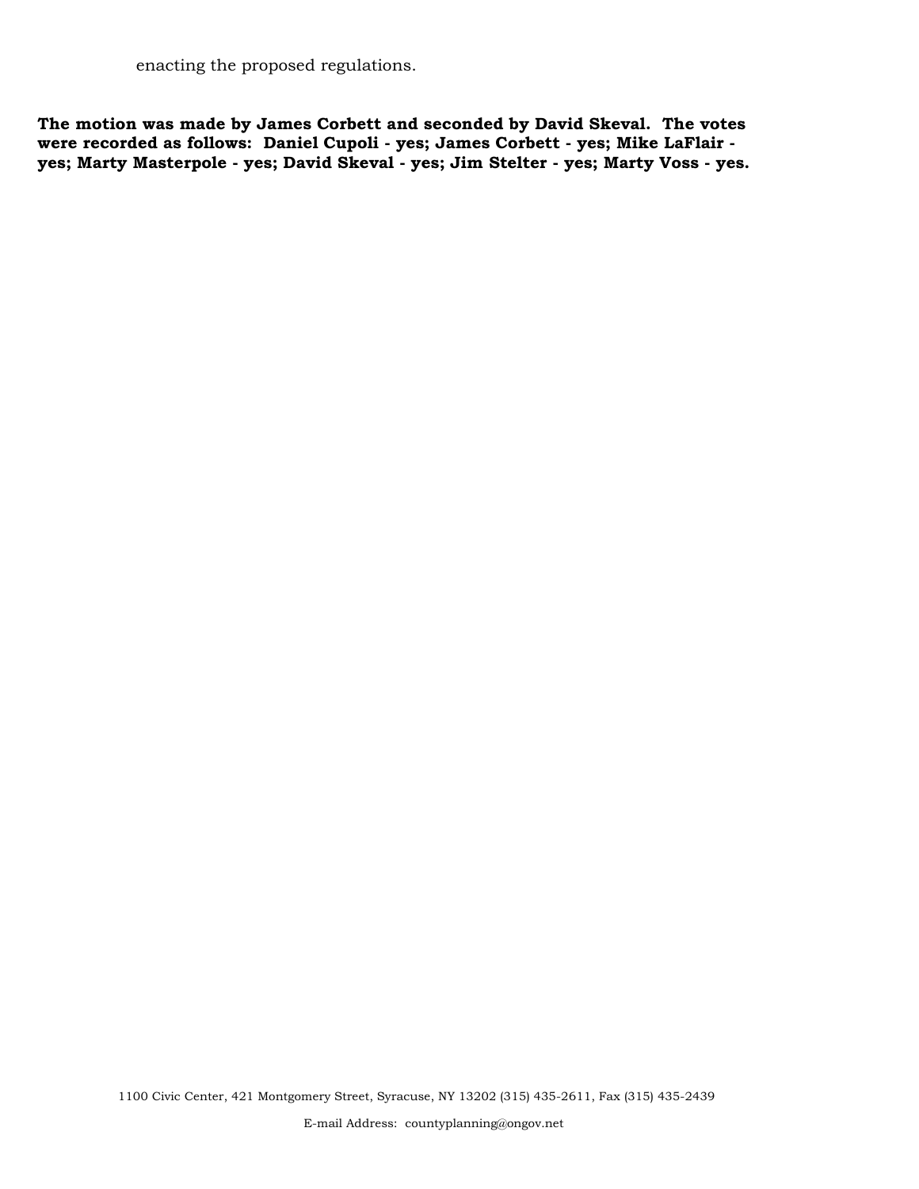enacting the proposed regulations.

**The motion was made by James Corbett and seconded by David Skeval. The votes were recorded as follows: Daniel Cupoli - yes; James Corbett - yes; Mike LaFlair - yes; Marty Masterpole - yes; David Skeval - yes; Jim Stelter - yes; Marty Voss - yes.**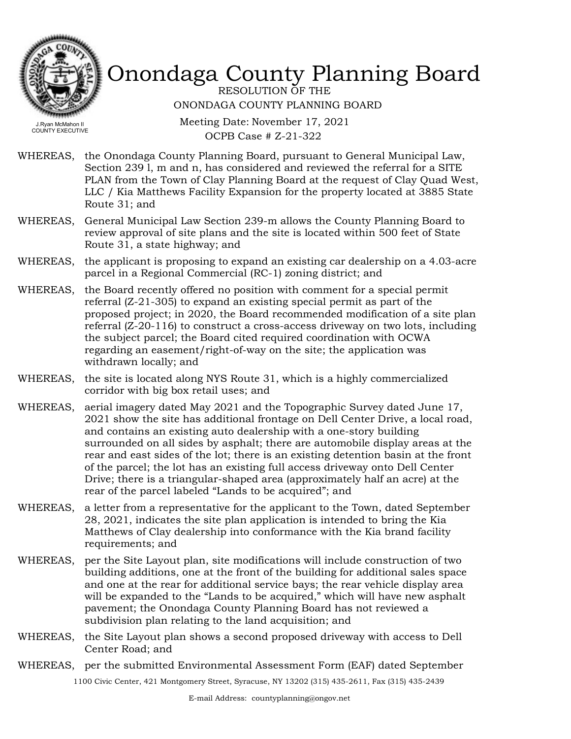# Onondaga County Planning Board

RESOLUTION OF THE
ONONDAGA COUNTY PLANNING BOARD

Meeting Date: November 17, 2021
OCPB Case # Z-21-322

J.Ryan McMahon II
COUNTY EXECUTIVE

WHEREAS, the Onondaga County Planning Board, pursuant to General Municipal Law, Section 239 l, m and n, has considered and reviewed the referral for a SITE PLAN from the Town of Clay Planning Board at the request of Clay Quad West, LLC / Kia Matthews Facility Expansion for the property located at 3885 State Route 31; and

WHEREAS, General Municipal Law Section 239-m allows the County Planning Board to review approval of site plans and the site is located within 500 feet of State Route 31, a state highway; and

WHEREAS, the applicant is proposing to expand an existing car dealership on a 4.03-acre parcel in a Regional Commercial (RC-1) zoning district; and

WHEREAS, the Board recently offered no position with comment for a special permit referral (Z-21-305) to expand an existing special permit as part of the proposed project; in 2020, the Board recommended modification of a site plan referral (Z-20-116) to construct a cross-access driveway on two lots, including the subject parcel; the Board cited required coordination with OCWA regarding an easement/right-of-way on the site; the application was withdrawn locally; and

WHEREAS, the site is located along NYS Route 31, which is a highly commercialized corridor with big box retail uses; and

WHEREAS, aerial imagery dated May 2021 and the Topographic Survey dated June 17, 2021 show the site has additional frontage on Dell Center Drive, a local road, and contains an existing auto dealership with a one-story building surrounded on all sides by asphalt; there are automobile display areas at the rear and east sides of the lot; there is an existing detention basin at the front of the parcel; the lot has an existing full access driveway onto Dell Center Drive; there is a triangular-shaped area (approximately half an acre) at the rear of the parcel labeled "Lands to be acquired"; and

WHEREAS, a letter from a representative for the applicant to the Town, dated September 28, 2021, indicates the site plan application is intended to bring the Kia Matthews of Clay dealership into conformance with the Kia brand facility requirements; and

WHEREAS, per the Site Layout plan, site modifications will include construction of two building additions, one at the front of the building for additional sales space and one at the rear for additional service bays; the rear vehicle display area will be expanded to the "Lands to be acquired," which will have new asphalt pavement; the Onondaga County Planning Board has not reviewed a subdivision plan relating to the land acquisition; and

WHEREAS, the Site Layout plan shows a second proposed driveway with access to Dell Center Road; and

WHEREAS, per the submitted Environmental Assessment Form (EAF) dated September

1100 Civic Center, 421 Montgomery Street, Syracuse, NY 13202 (315) 435-2611, Fax (315) 435-2439

E-mail Address: countyplanning@ongov.net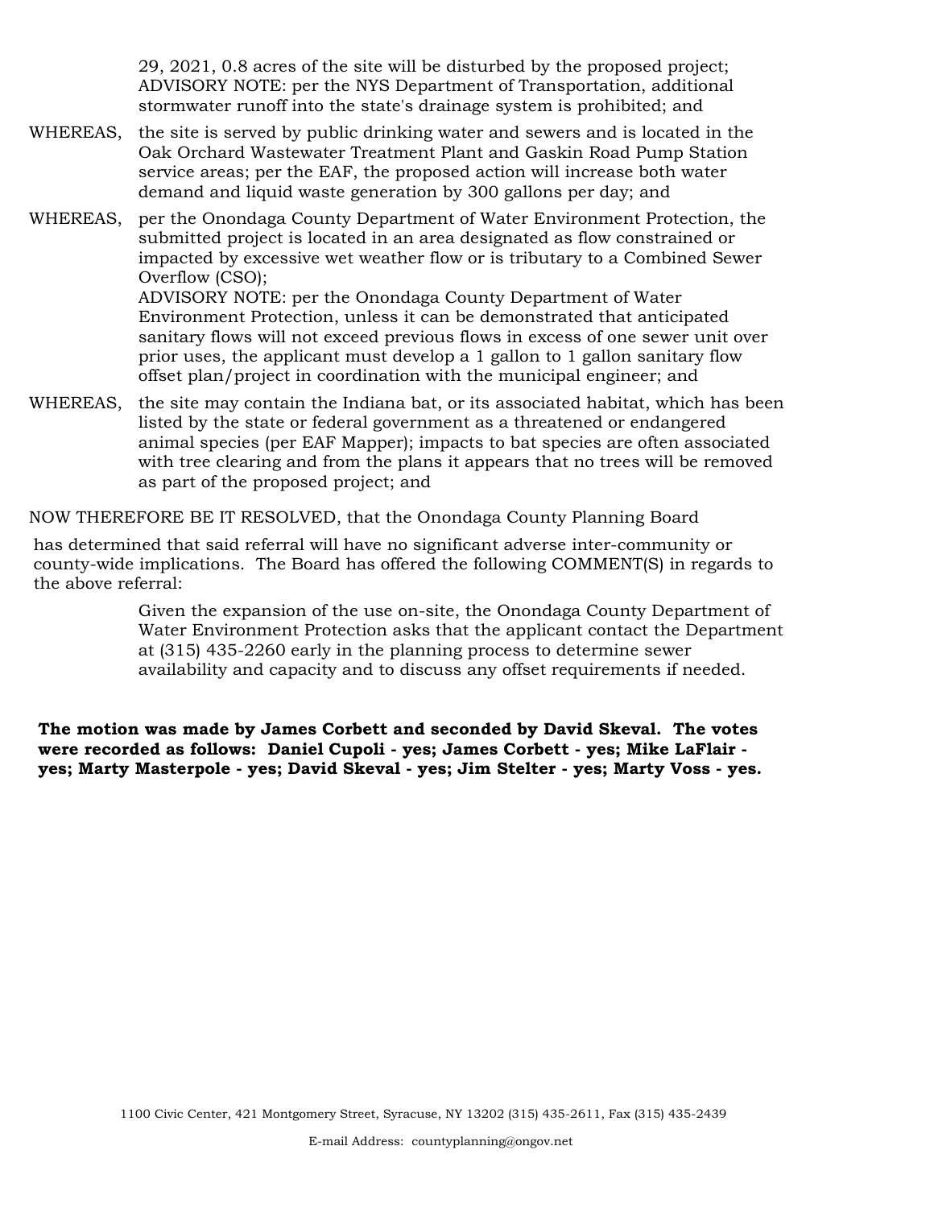29, 2021, 0.8 acres of the site will be disturbed by the proposed project; ADVISORY NOTE: per the NYS Department of Transportation, additional stormwater runoff into the state's drainage system is prohibited; and

WHEREAS, the site is served by public drinking water and sewers and is located in the Oak Orchard Wastewater Treatment Plant and Gaskin Road Pump Station service areas; per the EAF, the proposed action will increase both water demand and liquid waste generation by 300 gallons per day; and

WHEREAS, per the Onondaga County Department of Water Environment Protection, the submitted project is located in an area designated as flow constrained or impacted by excessive wet weather flow or is tributary to a Combined Sewer Overflow (CSO);
ADVISORY NOTE: per the Onondaga County Department of Water Environment Protection, unless it can be demonstrated that anticipated sanitary flows will not exceed previous flows in excess of one sewer unit over prior uses, the applicant must develop a 1 gallon to 1 gallon sanitary flow offset plan/project in coordination with the municipal engineer; and

WHEREAS, the site may contain the Indiana bat, or its associated habitat, which has been listed by the state or federal government as a threatened or endangered animal species (per EAF Mapper); impacts to bat species are often associated with tree clearing and from the plans it appears that no trees will be removed as part of the proposed project; and

NOW THEREFORE BE IT RESOLVED, that the Onondaga County Planning Board

has determined that said referral will have no significant adverse inter-community or county-wide implications. The Board has offered the following COMMENT(S) in regards to the above referral:

Given the expansion of the use on-site, the Onondaga County Department of Water Environment Protection asks that the applicant contact the Department at (315) 435-2260 early in the planning process to determine sewer availability and capacity and to discuss any offset requirements if needed.

**The motion was made by James Corbett and seconded by David Skeval. The votes were recorded as follows: Daniel Cupoli - yes; James Corbett - yes; Mike LaFlair - yes; Marty Masterpole - yes; David Skeval - yes; Jim Stelter - yes; Marty Voss - yes.**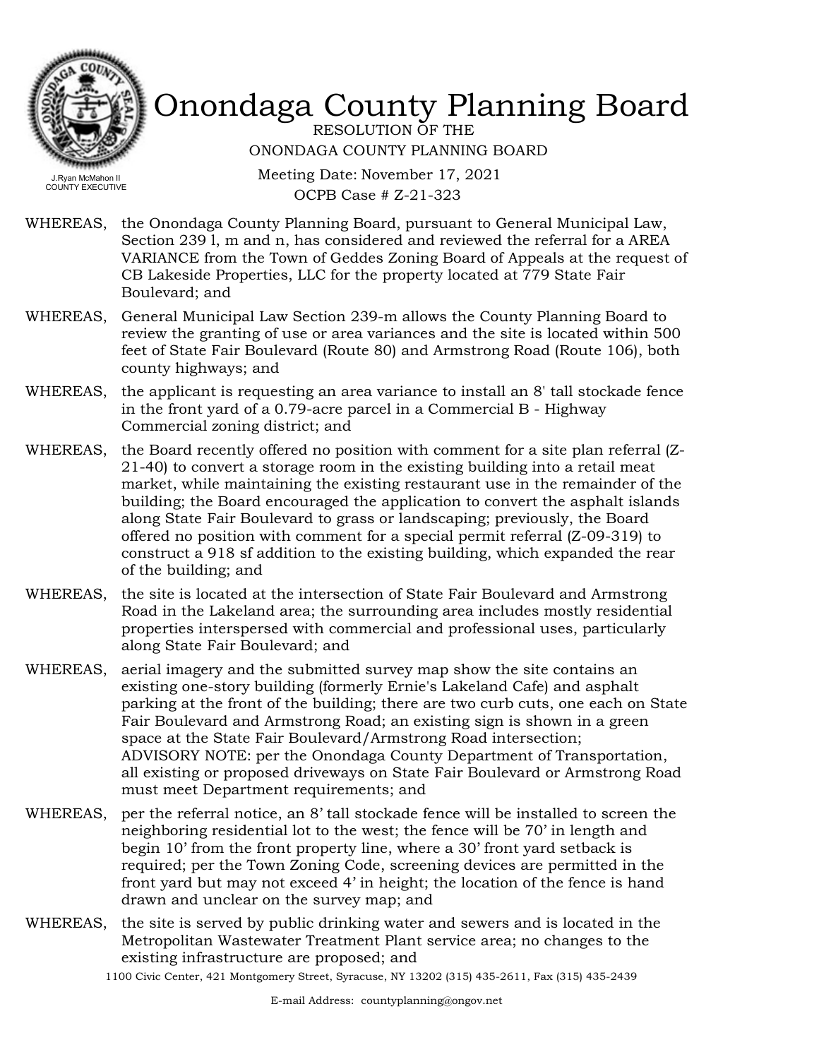# Onondaga County Planning Board

RESOLUTION OF THE

ONONDAGA COUNTY PLANNING BOARD

J.Ryan McMahon II
COUNTY EXECUTIVE

Meeting Date: November 17, 2021

OCPB Case # Z-21-323

WHEREAS, the Onondaga County Planning Board, pursuant to General Municipal Law, Section 239 l, m and n, has considered and reviewed the referral for a AREA VARIANCE from the Town of Geddes Zoning Board of Appeals at the request of CB Lakeside Properties, LLC for the property located at 779 State Fair Boulevard; and

WHEREAS, General Municipal Law Section 239-m allows the County Planning Board to review the granting of use or area variances and the site is located within 500 feet of State Fair Boulevard (Route 80) and Armstrong Road (Route 106), both county highways; and

WHEREAS, the applicant is requesting an area variance to install an 8' tall stockade fence in the front yard of a 0.79-acre parcel in a Commercial B - Highway Commercial zoning district; and

WHEREAS, the Board recently offered no position with comment for a site plan referral (Z-21-40) to convert a storage room in the existing building into a retail meat market, while maintaining the existing restaurant use in the remainder of the building; the Board encouraged the application to convert the asphalt islands along State Fair Boulevard to grass or landscaping; previously, the Board offered no position with comment for a special permit referral (Z-09-319) to construct a 918 sf addition to the existing building, which expanded the rear of the building; and

WHEREAS, the site is located at the intersection of State Fair Boulevard and Armstrong Road in the Lakeland area; the surrounding area includes mostly residential properties interspersed with commercial and professional uses, particularly along State Fair Boulevard; and

WHEREAS, aerial imagery and the submitted survey map show the site contains an existing one-story building (formerly Ernie's Lakeland Cafe) and asphalt parking at the front of the building; there are two curb cuts, one each on State Fair Boulevard and Armstrong Road; an existing sign is shown in a green space at the State Fair Boulevard/Armstrong Road intersection; ADVISORY NOTE: per the Onondaga County Department of Transportation, all existing or proposed driveways on State Fair Boulevard or Armstrong Road must meet Department requirements; and

WHEREAS, per the referral notice, an 8' tall stockade fence will be installed to screen the neighboring residential lot to the west; the fence will be 70' in length and begin 10' from the front property line, where a 30' front yard setback is required; per the Town Zoning Code, screening devices are permitted in the front yard but may not exceed 4' in height; the location of the fence is hand drawn and unclear on the survey map; and

WHEREAS, the site is served by public drinking water and sewers and is located in the Metropolitan Wastewater Treatment Plant service area; no changes to the existing infrastructure are proposed; and

1100 Civic Center, 421 Montgomery Street, Syracuse, NY 13202 (315) 435-2611, Fax (315) 435-2439

E-mail Address: countyplanning@ongov.net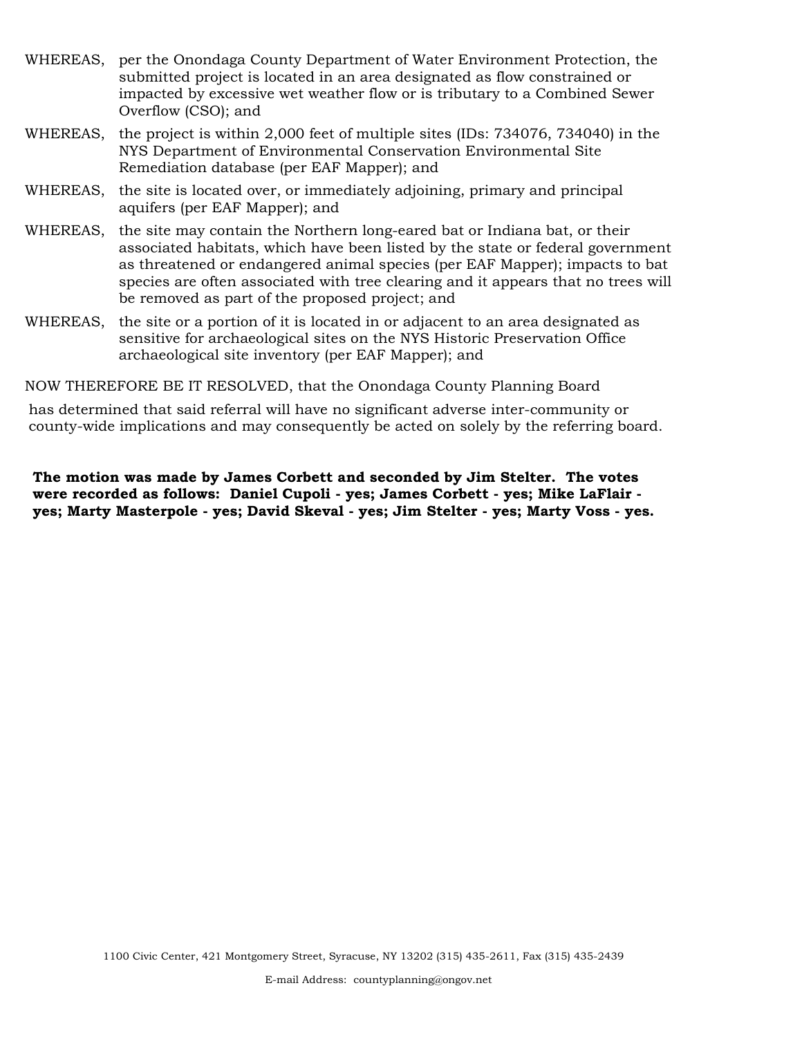WHEREAS, per the Onondaga County Department of Water Environment Protection, the submitted project is located in an area designated as flow constrained or impacted by excessive wet weather flow or is tributary to a Combined Sewer Overflow (CSO); and

WHEREAS, the project is within 2,000 feet of multiple sites (IDs: 734076, 734040) in the NYS Department of Environmental Conservation Environmental Site Remediation database (per EAF Mapper); and

WHEREAS, the site is located over, or immediately adjoining, primary and principal aquifers (per EAF Mapper); and

WHEREAS, the site may contain the Northern long-eared bat or Indiana bat, or their associated habitats, which have been listed by the state or federal government as threatened or endangered animal species (per EAF Mapper); impacts to bat species are often associated with tree clearing and it appears that no trees will be removed as part of the proposed project; and

WHEREAS, the site or a portion of it is located in or adjacent to an area designated as sensitive for archaeological sites on the NYS Historic Preservation Office archaeological site inventory (per EAF Mapper); and

NOW THEREFORE BE IT RESOLVED, that the Onondaga County Planning Board

has determined that said referral will have no significant adverse inter-community or county-wide implications and may consequently be acted on solely by the referring board.

**The motion was made by James Corbett and seconded by Jim Stelter. The votes were recorded as follows: Daniel Cupoli - yes; James Corbett - yes; Mike LaFlair - yes; Marty Masterpole - yes; David Skeval - yes; Jim Stelter - yes; Marty Voss - yes.**

1100 Civic Center, 421 Montgomery Street, Syracuse, NY 13202 (315) 435-2611, Fax (315) 435-2439

E-mail Address: countyplanning@ongov.net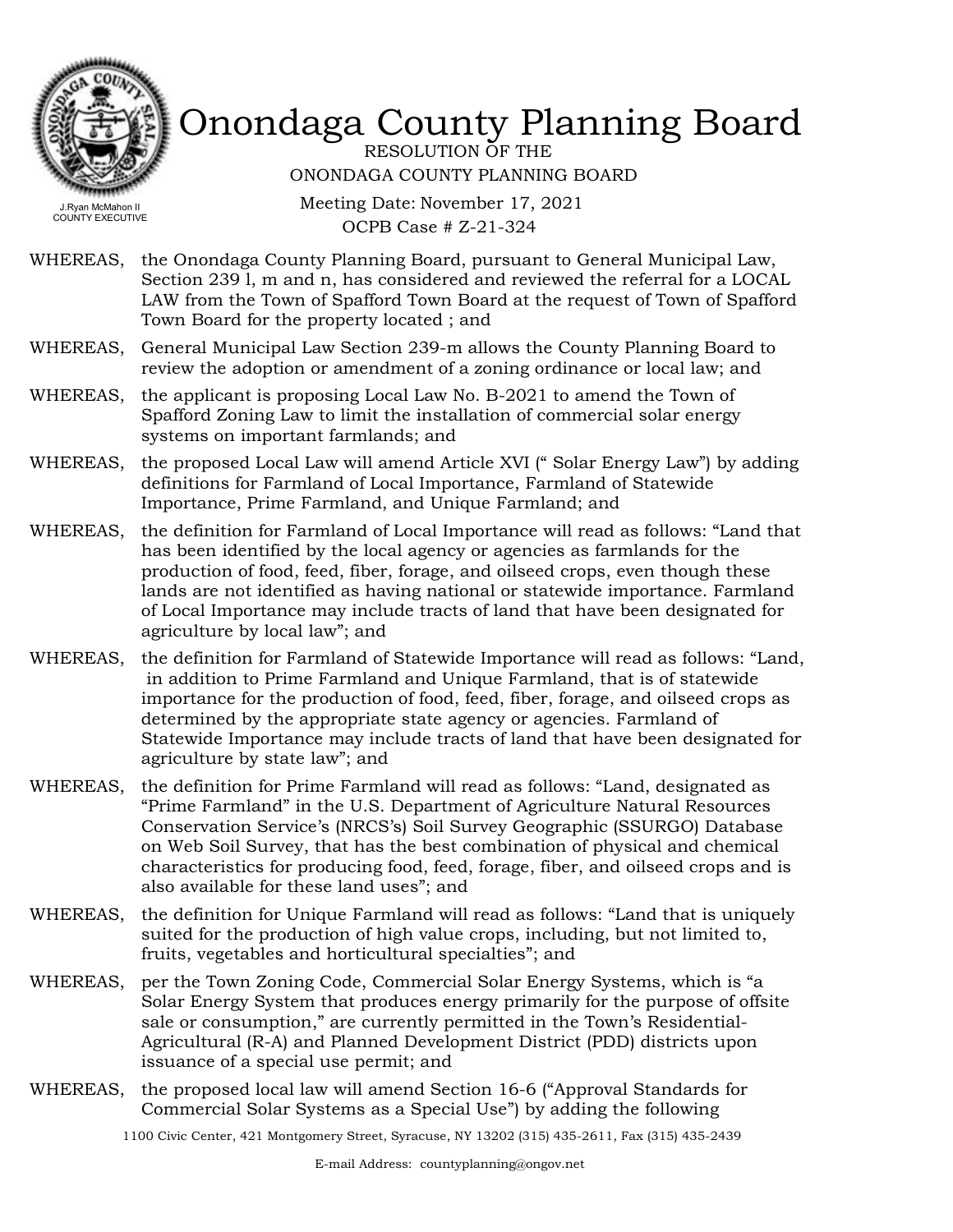# Onondaga County Planning Board

RESOLUTION OF THE
ONONDAGA COUNTY PLANNING BOARD

Meeting Date: November 17, 2021
OCPB Case # Z-21-324

J.Ryan McMahon II
COUNTY EXECUTIVE

WHEREAS, the Onondaga County Planning Board, pursuant to General Municipal Law, Section 239 l, m and n, has considered and reviewed the referral for a LOCAL LAW from the Town of Spafford Town Board at the request of Town of Spafford Town Board for the property located ; and

WHEREAS, General Municipal Law Section 239-m allows the County Planning Board to review the adoption or amendment of a zoning ordinance or local law; and

WHEREAS, the applicant is proposing Local Law No. B-2021 to amend the Town of Spafford Zoning Law to limit the installation of commercial solar energy systems on important farmlands; and

WHEREAS, the proposed Local Law will amend Article XVI (" Solar Energy Law") by adding definitions for Farmland of Local Importance, Farmland of Statewide Importance, Prime Farmland, and Unique Farmland; and

WHEREAS, the definition for Farmland of Local Importance will read as follows: "Land that has been identified by the local agency or agencies as farmlands for the production of food, feed, fiber, forage, and oilseed crops, even though these lands are not identified as having national or statewide importance. Farmland of Local Importance may include tracts of land that have been designated for agriculture by local law"; and

WHEREAS, the definition for Farmland of Statewide Importance will read as follows: "Land, in addition to Prime Farmland and Unique Farmland, that is of statewide importance for the production of food, feed, fiber, forage, and oilseed crops as determined by the appropriate state agency or agencies. Farmland of Statewide Importance may include tracts of land that have been designated for agriculture by state law"; and

WHEREAS, the definition for Prime Farmland will read as follows: "Land, designated as "Prime Farmland" in the U.S. Department of Agriculture Natural Resources Conservation Service's (NRCS's) Soil Survey Geographic (SSURGO) Database on Web Soil Survey, that has the best combination of physical and chemical characteristics for producing food, feed, forage, fiber, and oilseed crops and is also available for these land uses"; and

WHEREAS, the definition for Unique Farmland will read as follows: "Land that is uniquely suited for the production of high value crops, including, but not limited to, fruits, vegetables and horticultural specialties"; and

WHEREAS, per the Town Zoning Code, Commercial Solar Energy Systems, which is "a Solar Energy System that produces energy primarily for the purpose of offsite sale or consumption," are currently permitted in the Town's Residential-Agricultural (R-A) and Planned Development District (PDD) districts upon issuance of a special use permit; and

WHEREAS, the proposed local law will amend Section 16-6 ("Approval Standards for Commercial Solar Systems as a Special Use") by adding the following

1100 Civic Center, 421 Montgomery Street, Syracuse, NY 13202 (315) 435-2611, Fax (315) 435-2439

E-mail Address: countyplanning@ongov.net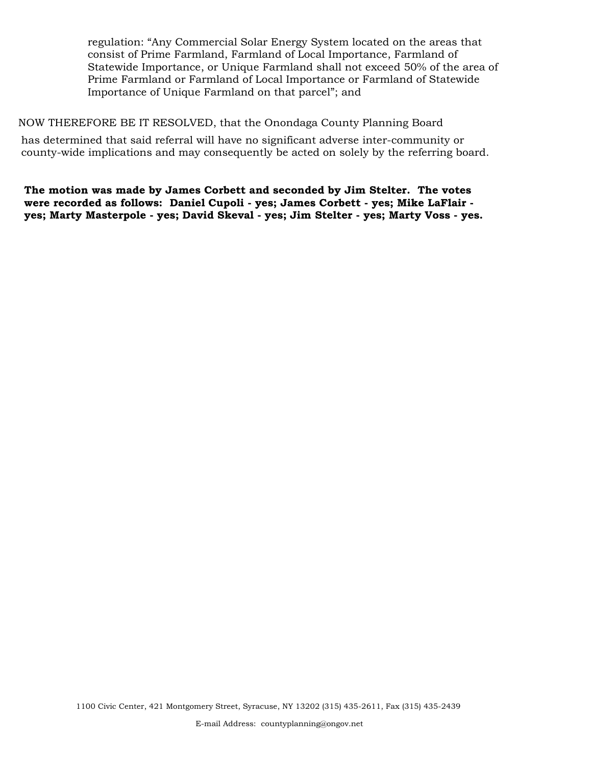regulation: "Any Commercial Solar Energy System located on the areas that consist of Prime Farmland, Farmland of Local Importance, Farmland of Statewide Importance, or Unique Farmland shall not exceed 50% of the area of Prime Farmland or Farmland of Local Importance or Farmland of Statewide Importance of Unique Farmland on that parcel"; and

NOW THEREFORE BE IT RESOLVED, that the Onondaga County Planning Board has determined that said referral will have no significant adverse inter-community or county-wide implications and may consequently be acted on solely by the referring board.

**The motion was made by James Corbett and seconded by Jim Stelter. The votes were recorded as follows: Daniel Cupoli - yes; James Corbett - yes; Mike LaFlair - yes; Marty Masterpole - yes; David Skeval - yes; Jim Stelter - yes; Marty Voss - yes.**

1100 Civic Center, 421 Montgomery Street, Syracuse, NY 13202 (315) 435-2611, Fax (315) 435-2439

E-mail Address: countyplanning@ongov.net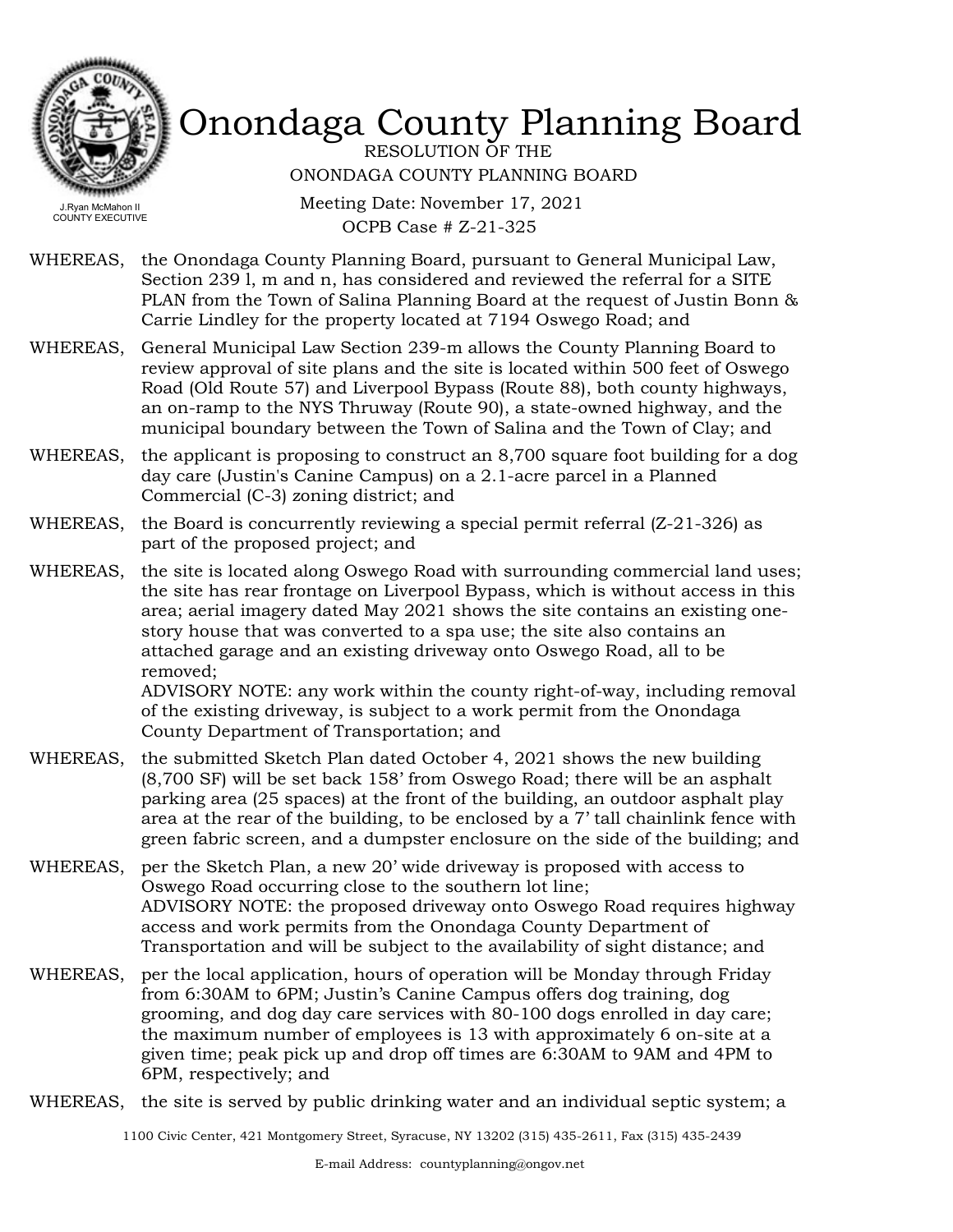# Onondaga County Planning Board

J.Ryan McMahon II
COUNTY EXECUTIVE

RESOLUTION OF THE
ONONDAGA COUNTY PLANNING BOARD

Meeting Date: November 17, 2021
OCPB Case # Z-21-325

WHEREAS, the Onondaga County Planning Board, pursuant to General Municipal Law, Section 239 l, m and n, has considered and reviewed the referral for a SITE PLAN from the Town of Salina Planning Board at the request of Justin Bonn & Carrie Lindley for the property located at 7194 Oswego Road; and

WHEREAS, General Municipal Law Section 239-m allows the County Planning Board to review approval of site plans and the site is located within 500 feet of Oswego Road (Old Route 57) and Liverpool Bypass (Route 88), both county highways, an on-ramp to the NYS Thruway (Route 90), a state-owned highway, and the municipal boundary between the Town of Salina and the Town of Clay; and

WHEREAS, the applicant is proposing to construct an 8,700 square foot building for a dog day care (Justin's Canine Campus) on a 2.1-acre parcel in a Planned Commercial (C-3) zoning district; and

WHEREAS, the Board is concurrently reviewing a special permit referral (Z-21-326) as part of the proposed project; and

WHEREAS, the site is located along Oswego Road with surrounding commercial land uses; the site has rear frontage on Liverpool Bypass, which is without access in this area; aerial imagery dated May 2021 shows the site contains an existing one-story house that was converted to a spa use; the site also contains an attached garage and an existing driveway onto Oswego Road, all to be removed;
ADVISORY NOTE: any work within the county right-of-way, including removal of the existing driveway, is subject to a work permit from the Onondaga County Department of Transportation; and

WHEREAS, the submitted Sketch Plan dated October 4, 2021 shows the new building (8,700 SF) will be set back 158' from Oswego Road; there will be an asphalt parking area (25 spaces) at the front of the building, an outdoor asphalt play area at the rear of the building, to be enclosed by a 7' tall chainlink fence with green fabric screen, and a dumpster enclosure on the side of the building; and

WHEREAS, per the Sketch Plan, a new 20' wide driveway is proposed with access to Oswego Road occurring close to the southern lot line;
ADVISORY NOTE: the proposed driveway onto Oswego Road requires highway access and work permits from the Onondaga County Department of Transportation and will be subject to the availability of sight distance; and

WHEREAS, per the local application, hours of operation will be Monday through Friday from 6:30AM to 6PM; Justin's Canine Campus offers dog training, dog grooming, and dog day care services with 80-100 dogs enrolled in day care; the maximum number of employees is 13 with approximately 6 on-site at a given time; peak pick up and drop off times are 6:30AM to 9AM and 4PM to 6PM, respectively; and

WHEREAS, the site is served by public drinking water and an individual septic system; a

1100 Civic Center, 421 Montgomery Street, Syracuse, NY 13202 (315) 435-2611, Fax (315) 435-2439

E-mail Address: countyplanning@ongov.net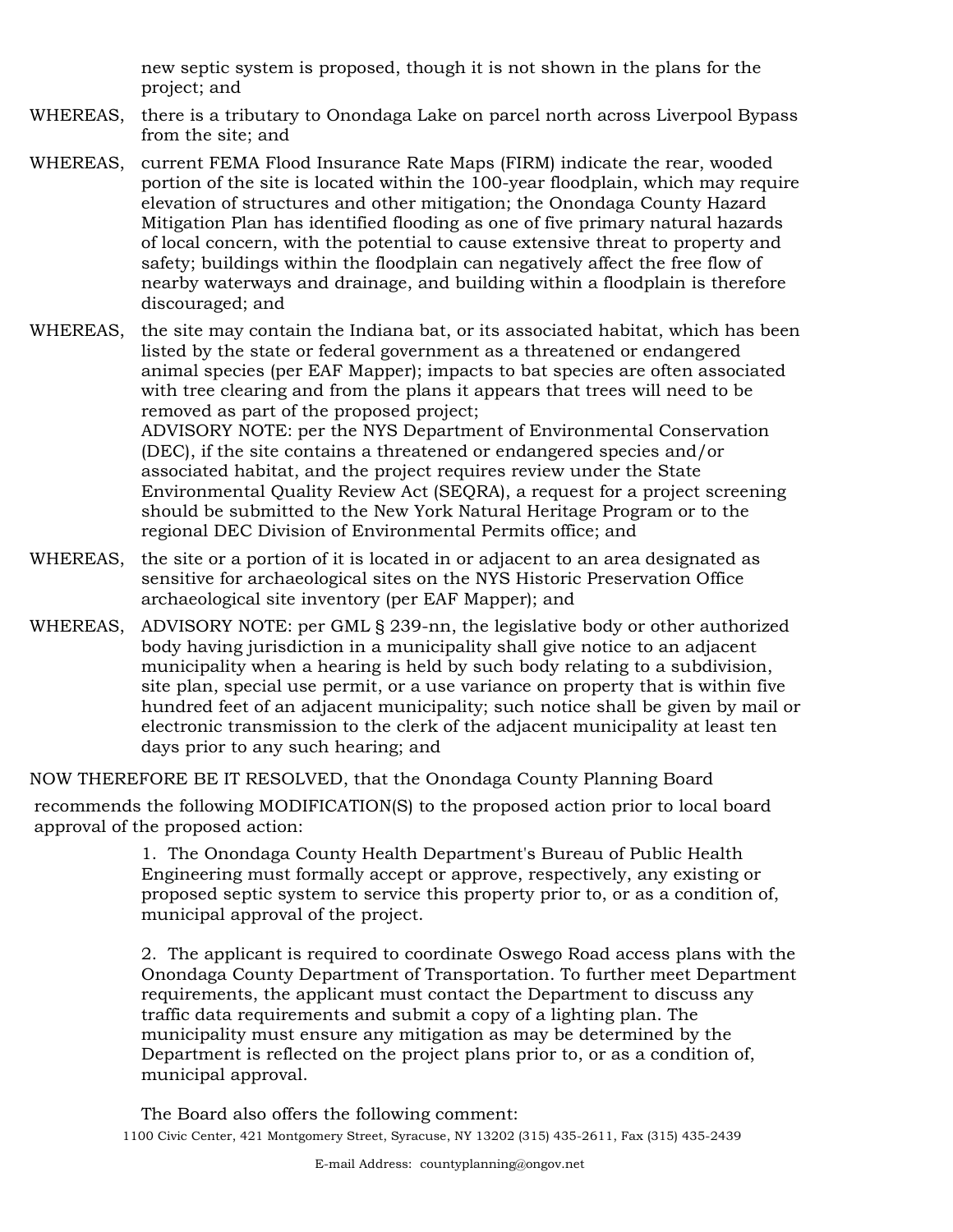new septic system is proposed, though it is not shown in the plans for the project; and

WHEREAS, there is a tributary to Onondaga Lake on parcel north across Liverpool Bypass from the site; and

WHEREAS, current FEMA Flood Insurance Rate Maps (FIRM) indicate the rear, wooded portion of the site is located within the 100-year floodplain, which may require elevation of structures and other mitigation; the Onondaga County Hazard Mitigation Plan has identified flooding as one of five primary natural hazards of local concern, with the potential to cause extensive threat to property and safety; buildings within the floodplain can negatively affect the free flow of nearby waterways and drainage, and building within a floodplain is therefore discouraged; and

WHEREAS, the site may contain the Indiana bat, or its associated habitat, which has been listed by the state or federal government as a threatened or endangered animal species (per EAF Mapper); impacts to bat species are often associated with tree clearing and from the plans it appears that trees will need to be removed as part of the proposed project;
ADVISORY NOTE: per the NYS Department of Environmental Conservation (DEC), if the site contains a threatened or endangered species and/or associated habitat, and the project requires review under the State Environmental Quality Review Act (SEQRA), a request for a project screening should be submitted to the New York Natural Heritage Program or to the regional DEC Division of Environmental Permits office; and

WHEREAS, the site or a portion of it is located in or adjacent to an area designated as sensitive for archaeological sites on the NYS Historic Preservation Office archaeological site inventory (per EAF Mapper); and

WHEREAS, ADVISORY NOTE: per GML § 239-nn, the legislative body or other authorized body having jurisdiction in a municipality shall give notice to an adjacent municipality when a hearing is held by such body relating to a subdivision, site plan, special use permit, or a use variance on property that is within five hundred feet of an adjacent municipality; such notice shall be given by mail or electronic transmission to the clerk of the adjacent municipality at least ten days prior to any such hearing; and

NOW THEREFORE BE IT RESOLVED, that the Onondaga County Planning Board recommends the following MODIFICATION(S) to the proposed action prior to local board approval of the proposed action:

1. The Onondaga County Health Department's Bureau of Public Health Engineering must formally accept or approve, respectively, any existing or proposed septic system to service this property prior to, or as a condition of, municipal approval of the project.

2. The applicant is required to coordinate Oswego Road access plans with the Onondaga County Department of Transportation. To further meet Department requirements, the applicant must contact the Department to discuss any traffic data requirements and submit a copy of a lighting plan. The municipality must ensure any mitigation as may be determined by the Department is reflected on the project plans prior to, or as a condition of, municipal approval.

The Board also offers the following comment: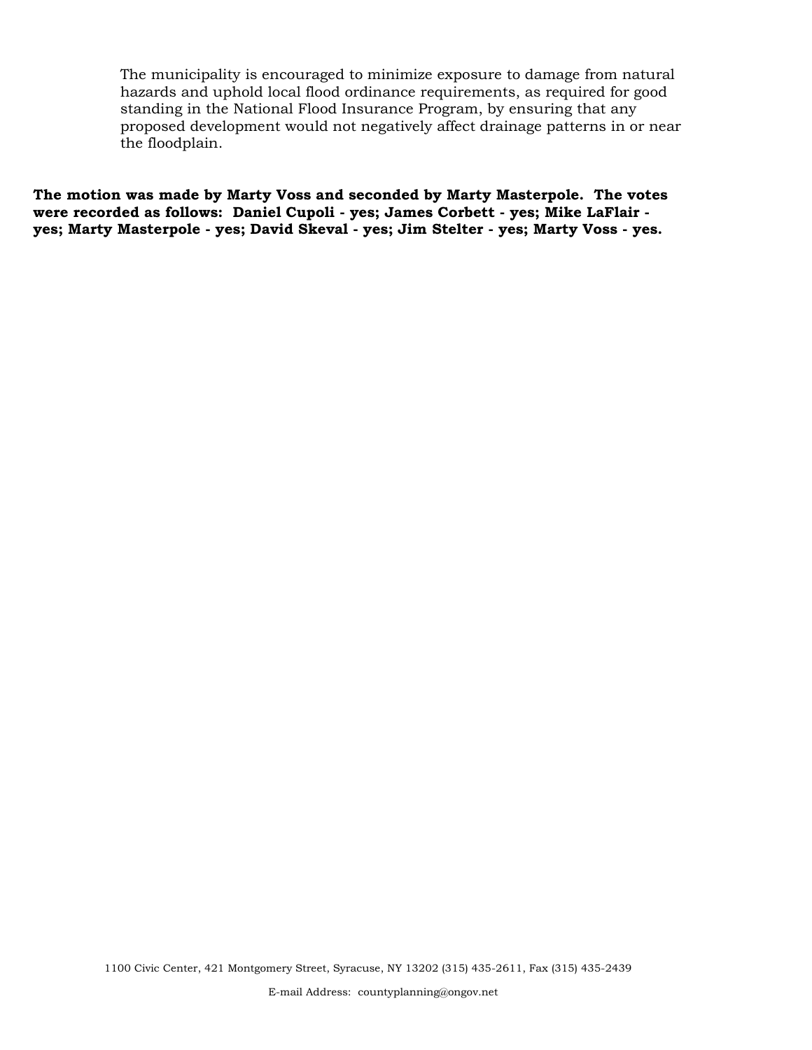The municipality is encouraged to minimize exposure to damage from natural hazards and uphold local flood ordinance requirements, as required for good standing in the National Flood Insurance Program, by ensuring that any proposed development would not negatively affect drainage patterns in or near the floodplain.

**The motion was made by Marty Voss and seconded by Marty Masterpole. The votes were recorded as follows: Daniel Cupoli - yes; James Corbett - yes; Mike LaFlair - yes; Marty Masterpole - yes; David Skeval - yes; Jim Stelter - yes; Marty Voss - yes.**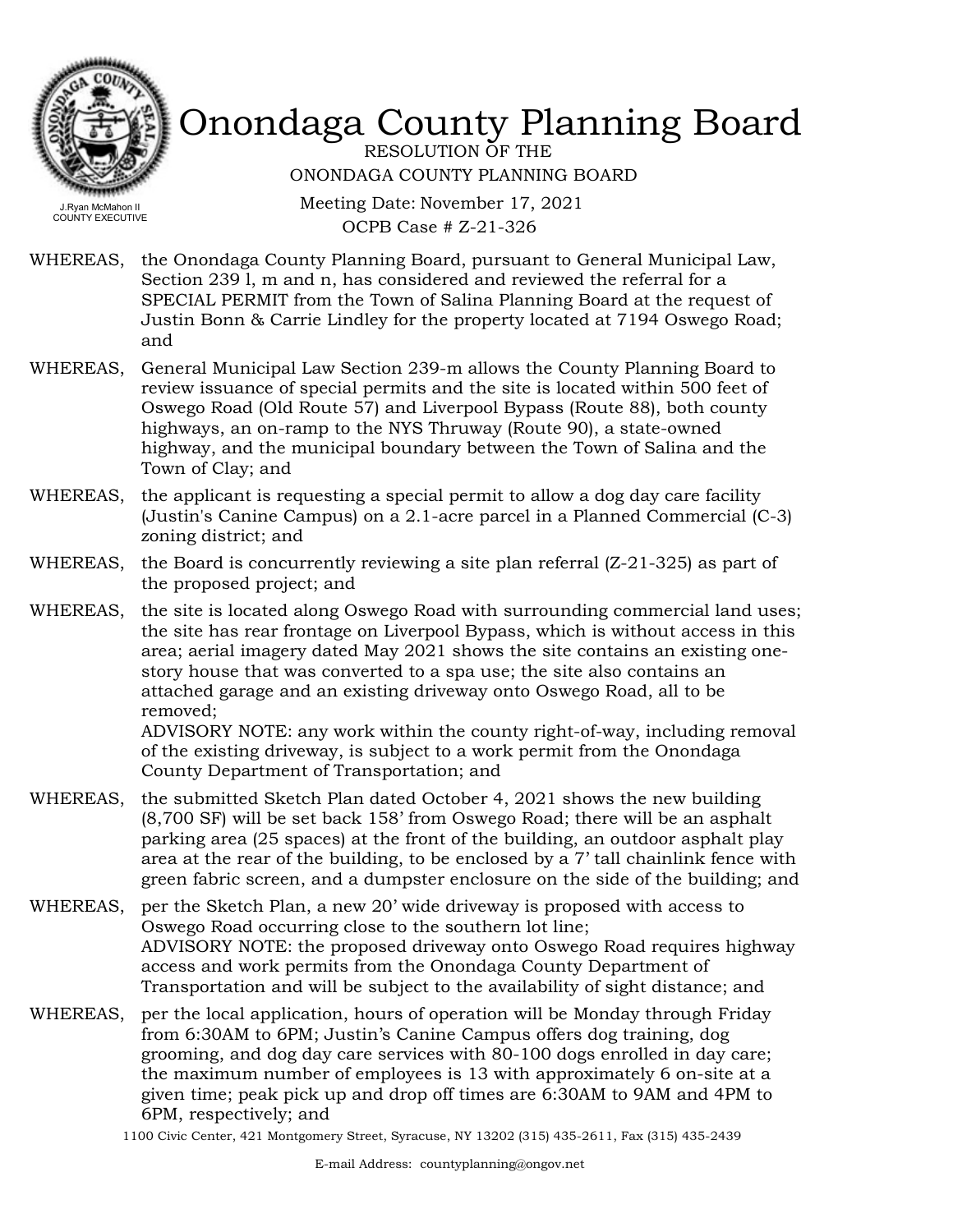# Onondaga County Planning Board

J.Ryan McMahon II
COUNTY EXECUTIVE

RESOLUTION OF THE
ONONDAGA COUNTY PLANNING BOARD

Meeting Date: November 17, 2021
OCPB Case # Z-21-326

WHEREAS, the Onondaga County Planning Board, pursuant to General Municipal Law, Section 239 l, m and n, has considered and reviewed the referral for a SPECIAL PERMIT from the Town of Salina Planning Board at the request of Justin Bonn & Carrie Lindley for the property located at 7194 Oswego Road; and

WHEREAS, General Municipal Law Section 239-m allows the County Planning Board to review issuance of special permits and the site is located within 500 feet of Oswego Road (Old Route 57) and Liverpool Bypass (Route 88), both county highways, an on-ramp to the NYS Thruway (Route 90), a state-owned highway, and the municipal boundary between the Town of Salina and the Town of Clay; and

WHEREAS, the applicant is requesting a special permit to allow a dog day care facility (Justin's Canine Campus) on a 2.1-acre parcel in a Planned Commercial (C-3) zoning district; and

WHEREAS, the Board is concurrently reviewing a site plan referral (Z-21-325) as part of the proposed project; and

WHEREAS, the site is located along Oswego Road with surrounding commercial land uses; the site has rear frontage on Liverpool Bypass, which is without access in this area; aerial imagery dated May 2021 shows the site contains an existing one-story house that was converted to a spa use; the site also contains an attached garage and an existing driveway onto Oswego Road, all to be removed;
ADVISORY NOTE: any work within the county right-of-way, including removal of the existing driveway, is subject to a work permit from the Onondaga County Department of Transportation; and

WHEREAS, the submitted Sketch Plan dated October 4, 2021 shows the new building (8,700 SF) will be set back 158' from Oswego Road; there will be an asphalt parking area (25 spaces) at the front of the building, an outdoor asphalt play area at the rear of the building, to be enclosed by a 7' tall chainlink fence with green fabric screen, and a dumpster enclosure on the side of the building; and

WHEREAS, per the Sketch Plan, a new 20' wide driveway is proposed with access to Oswego Road occurring close to the southern lot line;
ADVISORY NOTE: the proposed driveway onto Oswego Road requires highway access and work permits from the Onondaga County Department of Transportation and will be subject to the availability of sight distance; and

WHEREAS, per the local application, hours of operation will be Monday through Friday from 6:30AM to 6PM; Justin's Canine Campus offers dog training, dog grooming, and dog day care services with 80-100 dogs enrolled in day care; the maximum number of employees is 13 with approximately 6 on-site at a given time; peak pick up and drop off times are 6:30AM to 9AM and 4PM to 6PM, respectively; and

1100 Civic Center, 421 Montgomery Street, Syracuse, NY 13202 (315) 435-2611, Fax (315) 435-2439

E-mail Address: countyplanning@ongov.net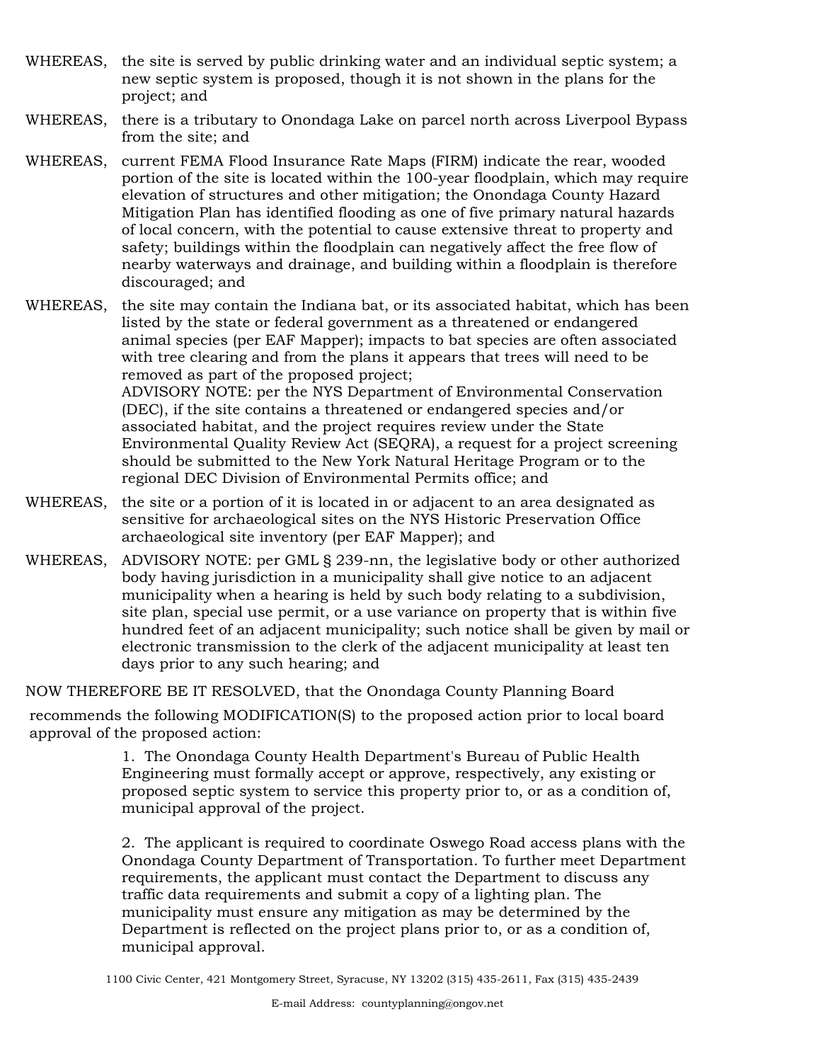WHEREAS, the site is served by public drinking water and an individual septic system; a new septic system is proposed, though it is not shown in the plans for the project; and

WHEREAS, there is a tributary to Onondaga Lake on parcel north across Liverpool Bypass from the site; and

WHEREAS, current FEMA Flood Insurance Rate Maps (FIRM) indicate the rear, wooded portion of the site is located within the 100-year floodplain, which may require elevation of structures and other mitigation; the Onondaga County Hazard Mitigation Plan has identified flooding as one of five primary natural hazards of local concern, with the potential to cause extensive threat to property and safety; buildings within the floodplain can negatively affect the free flow of nearby waterways and drainage, and building within a floodplain is therefore discouraged; and

WHEREAS, the site may contain the Indiana bat, or its associated habitat, which has been listed by the state or federal government as a threatened or endangered animal species (per EAF Mapper); impacts to bat species are often associated with tree clearing and from the plans it appears that trees will need to be removed as part of the proposed project;
ADVISORY NOTE: per the NYS Department of Environmental Conservation (DEC), if the site contains a threatened or endangered species and/or associated habitat, and the project requires review under the State Environmental Quality Review Act (SEQRA), a request for a project screening should be submitted to the New York Natural Heritage Program or to the regional DEC Division of Environmental Permits office; and

WHEREAS, the site or a portion of it is located in or adjacent to an area designated as sensitive for archaeological sites on the NYS Historic Preservation Office archaeological site inventory (per EAF Mapper); and

WHEREAS, ADVISORY NOTE: per GML § 239-nn, the legislative body or other authorized body having jurisdiction in a municipality shall give notice to an adjacent municipality when a hearing is held by such body relating to a subdivision, site plan, special use permit, or a use variance on property that is within five hundred feet of an adjacent municipality; such notice shall be given by mail or electronic transmission to the clerk of the adjacent municipality at least ten days prior to any such hearing; and

NOW THEREFORE BE IT RESOLVED, that the Onondaga County Planning Board

recommends the following MODIFICATION(S) to the proposed action prior to local board approval of the proposed action:

1. The Onondaga County Health Department's Bureau of Public Health Engineering must formally accept or approve, respectively, any existing or proposed septic system to service this property prior to, or as a condition of, municipal approval of the project.

2. The applicant is required to coordinate Oswego Road access plans with the Onondaga County Department of Transportation. To further meet Department requirements, the applicant must contact the Department to discuss any traffic data requirements and submit a copy of a lighting plan. The municipality must ensure any mitigation as may be determined by the Department is reflected on the project plans prior to, or as a condition of, municipal approval.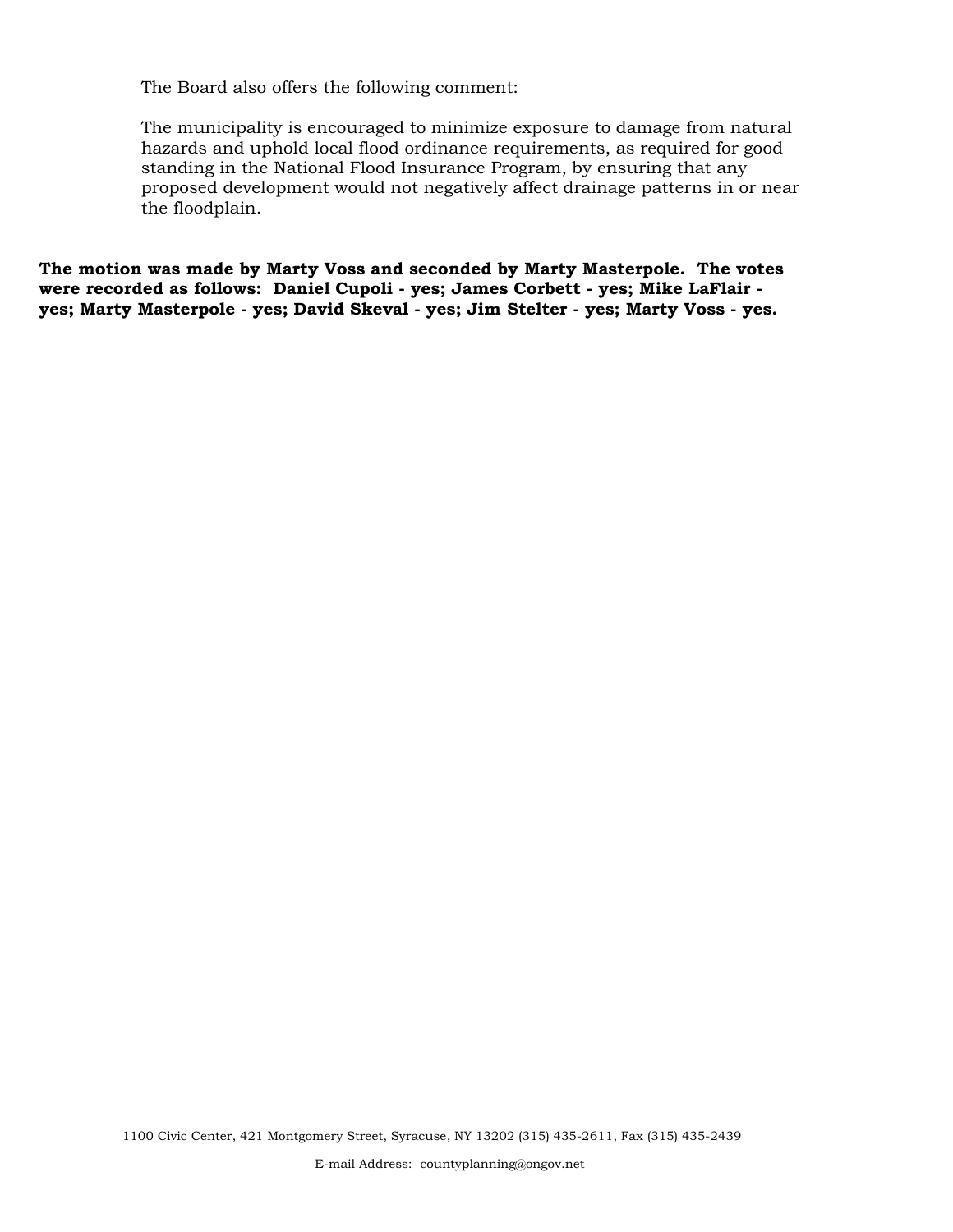The Board also offers the following comment:

The municipality is encouraged to minimize exposure to damage from natural hazards and uphold local flood ordinance requirements, as required for good standing in the National Flood Insurance Program, by ensuring that any proposed development would not negatively affect drainage patterns in or near the floodplain.

**The motion was made by Marty Voss and seconded by Marty Masterpole. The votes were recorded as follows: Daniel Cupoli - yes; James Corbett - yes; Mike LaFlair - yes; Marty Masterpole - yes; David Skeval - yes; Jim Stelter - yes; Marty Voss - yes.**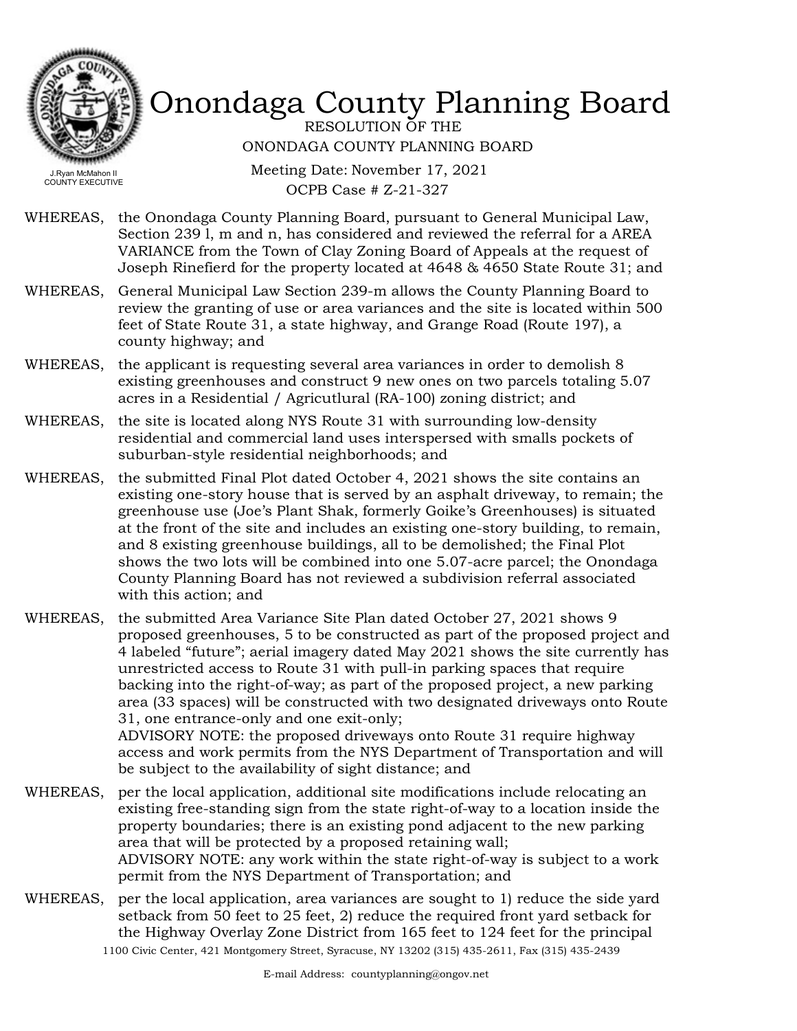# Onondaga County Planning Board

RESOLUTION OF THE

ONONDAGA COUNTY PLANNING BOARD

Meeting Date: November 17, 2021

OCPB Case # Z-21-327

J.Ryan McMahon II
COUNTY EXECUTIVE

WHEREAS, the Onondaga County Planning Board, pursuant to General Municipal Law, Section 239 l, m and n, has considered and reviewed the referral for a AREA VARIANCE from the Town of Clay Zoning Board of Appeals at the request of Joseph Rinefierd for the property located at 4648 & 4650 State Route 31; and

WHEREAS, General Municipal Law Section 239-m allows the County Planning Board to review the granting of use or area variances and the site is located within 500 feet of State Route 31, a state highway, and Grange Road (Route 197), a county highway; and

WHEREAS, the applicant is requesting several area variances in order to demolish 8 existing greenhouses and construct 9 new ones on two parcels totaling 5.07 acres in a Residential / Agricutlural (RA-100) zoning district; and

WHEREAS, the site is located along NYS Route 31 with surrounding low-density residential and commercial land uses interspersed with smalls pockets of suburban-style residential neighborhoods; and

WHEREAS, the submitted Final Plot dated October 4, 2021 shows the site contains an existing one-story house that is served by an asphalt driveway, to remain; the greenhouse use (Joe's Plant Shak, formerly Goike's Greenhouses) is situated at the front of the site and includes an existing one-story building, to remain, and 8 existing greenhouse buildings, all to be demolished; the Final Plot shows the two lots will be combined into one 5.07-acre parcel; the Onondaga County Planning Board has not reviewed a subdivision referral associated with this action; and

WHEREAS, the submitted Area Variance Site Plan dated October 27, 2021 shows 9 proposed greenhouses, 5 to be constructed as part of the proposed project and 4 labeled "future"; aerial imagery dated May 2021 shows the site currently has unrestricted access to Route 31 with pull-in parking spaces that require backing into the right-of-way; as part of the proposed project, a new parking area (33 spaces) will be constructed with two designated driveways onto Route 31, one entrance-only and one exit-only;
ADVISORY NOTE: the proposed driveways onto Route 31 require highway access and work permits from the NYS Department of Transportation and will be subject to the availability of sight distance; and

WHEREAS, per the local application, additional site modifications include relocating an existing free-standing sign from the state right-of-way to a location inside the property boundaries; there is an existing pond adjacent to the new parking area that will be protected by a proposed retaining wall;
ADVISORY NOTE: any work within the state right-of-way is subject to a work permit from the NYS Department of Transportation; and

WHEREAS, per the local application, area variances are sought to 1) reduce the side yard setback from 50 feet to 25 feet, 2) reduce the required front yard setback for the Highway Overlay Zone District from 165 feet to 124 feet for the principal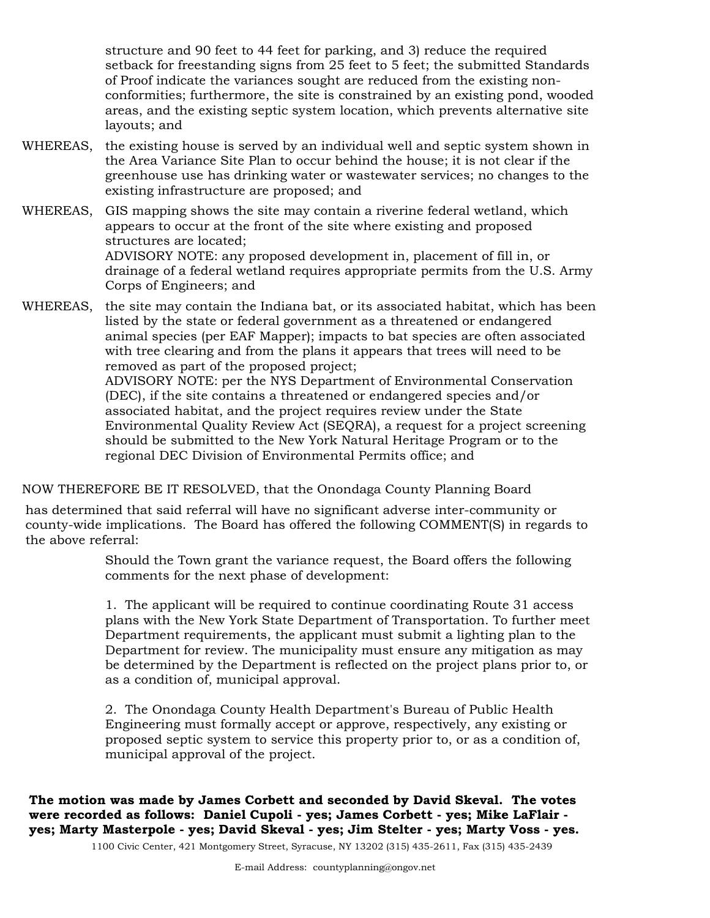structure and 90 feet to 44 feet for parking, and 3) reduce the required setback for freestanding signs from 25 feet to 5 feet; the submitted Standards of Proof indicate the variances sought are reduced from the existing non-conformities; furthermore, the site is constrained by an existing pond, wooded areas, and the existing septic system location, which prevents alternative site layouts; and

WHEREAS, the existing house is served by an individual well and septic system shown in the Area Variance Site Plan to occur behind the house; it is not clear if the greenhouse use has drinking water or wastewater services; no changes to the existing infrastructure are proposed; and

WHEREAS, GIS mapping shows the site may contain a riverine federal wetland, which appears to occur at the front of the site where existing and proposed structures are located;
ADVISORY NOTE: any proposed development in, placement of fill in, or drainage of a federal wetland requires appropriate permits from the U.S. Army Corps of Engineers; and

WHEREAS, the site may contain the Indiana bat, or its associated habitat, which has been listed by the state or federal government as a threatened or endangered animal species (per EAF Mapper); impacts to bat species are often associated with tree clearing and from the plans it appears that trees will need to be removed as part of the proposed project;
ADVISORY NOTE: per the NYS Department of Environmental Conservation (DEC), if the site contains a threatened or endangered species and/or associated habitat, and the project requires review under the State Environmental Quality Review Act (SEQRA), a request for a project screening should be submitted to the New York Natural Heritage Program or to the regional DEC Division of Environmental Permits office; and

NOW THEREFORE BE IT RESOLVED, that the Onondaga County Planning Board

has determined that said referral will have no significant adverse inter-community or county-wide implications. The Board has offered the following COMMENT(S) in regards to the above referral:

Should the Town grant the variance request, the Board offers the following comments for the next phase of development:

1. The applicant will be required to continue coordinating Route 31 access plans with the New York State Department of Transportation. To further meet Department requirements, the applicant must submit a lighting plan to the Department for review. The municipality must ensure any mitigation as may be determined by the Department is reflected on the project plans prior to, or as a condition of, municipal approval.

2. The Onondaga County Health Department's Bureau of Public Health Engineering must formally accept or approve, respectively, any existing or proposed septic system to service this property prior to, or as a condition of, municipal approval of the project.

**The motion was made by James Corbett and seconded by David Skeval. The votes were recorded as follows: Daniel Cupoli - yes; James Corbett - yes; Mike LaFlair - yes; Marty Masterpole - yes; David Skeval - yes; Jim Stelter - yes; Marty Voss - yes.**

1100 Civic Center, 421 Montgomery Street, Syracuse, NY 13202 (315) 435-2611, Fax (315) 435-2439

E-mail Address: countyplanning@ongov.net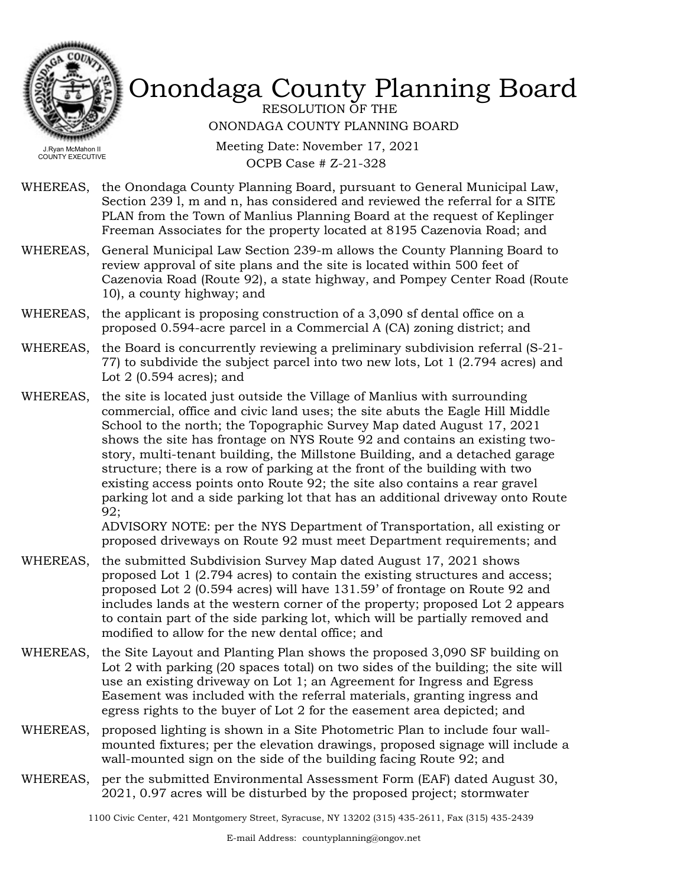# Onondaga County Planning Board

RESOLUTION OF THE
ONONDAGA COUNTY PLANNING BOARD

J.Ryan McMahon II
COUNTY EXECUTIVE

Meeting Date: November 17, 2021
OCPB Case # Z-21-328

WHEREAS, the Onondaga County Planning Board, pursuant to General Municipal Law, Section 239 l, m and n, has considered and reviewed the referral for a SITE PLAN from the Town of Manlius Planning Board at the request of Keplinger Freeman Associates for the property located at 8195 Cazenovia Road; and

WHEREAS, General Municipal Law Section 239-m allows the County Planning Board to review approval of site plans and the site is located within 500 feet of Cazenovia Road (Route 92), a state highway, and Pompey Center Road (Route 10), a county highway; and

WHEREAS, the applicant is proposing construction of a 3,090 sf dental office on a proposed 0.594-acre parcel in a Commercial A (CA) zoning district; and

WHEREAS, the Board is concurrently reviewing a preliminary subdivision referral (S-21-77) to subdivide the subject parcel into two new lots, Lot 1 (2.794 acres) and Lot 2 (0.594 acres); and

WHEREAS, the site is located just outside the Village of Manlius with surrounding commercial, office and civic land uses; the site abuts the Eagle Hill Middle School to the north; the Topographic Survey Map dated August 17, 2021 shows the site has frontage on NYS Route 92 and contains an existing two-story, multi-tenant building, the Millstone Building, and a detached garage structure; there is a row of parking at the front of the building with two existing access points onto Route 92; the site also contains a rear gravel parking lot and a side parking lot that has an additional driveway onto Route 92;
ADVISORY NOTE: per the NYS Department of Transportation, all existing or proposed driveways on Route 92 must meet Department requirements; and

WHEREAS, the submitted Subdivision Survey Map dated August 17, 2021 shows proposed Lot 1 (2.794 acres) to contain the existing structures and access; proposed Lot 2 (0.594 acres) will have 131.59' of frontage on Route 92 and includes lands at the western corner of the property; proposed Lot 2 appears to contain part of the side parking lot, which will be partially removed and modified to allow for the new dental office; and

WHEREAS, the Site Layout and Planting Plan shows the proposed 3,090 SF building on Lot 2 with parking (20 spaces total) on two sides of the building; the site will use an existing driveway on Lot 1; an Agreement for Ingress and Egress Easement was included with the referral materials, granting ingress and egress rights to the buyer of Lot 2 for the easement area depicted; and

WHEREAS, proposed lighting is shown in a Site Photometric Plan to include four wall-mounted fixtures; per the elevation drawings, proposed signage will include a wall-mounted sign on the side of the building facing Route 92; and

WHEREAS, per the submitted Environmental Assessment Form (EAF) dated August 30, 2021, 0.97 acres will be disturbed by the proposed project; stormwater

1100 Civic Center, 421 Montgomery Street, Syracuse, NY 13202 (315) 435-2611, Fax (315) 435-2439

E-mail Address: countyplanning@ongov.net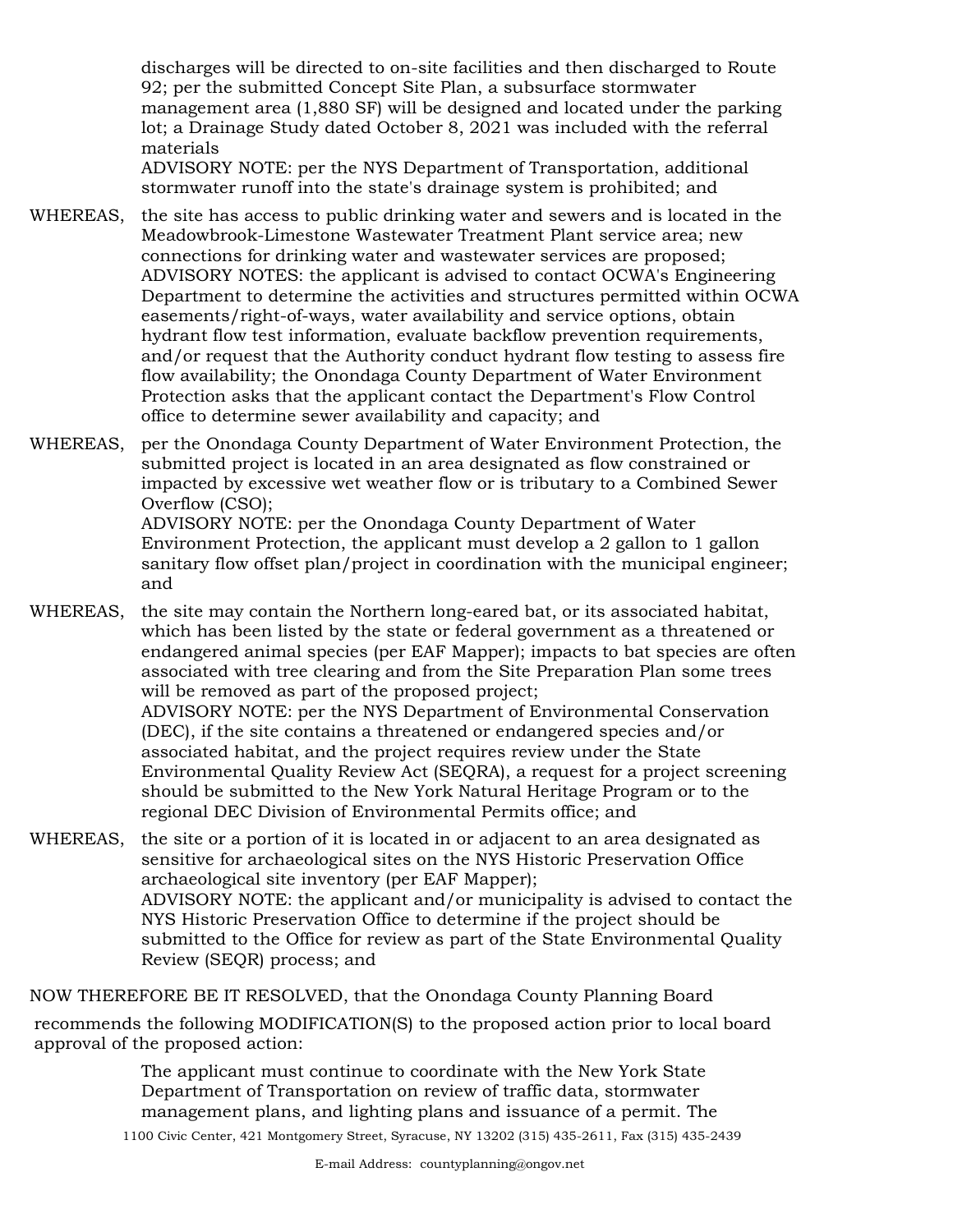discharges will be directed to on-site facilities and then discharged to Route 92; per the submitted Concept Site Plan, a subsurface stormwater management area (1,880 SF) will be designed and located under the parking lot; a Drainage Study dated October 8, 2021 was included with the referral materials
ADVISORY NOTE: per the NYS Department of Transportation, additional stormwater runoff into the state's drainage system is prohibited; and

WHEREAS, the site has access to public drinking water and sewers and is located in the Meadowbrook-Limestone Wastewater Treatment Plant service area; new connections for drinking water and wastewater services are proposed;
ADVISORY NOTES: the applicant is advised to contact OCWA's Engineering Department to determine the activities and structures permitted within OCWA easements/right-of-ways, water availability and service options, obtain hydrant flow test information, evaluate backflow prevention requirements, and/or request that the Authority conduct hydrant flow testing to assess fire flow availability; the Onondaga County Department of Water Environment Protection asks that the applicant contact the Department's Flow Control office to determine sewer availability and capacity; and

WHEREAS, per the Onondaga County Department of Water Environment Protection, the submitted project is located in an area designated as flow constrained or impacted by excessive wet weather flow or is tributary to a Combined Sewer Overflow (CSO);
ADVISORY NOTE: per the Onondaga County Department of Water Environment Protection, the applicant must develop a 2 gallon to 1 gallon sanitary flow offset plan/project in coordination with the municipal engineer; and

WHEREAS, the site may contain the Northern long-eared bat, or its associated habitat, which has been listed by the state or federal government as a threatened or endangered animal species (per EAF Mapper); impacts to bat species are often associated with tree clearing and from the Site Preparation Plan some trees will be removed as part of the proposed project;
ADVISORY NOTE: per the NYS Department of Environmental Conservation (DEC), if the site contains a threatened or endangered species and/or associated habitat, and the project requires review under the State Environmental Quality Review Act (SEQRA), a request for a project screening should be submitted to the New York Natural Heritage Program or to the regional DEC Division of Environmental Permits office; and

WHEREAS, the site or a portion of it is located in or adjacent to an area designated as sensitive for archaeological sites on the NYS Historic Preservation Office archaeological site inventory (per EAF Mapper);
ADVISORY NOTE: the applicant and/or municipality is advised to contact the NYS Historic Preservation Office to determine if the project should be submitted to the Office for review as part of the State Environmental Quality Review (SEQR) process; and

NOW THEREFORE BE IT RESOLVED, that the Onondaga County Planning Board

recommends the following MODIFICATION(S) to the proposed action prior to local board approval of the proposed action:

The applicant must continue to coordinate with the New York State Department of Transportation on review of traffic data, stormwater management plans, and lighting plans and issuance of a permit. The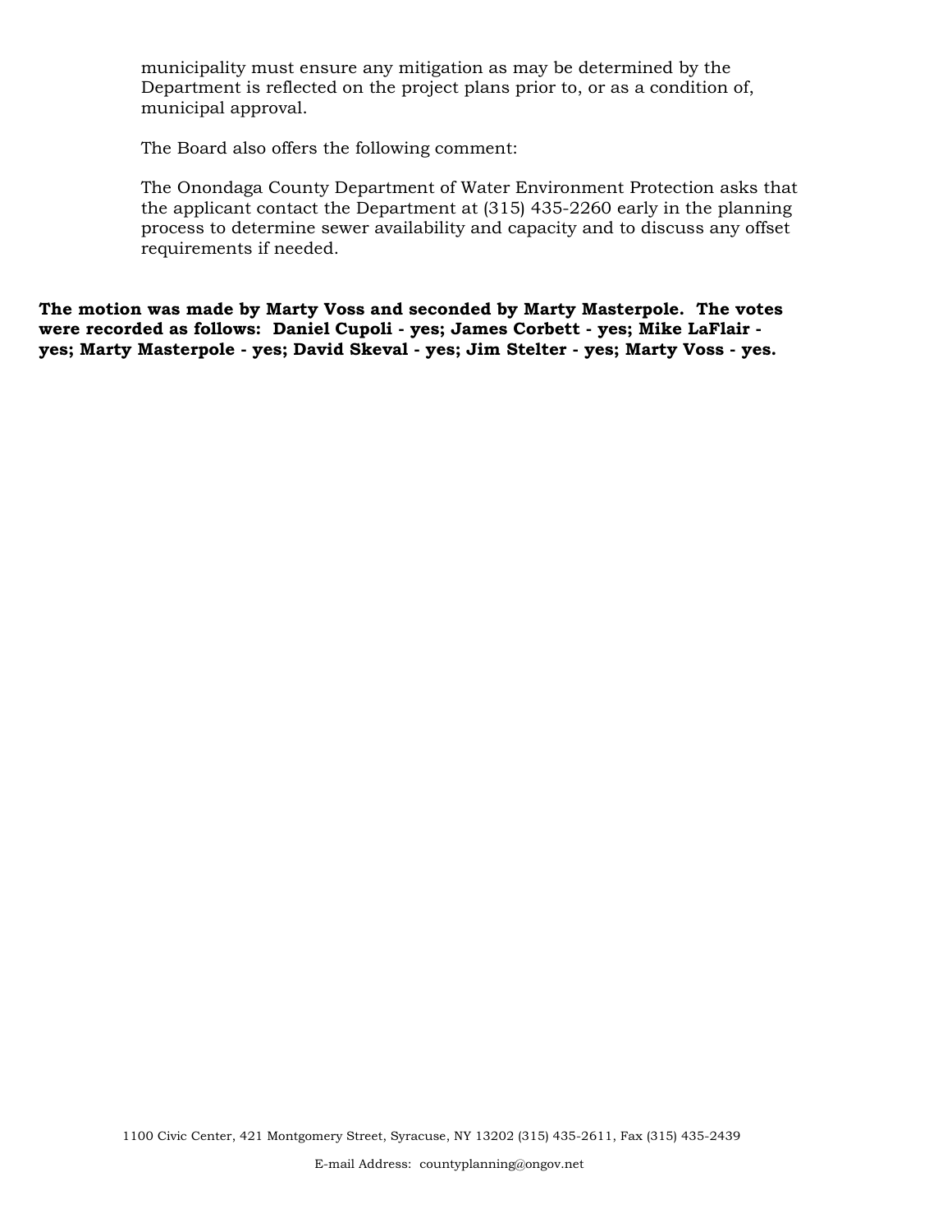municipality must ensure any mitigation as may be determined by the Department is reflected on the project plans prior to, or as a condition of, municipal approval.

The Board also offers the following comment:

The Onondaga County Department of Water Environment Protection asks that the applicant contact the Department at (315) 435-2260 early in the planning process to determine sewer availability and capacity and to discuss any offset requirements if needed.

**The motion was made by Marty Voss and seconded by Marty Masterpole. The votes were recorded as follows: Daniel Cupoli - yes; James Corbett - yes; Mike LaFlair - yes; Marty Masterpole - yes; David Skeval - yes; Jim Stelter - yes; Marty Voss - yes.**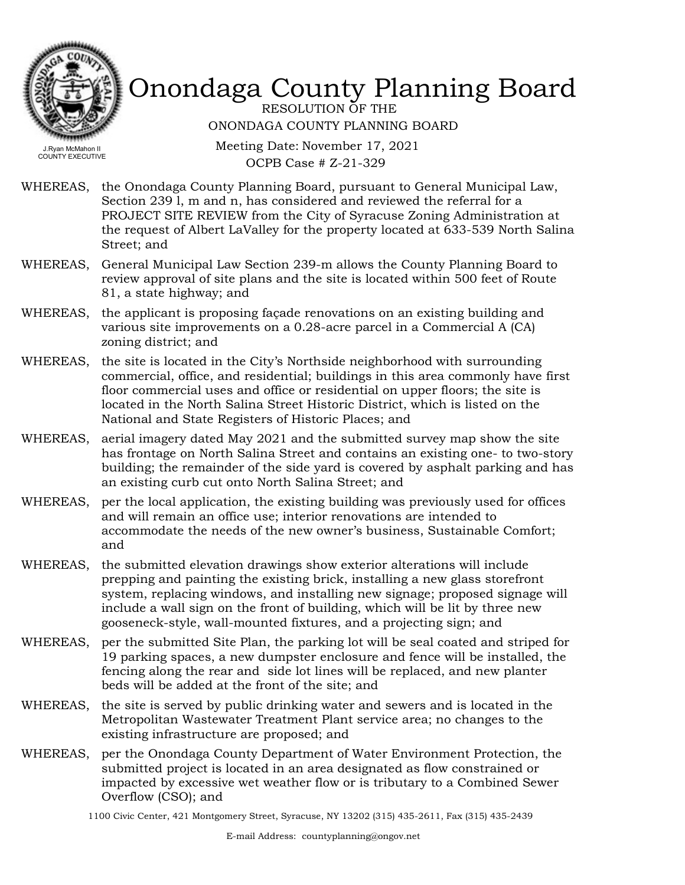# Onondaga County Planning Board

RESOLUTION OF THE
ONONDAGA COUNTY PLANNING BOARD

J.Ryan McMahon II
COUNTY EXECUTIVE

Meeting Date: November 17, 2021
OCPB Case # Z-21-329

WHEREAS, the Onondaga County Planning Board, pursuant to General Municipal Law, Section 239 l, m and n, has considered and reviewed the referral for a PROJECT SITE REVIEW from the City of Syracuse Zoning Administration at the request of Albert LaValley for the property located at 633-539 North Salina Street; and

WHEREAS, General Municipal Law Section 239-m allows the County Planning Board to review approval of site plans and the site is located within 500 feet of Route 81, a state highway; and

WHEREAS, the applicant is proposing façade renovations on an existing building and various site improvements on a 0.28-acre parcel in a Commercial A (CA) zoning district; and

WHEREAS, the site is located in the City's Northside neighborhood with surrounding commercial, office, and residential; buildings in this area commonly have first floor commercial uses and office or residential on upper floors; the site is located in the North Salina Street Historic District, which is listed on the National and State Registers of Historic Places; and

WHEREAS, aerial imagery dated May 2021 and the submitted survey map show the site has frontage on North Salina Street and contains an existing one- to two-story building; the remainder of the side yard is covered by asphalt parking and has an existing curb cut onto North Salina Street; and

WHEREAS, per the local application, the existing building was previously used for offices and will remain an office use; interior renovations are intended to accommodate the needs of the new owner's business, Sustainable Comfort; and

WHEREAS, the submitted elevation drawings show exterior alterations will include prepping and painting the existing brick, installing a new glass storefront system, replacing windows, and installing new signage; proposed signage will include a wall sign on the front of building, which will be lit by three new gooseneck-style, wall-mounted fixtures, and a projecting sign; and

WHEREAS, per the submitted Site Plan, the parking lot will be seal coated and striped for 19 parking spaces, a new dumpster enclosure and fence will be installed, the fencing along the rear and side lot lines will be replaced, and new planter beds will be added at the front of the site; and

WHEREAS, the site is served by public drinking water and sewers and is located in the Metropolitan Wastewater Treatment Plant service area; no changes to the existing infrastructure are proposed; and

WHEREAS, per the Onondaga County Department of Water Environment Protection, the submitted project is located in an area designated as flow constrained or impacted by excessive wet weather flow or is tributary to a Combined Sewer Overflow (CSO); and

1100 Civic Center, 421 Montgomery Street, Syracuse, NY 13202 (315) 435-2611, Fax (315) 435-2439

E-mail Address: countyplanning@ongov.net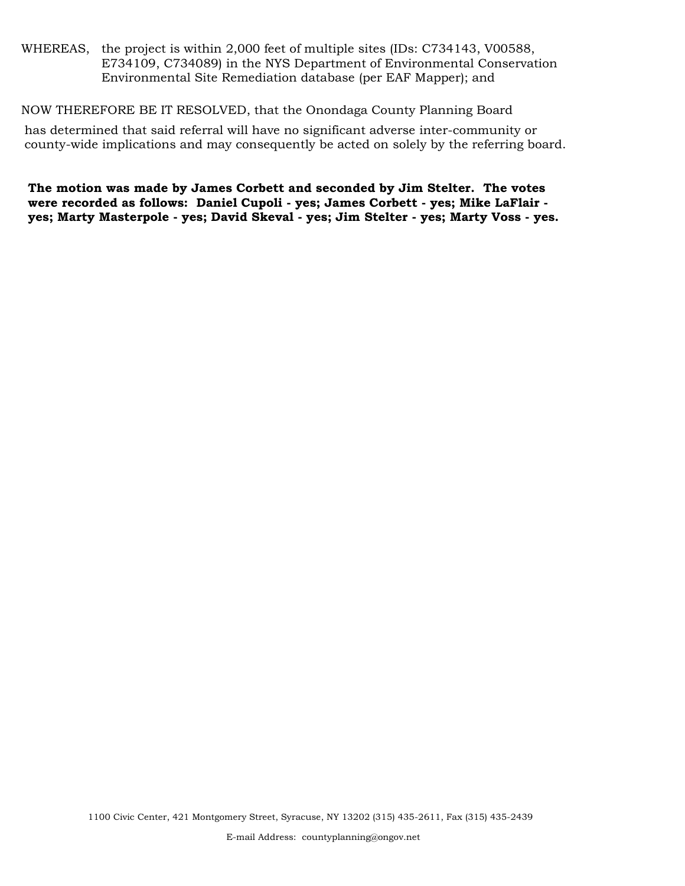WHEREAS, the project is within 2,000 feet of multiple sites (IDs: C734143, V00588, E734109, C734089) in the NYS Department of Environmental Conservation Environmental Site Remediation database (per EAF Mapper); and

NOW THEREFORE BE IT RESOLVED, that the Onondaga County Planning Board has determined that said referral will have no significant adverse inter-community or county-wide implications and may consequently be acted on solely by the referring board.

**The motion was made by James Corbett and seconded by Jim Stelter. The votes were recorded as follows: Daniel Cupoli - yes; James Corbett - yes; Mike LaFlair - yes; Marty Masterpole - yes; David Skeval - yes; Jim Stelter - yes; Marty Voss - yes.**

1100 Civic Center, 421 Montgomery Street, Syracuse, NY 13202 (315) 435-2611, Fax (315) 435-2439

E-mail Address: countyplanning@ongov.net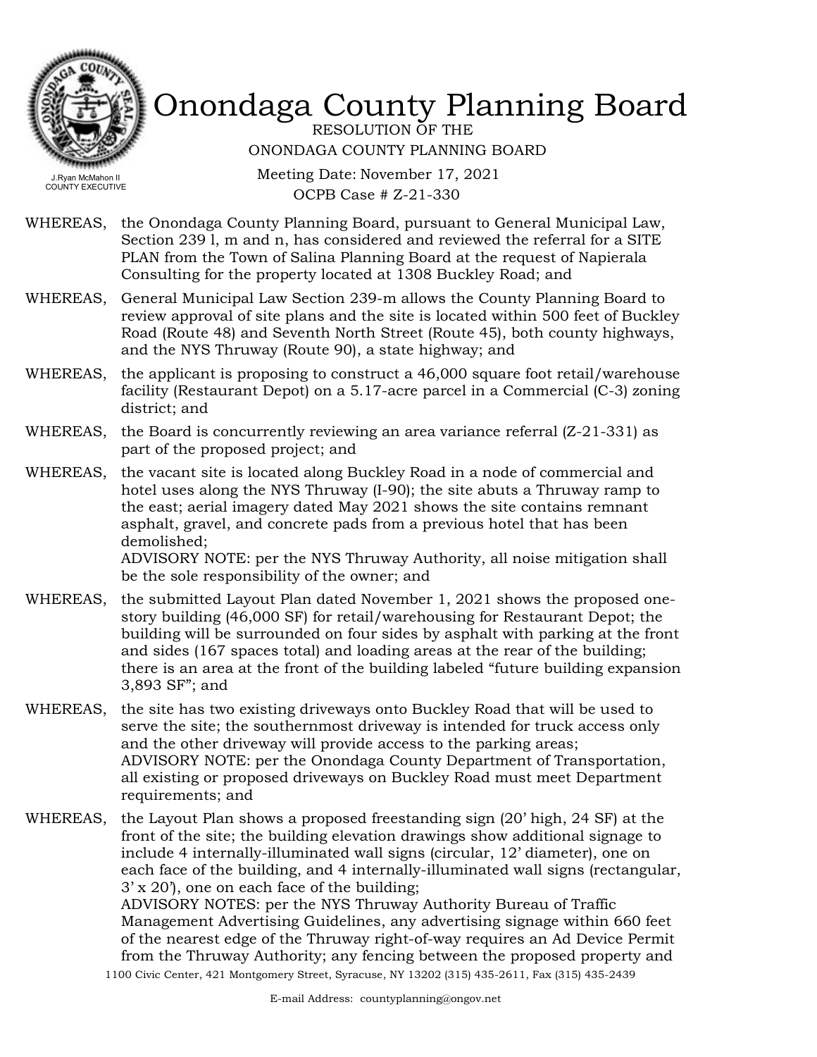# Onondaga County Planning Board

RESOLUTION OF THE
ONONDAGA COUNTY PLANNING BOARD

J.Ryan McMahon II
COUNTY EXECUTIVE

Meeting Date: November 17, 2021
OCPB Case # Z-21-330

WHEREAS, the Onondaga County Planning Board, pursuant to General Municipal Law, Section 239 l, m and n, has considered and reviewed the referral for a SITE PLAN from the Town of Salina Planning Board at the request of Napierala Consulting for the property located at 1308 Buckley Road; and

WHEREAS, General Municipal Law Section 239-m allows the County Planning Board to review approval of site plans and the site is located within 500 feet of Buckley Road (Route 48) and Seventh North Street (Route 45), both county highways, and the NYS Thruway (Route 90), a state highway; and

WHEREAS, the applicant is proposing to construct a 46,000 square foot retail/warehouse facility (Restaurant Depot) on a 5.17-acre parcel in a Commercial (C-3) zoning district; and

WHEREAS, the Board is concurrently reviewing an area variance referral (Z-21-331) as part of the proposed project; and

WHEREAS, the vacant site is located along Buckley Road in a node of commercial and hotel uses along the NYS Thruway (I-90); the site abuts a Thruway ramp to the east; aerial imagery dated May 2021 shows the site contains remnant asphalt, gravel, and concrete pads from a previous hotel that has been demolished;
ADVISORY NOTE: per the NYS Thruway Authority, all noise mitigation shall be the sole responsibility of the owner; and

WHEREAS, the submitted Layout Plan dated November 1, 2021 shows the proposed one-story building (46,000 SF) for retail/warehousing for Restaurant Depot; the building will be surrounded on four sides by asphalt with parking at the front and sides (167 spaces total) and loading areas at the rear of the building; there is an area at the front of the building labeled "future building expansion 3,893 SF"; and

WHEREAS, the site has two existing driveways onto Buckley Road that will be used to serve the site; the southernmost driveway is intended for truck access only and the other driveway will provide access to the parking areas;
ADVISORY NOTE: per the Onondaga County Department of Transportation, all existing or proposed driveways on Buckley Road must meet Department requirements; and

WHEREAS, the Layout Plan shows a proposed freestanding sign (20' high, 24 SF) at the front of the site; the building elevation drawings show additional signage to include 4 internally-illuminated wall signs (circular, 12' diameter), one on each face of the building, and 4 internally-illuminated wall signs (rectangular, 3' x 20'), one on each face of the building;
ADVISORY NOTES: per the NYS Thruway Authority Bureau of Traffic Management Advertising Guidelines, any advertising signage within 660 feet of the nearest edge of the Thruway right-of-way requires an Ad Device Permit from the Thruway Authority; any fencing between the proposed property and

1100 Civic Center, 421 Montgomery Street, Syracuse, NY 13202 (315) 435-2611, Fax (315) 435-2439

E-mail Address: countyplanning@ongov.net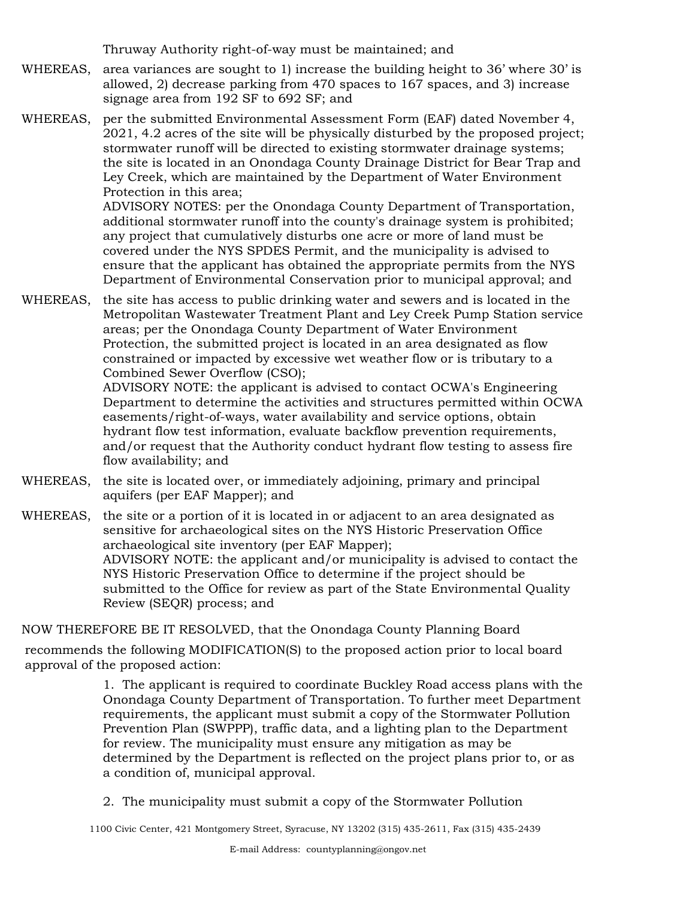Thruway Authority right-of-way must be maintained; and

WHEREAS, area variances are sought to 1) increase the building height to 36' where 30' is allowed, 2) decrease parking from 470 spaces to 167 spaces, and 3) increase signage area from 192 SF to 692 SF; and

WHEREAS, per the submitted Environmental Assessment Form (EAF) dated November 4, 2021, 4.2 acres of the site will be physically disturbed by the proposed project; stormwater runoff will be directed to existing stormwater drainage systems; the site is located in an Onondaga County Drainage District for Bear Trap and Ley Creek, which are maintained by the Department of Water Environment Protection in this area;
ADVISORY NOTES: per the Onondaga County Department of Transportation, additional stormwater runoff into the county's drainage system is prohibited; any project that cumulatively disturbs one acre or more of land must be covered under the NYS SPDES Permit, and the municipality is advised to ensure that the applicant has obtained the appropriate permits from the NYS Department of Environmental Conservation prior to municipal approval; and

WHEREAS, the site has access to public drinking water and sewers and is located in the Metropolitan Wastewater Treatment Plant and Ley Creek Pump Station service areas; per the Onondaga County Department of Water Environment Protection, the submitted project is located in an area designated as flow constrained or impacted by excessive wet weather flow or is tributary to a Combined Sewer Overflow (CSO);
ADVISORY NOTE: the applicant is advised to contact OCWA's Engineering Department to determine the activities and structures permitted within OCWA easements/right-of-ways, water availability and service options, obtain hydrant flow test information, evaluate backflow prevention requirements, and/or request that the Authority conduct hydrant flow testing to assess fire flow availability; and

WHEREAS, the site is located over, or immediately adjoining, primary and principal aquifers (per EAF Mapper); and

WHEREAS, the site or a portion of it is located in or adjacent to an area designated as sensitive for archaeological sites on the NYS Historic Preservation Office archaeological site inventory (per EAF Mapper);
ADVISORY NOTE: the applicant and/or municipality is advised to contact the NYS Historic Preservation Office to determine if the project should be submitted to the Office for review as part of the State Environmental Quality Review (SEQR) process; and

NOW THEREFORE BE IT RESOLVED, that the Onondaga County Planning Board

recommends the following MODIFICATION(S) to the proposed action prior to local board approval of the proposed action:

1. The applicant is required to coordinate Buckley Road access plans with the Onondaga County Department of Transportation. To further meet Department requirements, the applicant must submit a copy of the Stormwater Pollution Prevention Plan (SWPPP), traffic data, and a lighting plan to the Department for review. The municipality must ensure any mitigation as may be determined by the Department is reflected on the project plans prior to, or as a condition of, municipal approval.

2. The municipality must submit a copy of the Stormwater Pollution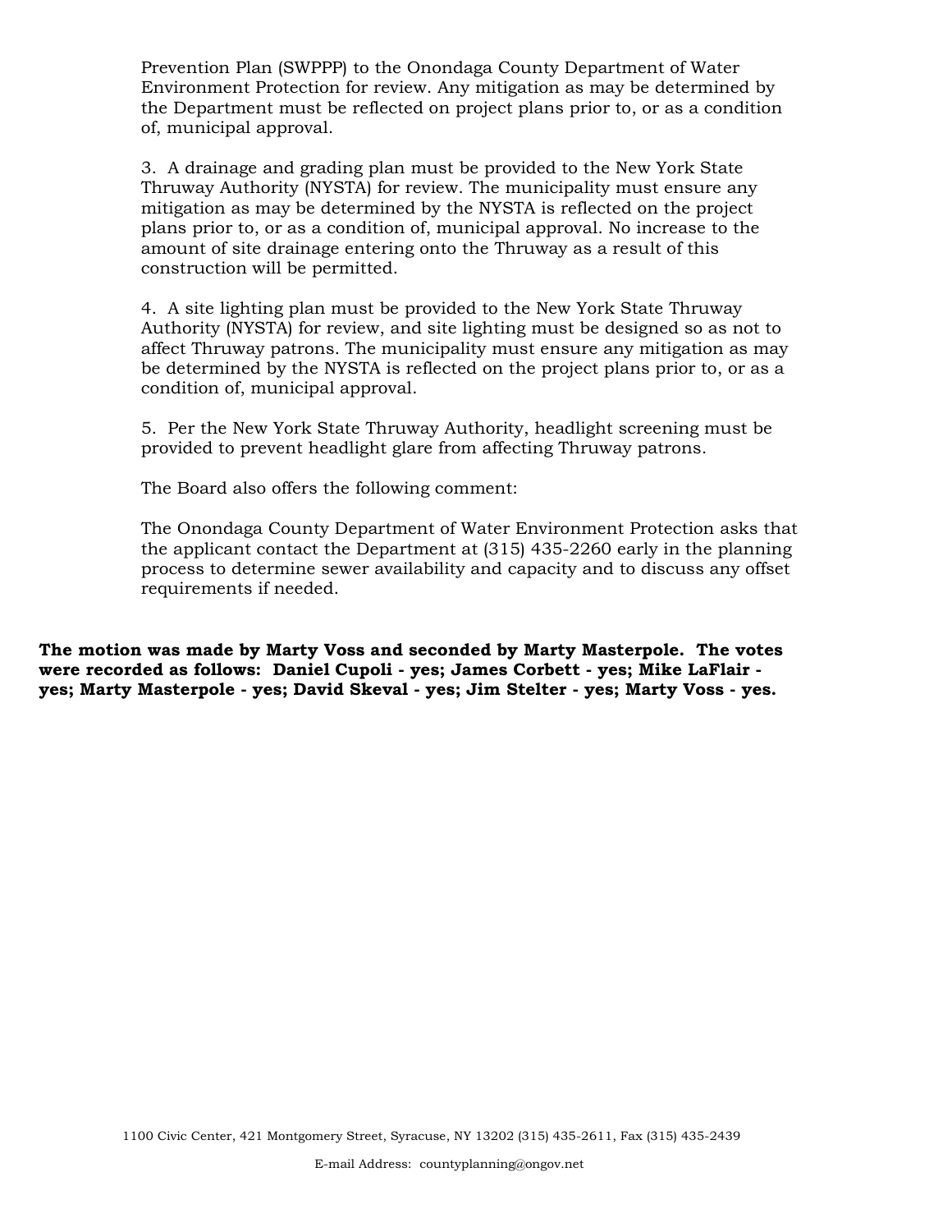Prevention Plan (SWPPP) to the Onondaga County Department of Water Environment Protection for review. Any mitigation as may be determined by the Department must be reflected on project plans prior to, or as a condition of, municipal approval.

3. A drainage and grading plan must be provided to the New York State Thruway Authority (NYSTA) for review. The municipality must ensure any mitigation as may be determined by the NYSTA is reflected on the project plans prior to, or as a condition of, municipal approval. No increase to the amount of site drainage entering onto the Thruway as a result of this construction will be permitted.

4. A site lighting plan must be provided to the New York State Thruway Authority (NYSTA) for review, and site lighting must be designed so as not to affect Thruway patrons. The municipality must ensure any mitigation as may be determined by the NYSTA is reflected on the project plans prior to, or as a condition of, municipal approval.

5. Per the New York State Thruway Authority, headlight screening must be provided to prevent headlight glare from affecting Thruway patrons.

The Board also offers the following comment:

The Onondaga County Department of Water Environment Protection asks that the applicant contact the Department at (315) 435-2260 early in the planning process to determine sewer availability and capacity and to discuss any offset requirements if needed.

**The motion was made by Marty Voss and seconded by Marty Masterpole. The votes were recorded as follows: Daniel Cupoli - yes; James Corbett - yes; Mike LaFlair - yes; Marty Masterpole - yes; David Skeval - yes; Jim Stelter - yes; Marty Voss - yes.**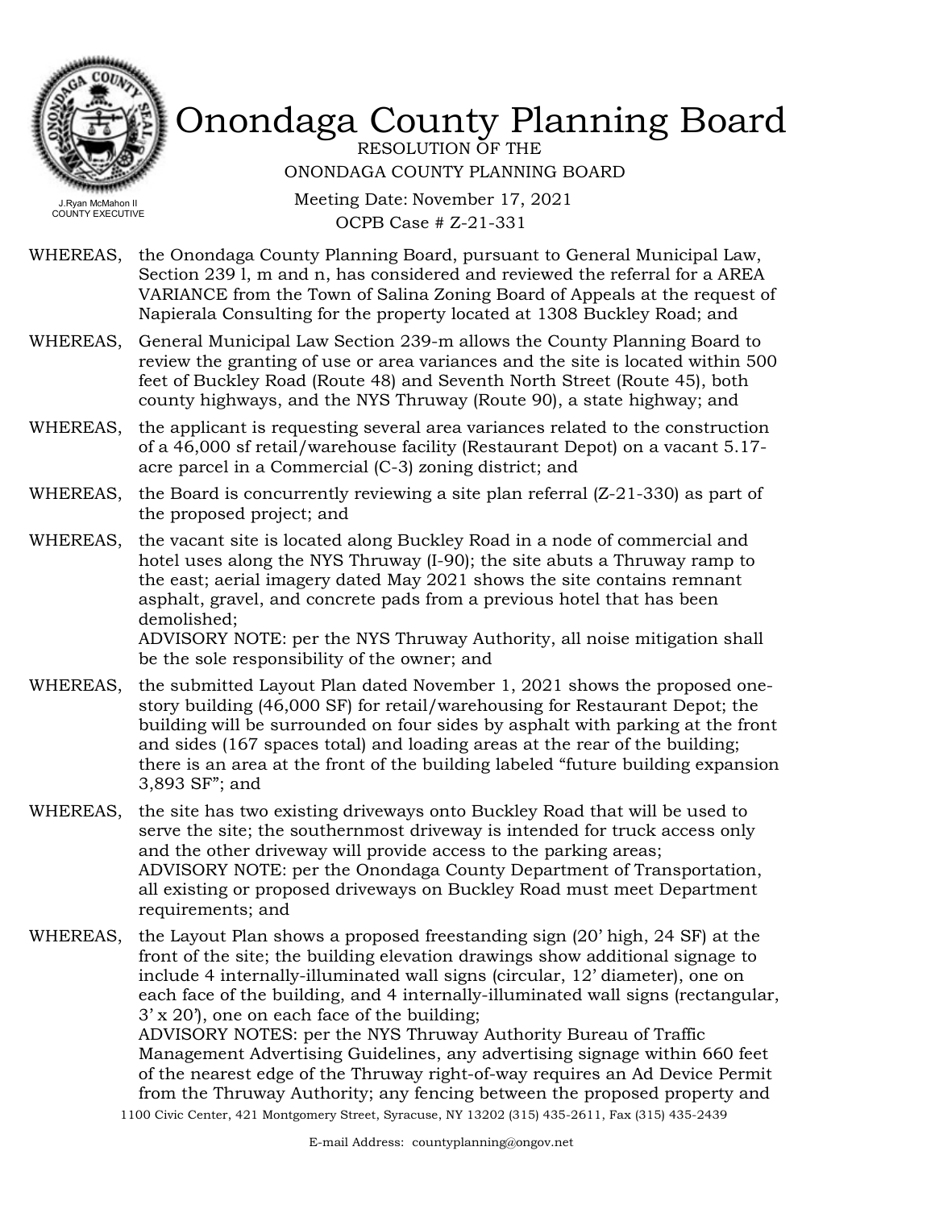# Onondaga County Planning Board

RESOLUTION OF THE
ONONDAGA COUNTY PLANNING BOARD

Meeting Date: November 17, 2021
OCPB Case # Z-21-331

J.Ryan McMahon II
COUNTY EXECUTIVE

WHEREAS, the Onondaga County Planning Board, pursuant to General Municipal Law, Section 239 l, m and n, has considered and reviewed the referral for a AREA VARIANCE from the Town of Salina Zoning Board of Appeals at the request of Napierala Consulting for the property located at 1308 Buckley Road; and

WHEREAS, General Municipal Law Section 239-m allows the County Planning Board to review the granting of use or area variances and the site is located within 500 feet of Buckley Road (Route 48) and Seventh North Street (Route 45), both county highways, and the NYS Thruway (Route 90), a state highway; and

WHEREAS, the applicant is requesting several area variances related to the construction of a 46,000 sf retail/warehouse facility (Restaurant Depot) on a vacant 5.17-acre parcel in a Commercial (C-3) zoning district; and

WHEREAS, the Board is concurrently reviewing a site plan referral (Z-21-330) as part of the proposed project; and

WHEREAS, the vacant site is located along Buckley Road in a node of commercial and hotel uses along the NYS Thruway (I-90); the site abuts a Thruway ramp to the east; aerial imagery dated May 2021 shows the site contains remnant asphalt, gravel, and concrete pads from a previous hotel that has been demolished;
ADVISORY NOTE: per the NYS Thruway Authority, all noise mitigation shall be the sole responsibility of the owner; and

WHEREAS, the submitted Layout Plan dated November 1, 2021 shows the proposed one-story building (46,000 SF) for retail/warehousing for Restaurant Depot; the building will be surrounded on four sides by asphalt with parking at the front and sides (167 spaces total) and loading areas at the rear of the building; there is an area at the front of the building labeled "future building expansion 3,893 SF"; and

WHEREAS, the site has two existing driveways onto Buckley Road that will be used to serve the site; the southernmost driveway is intended for truck access only and the other driveway will provide access to the parking areas;
ADVISORY NOTE: per the Onondaga County Department of Transportation, all existing or proposed driveways on Buckley Road must meet Department requirements; and

WHEREAS, the Layout Plan shows a proposed freestanding sign (20' high, 24 SF) at the front of the site; the building elevation drawings show additional signage to include 4 internally-illuminated wall signs (circular, 12' diameter), one on each face of the building, and 4 internally-illuminated wall signs (rectangular, 3' x 20'), one on each face of the building;
ADVISORY NOTES: per the NYS Thruway Authority Bureau of Traffic Management Advertising Guidelines, any advertising signage within 660 feet of the nearest edge of the Thruway right-of-way requires an Ad Device Permit from the Thruway Authority; any fencing between the proposed property and

1100 Civic Center, 421 Montgomery Street, Syracuse, NY 13202 (315) 435-2611, Fax (315) 435-2439

E-mail Address: countyplanning@ongov.net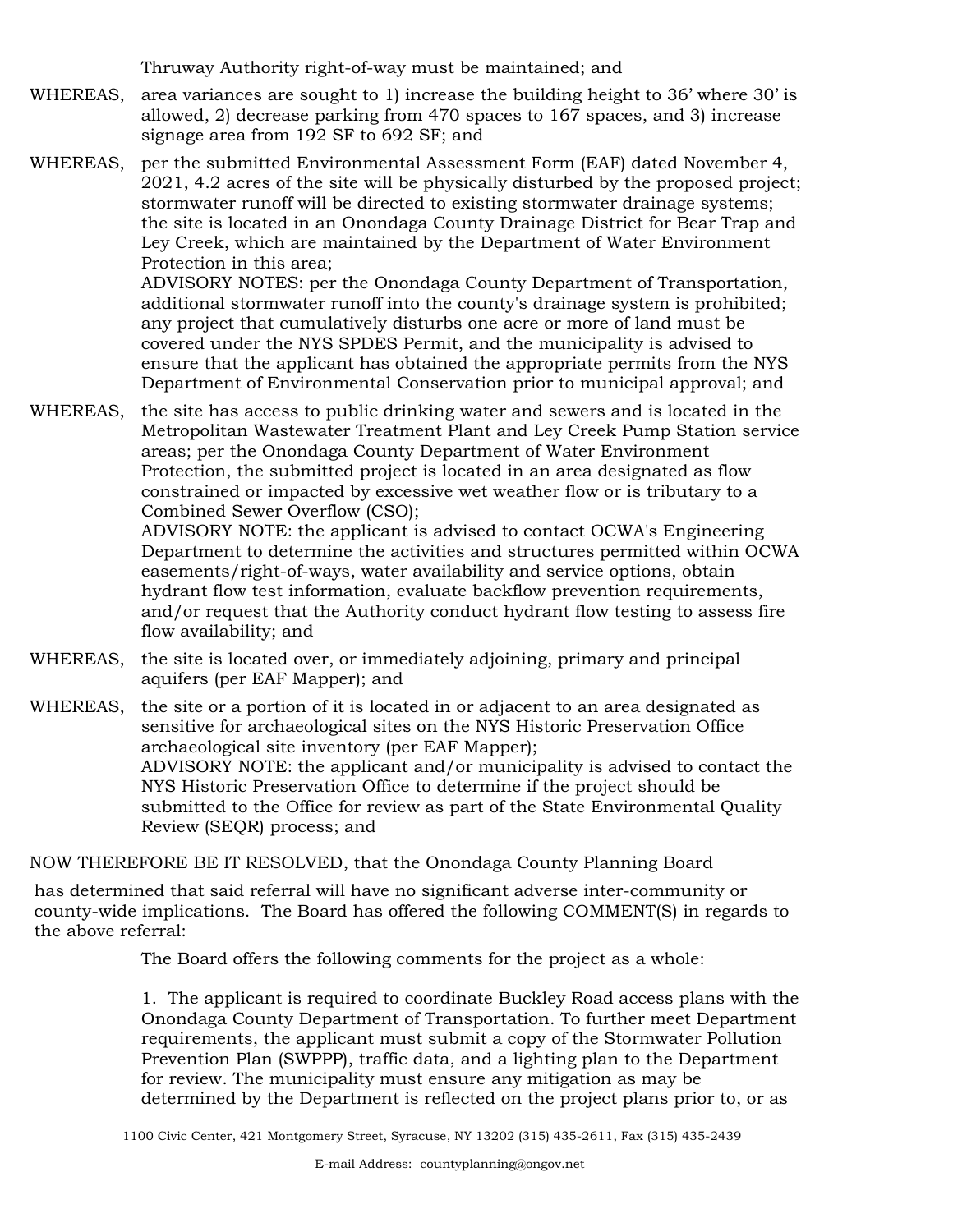Thruway Authority right-of-way must be maintained; and

WHEREAS, area variances are sought to 1) increase the building height to 36' where 30' is allowed, 2) decrease parking from 470 spaces to 167 spaces, and 3) increase signage area from 192 SF to 692 SF; and

WHEREAS, per the submitted Environmental Assessment Form (EAF) dated November 4, 2021, 4.2 acres of the site will be physically disturbed by the proposed project; stormwater runoff will be directed to existing stormwater drainage systems; the site is located in an Onondaga County Drainage District for Bear Trap and Ley Creek, which are maintained by the Department of Water Environment Protection in this area;
ADVISORY NOTES: per the Onondaga County Department of Transportation, additional stormwater runoff into the county's drainage system is prohibited; any project that cumulatively disturbs one acre or more of land must be covered under the NYS SPDES Permit, and the municipality is advised to ensure that the applicant has obtained the appropriate permits from the NYS Department of Environmental Conservation prior to municipal approval; and

WHEREAS, the site has access to public drinking water and sewers and is located in the Metropolitan Wastewater Treatment Plant and Ley Creek Pump Station service areas; per the Onondaga County Department of Water Environment Protection, the submitted project is located in an area designated as flow constrained or impacted by excessive wet weather flow or is tributary to a Combined Sewer Overflow (CSO);
ADVISORY NOTE: the applicant is advised to contact OCWA's Engineering Department to determine the activities and structures permitted within OCWA easements/right-of-ways, water availability and service options, obtain hydrant flow test information, evaluate backflow prevention requirements, and/or request that the Authority conduct hydrant flow testing to assess fire flow availability; and

WHEREAS, the site is located over, or immediately adjoining, primary and principal aquifers (per EAF Mapper); and

WHEREAS, the site or a portion of it is located in or adjacent to an area designated as sensitive for archaeological sites on the NYS Historic Preservation Office archaeological site inventory (per EAF Mapper);
ADVISORY NOTE: the applicant and/or municipality is advised to contact the NYS Historic Preservation Office to determine if the project should be submitted to the Office for review as part of the State Environmental Quality Review (SEQR) process; and

NOW THEREFORE BE IT RESOLVED, that the Onondaga County Planning Board

has determined that said referral will have no significant adverse inter-community or county-wide implications. The Board has offered the following COMMENT(S) in regards to the above referral:

The Board offers the following comments for the project as a whole:

1. The applicant is required to coordinate Buckley Road access plans with the Onondaga County Department of Transportation. To further meet Department requirements, the applicant must submit a copy of the Stormwater Pollution Prevention Plan (SWPPP), traffic data, and a lighting plan to the Department for review. The municipality must ensure any mitigation as may be determined by the Department is reflected on the project plans prior to, or as

1100 Civic Center, 421 Montgomery Street, Syracuse, NY 13202 (315) 435-2611, Fax (315) 435-2439

E-mail Address: countyplanning@ongov.net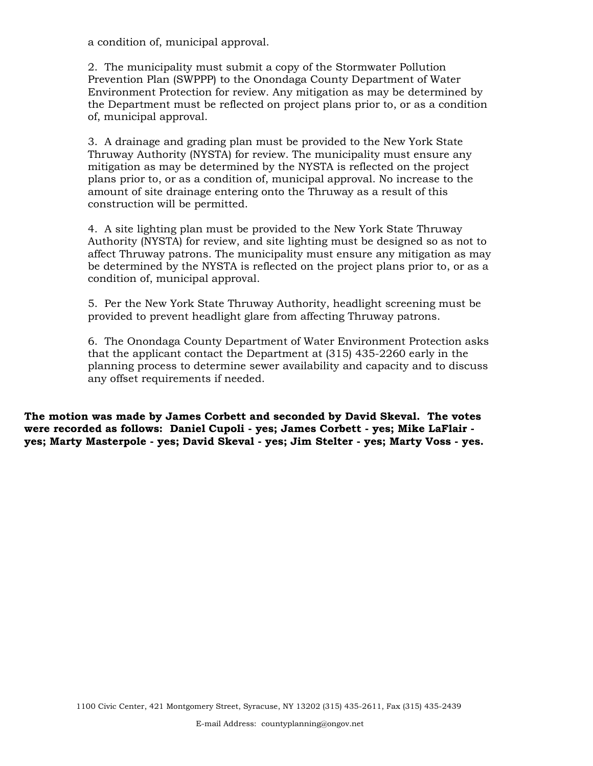a condition of, municipal approval.

2. The municipality must submit a copy of the Stormwater Pollution Prevention Plan (SWPPP) to the Onondaga County Department of Water Environment Protection for review. Any mitigation as may be determined by the Department must be reflected on project plans prior to, or as a condition of, municipal approval.

3. A drainage and grading plan must be provided to the New York State Thruway Authority (NYSTA) for review. The municipality must ensure any mitigation as may be determined by the NYSTA is reflected on the project plans prior to, or as a condition of, municipal approval. No increase to the amount of site drainage entering onto the Thruway as a result of this construction will be permitted.

4. A site lighting plan must be provided to the New York State Thruway Authority (NYSTA) for review, and site lighting must be designed so as not to affect Thruway patrons. The municipality must ensure any mitigation as may be determined by the NYSTA is reflected on the project plans prior to, or as a condition of, municipal approval.

5. Per the New York State Thruway Authority, headlight screening must be provided to prevent headlight glare from affecting Thruway patrons.

6. The Onondaga County Department of Water Environment Protection asks that the applicant contact the Department at (315) 435-2260 early in the planning process to determine sewer availability and capacity and to discuss any offset requirements if needed.

**The motion was made by James Corbett and seconded by David Skeval. The votes were recorded as follows: Daniel Cupoli - yes; James Corbett - yes; Mike LaFlair - yes; Marty Masterpole - yes; David Skeval - yes; Jim Stelter - yes; Marty Voss - yes.**

1100 Civic Center, 421 Montgomery Street, Syracuse, NY 13202 (315) 435-2611, Fax (315) 435-2439

E-mail Address: countyplanning@ongov.net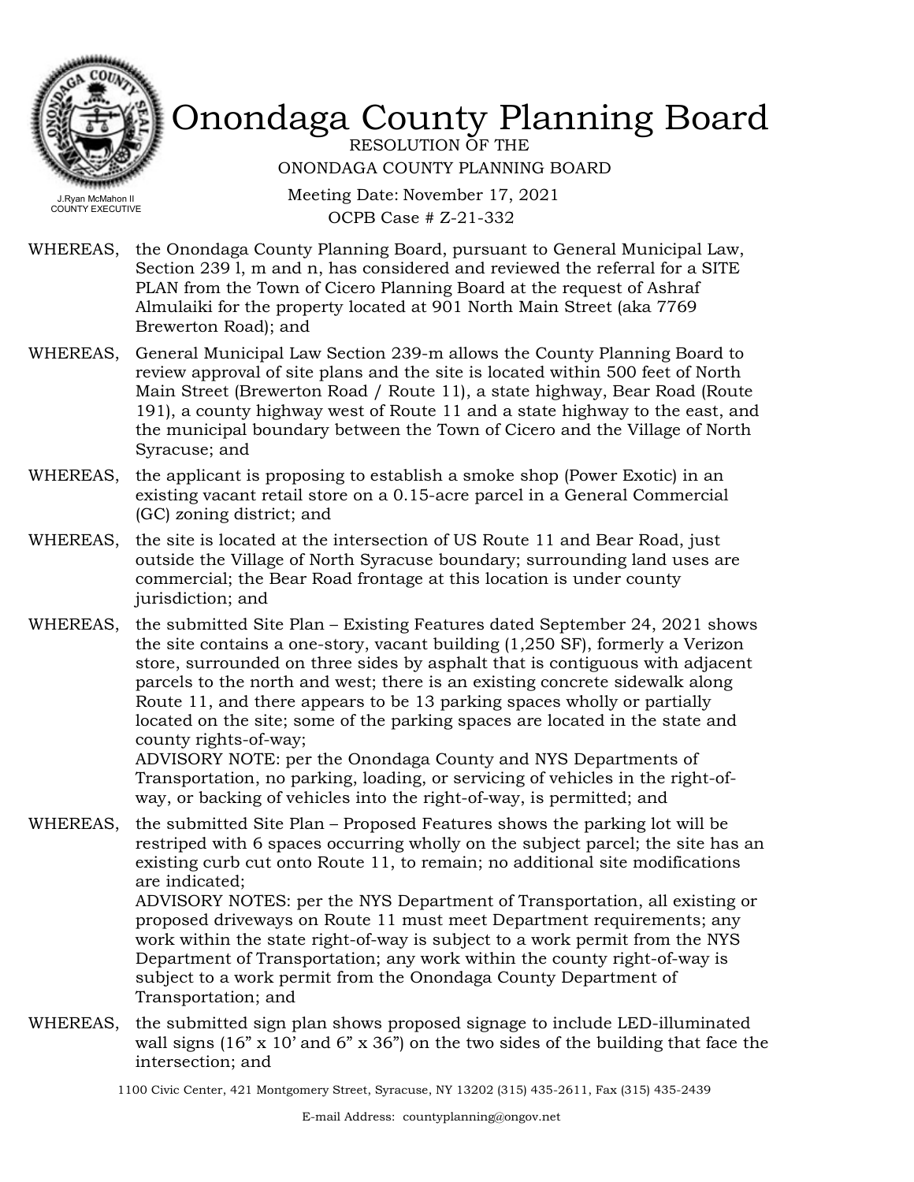# Onondaga County Planning Board

RESOLUTION OF THE
ONONDAGA COUNTY PLANNING BOARD

J.Ryan McMahon II
COUNTY EXECUTIVE

Meeting Date: November 17, 2021
OCPB Case # Z-21-332

WHEREAS, the Onondaga County Planning Board, pursuant to General Municipal Law, Section 239 l, m and n, has considered and reviewed the referral for a SITE PLAN from the Town of Cicero Planning Board at the request of Ashraf Almulaiki for the property located at 901 North Main Street (aka 7769 Brewerton Road); and

WHEREAS, General Municipal Law Section 239-m allows the County Planning Board to review approval of site plans and the site is located within 500 feet of North Main Street (Brewerton Road / Route 11), a state highway, Bear Road (Route 191), a county highway west of Route 11 and a state highway to the east, and the municipal boundary between the Town of Cicero and the Village of North Syracuse; and

WHEREAS, the applicant is proposing to establish a smoke shop (Power Exotic) in an existing vacant retail store on a 0.15-acre parcel in a General Commercial (GC) zoning district; and

WHEREAS, the site is located at the intersection of US Route 11 and Bear Road, just outside the Village of North Syracuse boundary; surrounding land uses are commercial; the Bear Road frontage at this location is under county jurisdiction; and

WHEREAS, the submitted Site Plan – Existing Features dated September 24, 2021 shows the site contains a one-story, vacant building (1,250 SF), formerly a Verizon store, surrounded on three sides by asphalt that is contiguous with adjacent parcels to the north and west; there is an existing concrete sidewalk along Route 11, and there appears to be 13 parking spaces wholly or partially located on the site; some of the parking spaces are located in the state and county rights-of-way;
ADVISORY NOTE: per the Onondaga County and NYS Departments of Transportation, no parking, loading, or servicing of vehicles in the right-of-way, or backing of vehicles into the right-of-way, is permitted; and

WHEREAS, the submitted Site Plan – Proposed Features shows the parking lot will be restriped with 6 spaces occurring wholly on the subject parcel; the site has an existing curb cut onto Route 11, to remain; no additional site modifications are indicated;
ADVISORY NOTES: per the NYS Department of Transportation, all existing or proposed driveways on Route 11 must meet Department requirements; any work within the state right-of-way is subject to a work permit from the NYS Department of Transportation; any work within the county right-of-way is subject to a work permit from the Onondaga County Department of Transportation; and

WHEREAS, the submitted sign plan shows proposed signage to include LED-illuminated wall signs (16" x 10' and 6" x 36") on the two sides of the building that face the intersection; and

1100 Civic Center, 421 Montgomery Street, Syracuse, NY 13202 (315) 435-2611, Fax (315) 435-2439

E-mail Address: countyplanning@ongov.net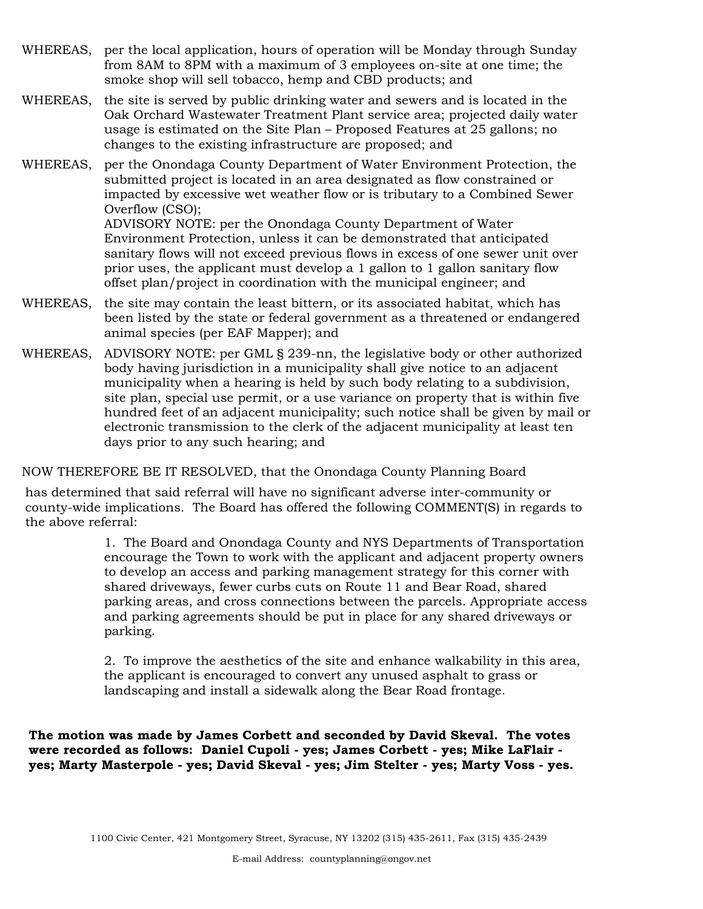WHEREAS, per the local application, hours of operation will be Monday through Sunday from 8AM to 8PM with a maximum of 3 employees on-site at one time; the smoke shop will sell tobacco, hemp and CBD products; and

WHEREAS, the site is served by public drinking water and sewers and is located in the Oak Orchard Wastewater Treatment Plant service area; projected daily water usage is estimated on the Site Plan – Proposed Features at 25 gallons; no changes to the existing infrastructure are proposed; and

WHEREAS, per the Onondaga County Department of Water Environment Protection, the submitted project is located in an area designated as flow constrained or impacted by excessive wet weather flow or is tributary to a Combined Sewer Overflow (CSO);
ADVISORY NOTE: per the Onondaga County Department of Water Environment Protection, unless it can be demonstrated that anticipated sanitary flows will not exceed previous flows in excess of one sewer unit over prior uses, the applicant must develop a 1 gallon to 1 gallon sanitary flow offset plan/project in coordination with the municipal engineer; and

WHEREAS, the site may contain the least bittern, or its associated habitat, which has been listed by the state or federal government as a threatened or endangered animal species (per EAF Mapper); and

WHEREAS, ADVISORY NOTE: per GML § 239-nn, the legislative body or other authorized body having jurisdiction in a municipality shall give notice to an adjacent municipality when a hearing is held by such body relating to a subdivision, site plan, special use permit, or a use variance on property that is within five hundred feet of an adjacent municipality; such notice shall be given by mail or electronic transmission to the clerk of the adjacent municipality at least ten days prior to any such hearing; and

NOW THEREFORE BE IT RESOLVED, that the Onondaga County Planning Board

has determined that said referral will have no significant adverse inter-community or county-wide implications. The Board has offered the following COMMENT(S) in regards to the above referral:

1. The Board and Onondaga County and NYS Departments of Transportation encourage the Town to work with the applicant and adjacent property owners to develop an access and parking management strategy for this corner with shared driveways, fewer curbs cuts on Route 11 and Bear Road, shared parking areas, and cross connections between the parcels. Appropriate access and parking agreements should be put in place for any shared driveways or parking.

2. To improve the aesthetics of the site and enhance walkability in this area, the applicant is encouraged to convert any unused asphalt to grass or landscaping and install a sidewalk along the Bear Road frontage.

**The motion was made by James Corbett and seconded by David Skeval. The votes were recorded as follows: Daniel Cupoli - yes; James Corbett - yes; Mike LaFlair - yes; Marty Masterpole - yes; David Skeval - yes; Jim Stelter - yes; Marty Voss - yes.**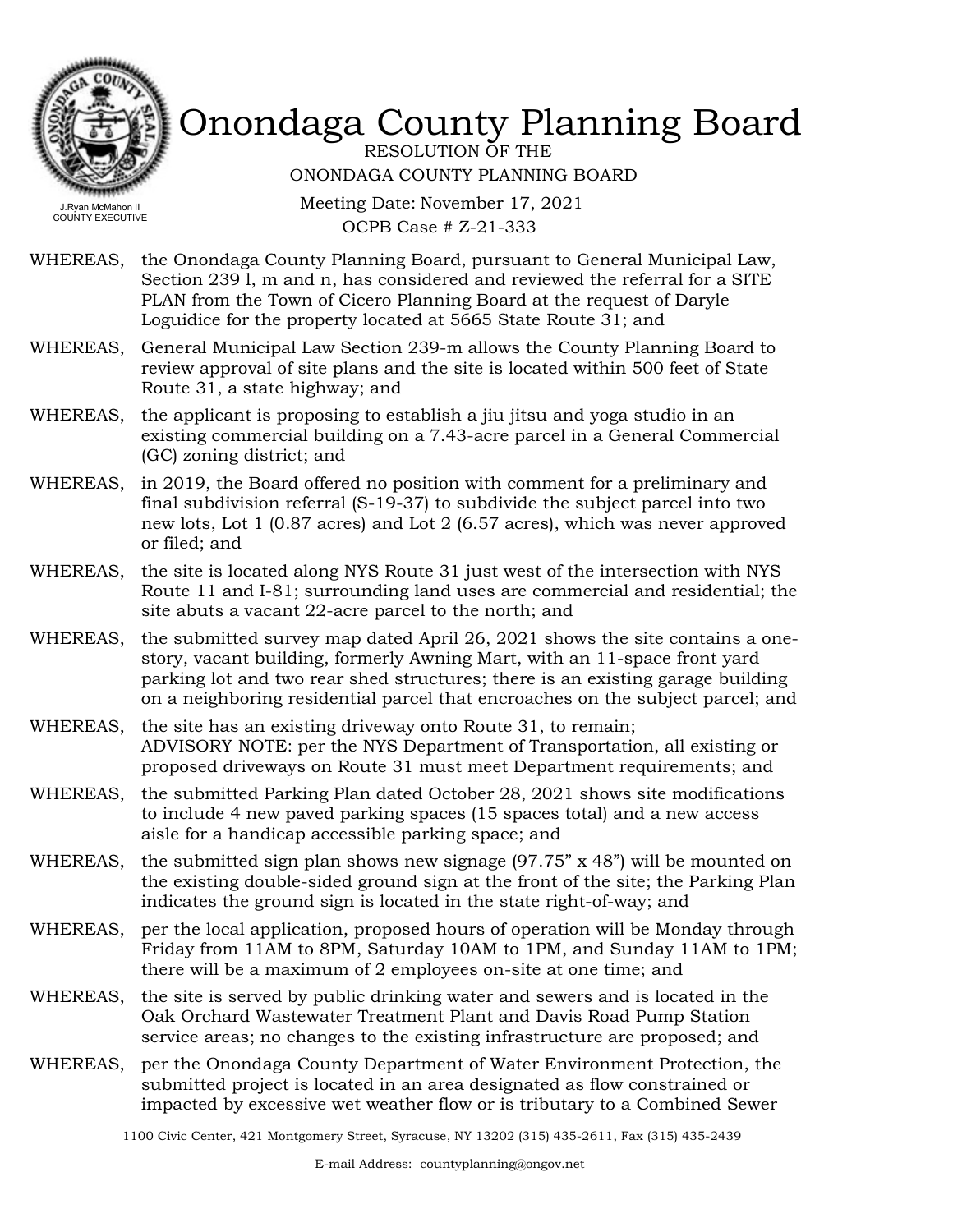# Onondaga County Planning Board

RESOLUTION OF THE
ONONDAGA COUNTY PLANNING BOARD

J.Ryan McMahon II
COUNTY EXECUTIVE

Meeting Date: November 17, 2021
OCPB Case # Z-21-333

WHEREAS, the Onondaga County Planning Board, pursuant to General Municipal Law, Section 239 l, m and n, has considered and reviewed the referral for a SITE PLAN from the Town of Cicero Planning Board at the request of Daryle Loguidice for the property located at 5665 State Route 31; and

WHEREAS, General Municipal Law Section 239-m allows the County Planning Board to review approval of site plans and the site is located within 500 feet of State Route 31, a state highway; and

WHEREAS, the applicant is proposing to establish a jiu jitsu and yoga studio in an existing commercial building on a 7.43-acre parcel in a General Commercial (GC) zoning district; and

WHEREAS, in 2019, the Board offered no position with comment for a preliminary and final subdivision referral (S-19-37) to subdivide the subject parcel into two new lots, Lot 1 (0.87 acres) and Lot 2 (6.57 acres), which was never approved or filed; and

WHEREAS, the site is located along NYS Route 31 just west of the intersection with NYS Route 11 and I-81; surrounding land uses are commercial and residential; the site abuts a vacant 22-acre parcel to the north; and

WHEREAS, the submitted survey map dated April 26, 2021 shows the site contains a one-story, vacant building, formerly Awning Mart, with an 11-space front yard parking lot and two rear shed structures; there is an existing garage building on a neighboring residential parcel that encroaches on the subject parcel; and

WHEREAS, the site has an existing driveway onto Route 31, to remain;
ADVISORY NOTE: per the NYS Department of Transportation, all existing or proposed driveways on Route 31 must meet Department requirements; and

WHEREAS, the submitted Parking Plan dated October 28, 2021 shows site modifications to include 4 new paved parking spaces (15 spaces total) and a new access aisle for a handicap accessible parking space; and

WHEREAS, the submitted sign plan shows new signage (97.75" x 48") will be mounted on the existing double-sided ground sign at the front of the site; the Parking Plan indicates the ground sign is located in the state right-of-way; and

WHEREAS, per the local application, proposed hours of operation will be Monday through Friday from 11AM to 8PM, Saturday 10AM to 1PM, and Sunday 11AM to 1PM; there will be a maximum of 2 employees on-site at one time; and

WHEREAS, the site is served by public drinking water and sewers and is located in the Oak Orchard Wastewater Treatment Plant and Davis Road Pump Station service areas; no changes to the existing infrastructure are proposed; and

WHEREAS, per the Onondaga County Department of Water Environment Protection, the submitted project is located in an area designated as flow constrained or impacted by excessive wet weather flow or is tributary to a Combined Sewer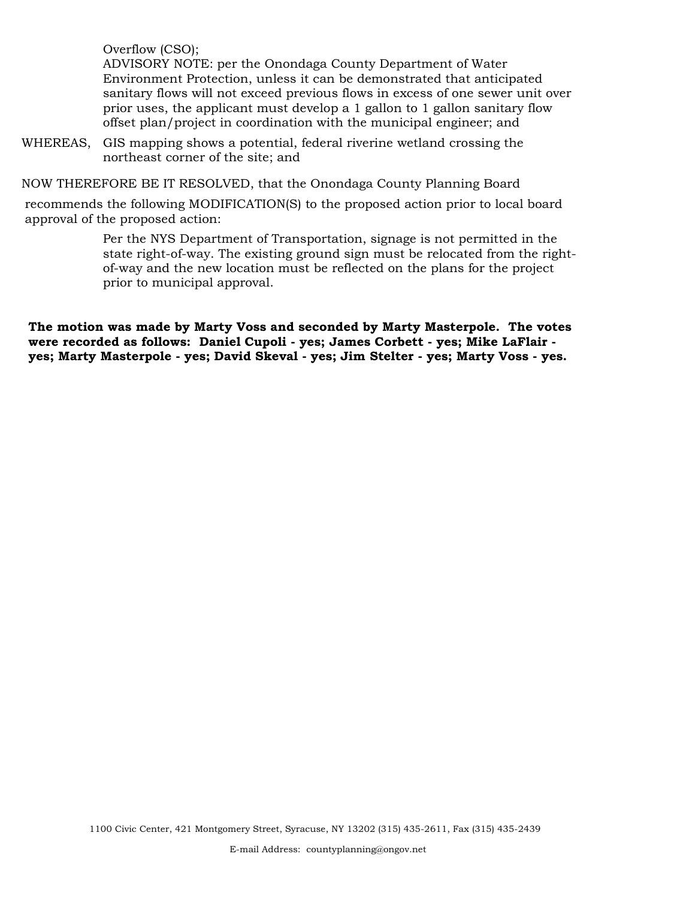Overflow (CSO);
ADVISORY NOTE: per the Onondaga County Department of Water Environment Protection, unless it can be demonstrated that anticipated sanitary flows will not exceed previous flows in excess of one sewer unit over prior uses, the applicant must develop a 1 gallon to 1 gallon sanitary flow offset plan/project in coordination with the municipal engineer; and

WHEREAS, GIS mapping shows a potential, federal riverine wetland crossing the northeast corner of the site; and

NOW THEREFORE BE IT RESOLVED, that the Onondaga County Planning Board recommends the following MODIFICATION(S) to the proposed action prior to local board approval of the proposed action:

Per the NYS Department of Transportation, signage is not permitted in the state right-of-way. The existing ground sign must be relocated from the right-of-way and the new location must be reflected on the plans for the project prior to municipal approval.

**The motion was made by Marty Voss and seconded by Marty Masterpole. The votes were recorded as follows: Daniel Cupoli - yes; James Corbett - yes; Mike LaFlair - yes; Marty Masterpole - yes; David Skeval - yes; Jim Stelter - yes; Marty Voss - yes.**

1100 Civic Center, 421 Montgomery Street, Syracuse, NY 13202 (315) 435-2611, Fax (315) 435-2439

E-mail Address: countyplanning@ongov.net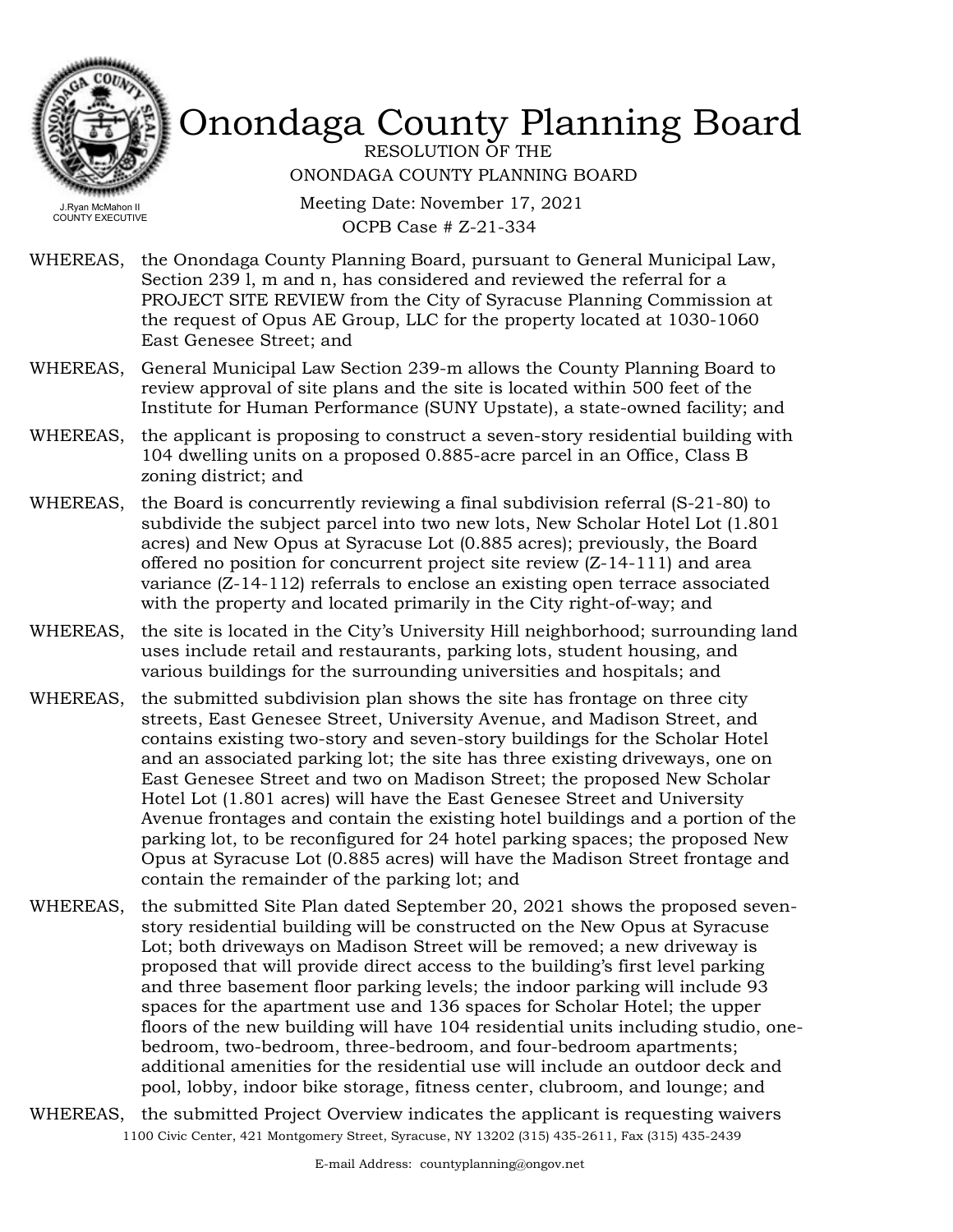# Onondaga County Planning Board

RESOLUTION OF THE
ONONDAGA COUNTY PLANNING BOARD

Meeting Date: November 17, 2021
OCPB Case # Z-21-334

J.Ryan McMahon II
COUNTY EXECUTIVE

WHEREAS, the Onondaga County Planning Board, pursuant to General Municipal Law, Section 239 l, m and n, has considered and reviewed the referral for a PROJECT SITE REVIEW from the City of Syracuse Planning Commission at the request of Opus AE Group, LLC for the property located at 1030-1060 East Genesee Street; and

WHEREAS, General Municipal Law Section 239-m allows the County Planning Board to review approval of site plans and the site is located within 500 feet of the Institute for Human Performance (SUNY Upstate), a state-owned facility; and

WHEREAS, the applicant is proposing to construct a seven-story residential building with 104 dwelling units on a proposed 0.885-acre parcel in an Office, Class B zoning district; and

WHEREAS, the Board is concurrently reviewing a final subdivision referral (S-21-80) to subdivide the subject parcel into two new lots, New Scholar Hotel Lot (1.801 acres) and New Opus at Syracuse Lot (0.885 acres); previously, the Board offered no position for concurrent project site review (Z-14-111) and area variance (Z-14-112) referrals to enclose an existing open terrace associated with the property and located primarily in the City right-of-way; and

WHEREAS, the site is located in the City's University Hill neighborhood; surrounding land uses include retail and restaurants, parking lots, student housing, and various buildings for the surrounding universities and hospitals; and

WHEREAS, the submitted subdivision plan shows the site has frontage on three city streets, East Genesee Street, University Avenue, and Madison Street, and contains existing two-story and seven-story buildings for the Scholar Hotel and an associated parking lot; the site has three existing driveways, one on East Genesee Street and two on Madison Street; the proposed New Scholar Hotel Lot (1.801 acres) will have the East Genesee Street and University Avenue frontages and contain the existing hotel buildings and a portion of the parking lot, to be reconfigured for 24 hotel parking spaces; the proposed New Opus at Syracuse Lot (0.885 acres) will have the Madison Street frontage and contain the remainder of the parking lot; and

WHEREAS, the submitted Site Plan dated September 20, 2021 shows the proposed seven-story residential building will be constructed on the New Opus at Syracuse Lot; both driveways on Madison Street will be removed; a new driveway is proposed that will provide direct access to the building's first level parking and three basement floor parking levels; the indoor parking will include 93 spaces for the apartment use and 136 spaces for Scholar Hotel; the upper floors of the new building will have 104 residential units including studio, one-bedroom, two-bedroom, three-bedroom, and four-bedroom apartments; additional amenities for the residential use will include an outdoor deck and pool, lobby, indoor bike storage, fitness center, clubroom, and lounge; and

WHEREAS, the submitted Project Overview indicates the applicant is requesting waivers

1100 Civic Center, 421 Montgomery Street, Syracuse, NY 13202 (315) 435-2611, Fax (315) 435-2439

E-mail Address: countyplanning@ongov.net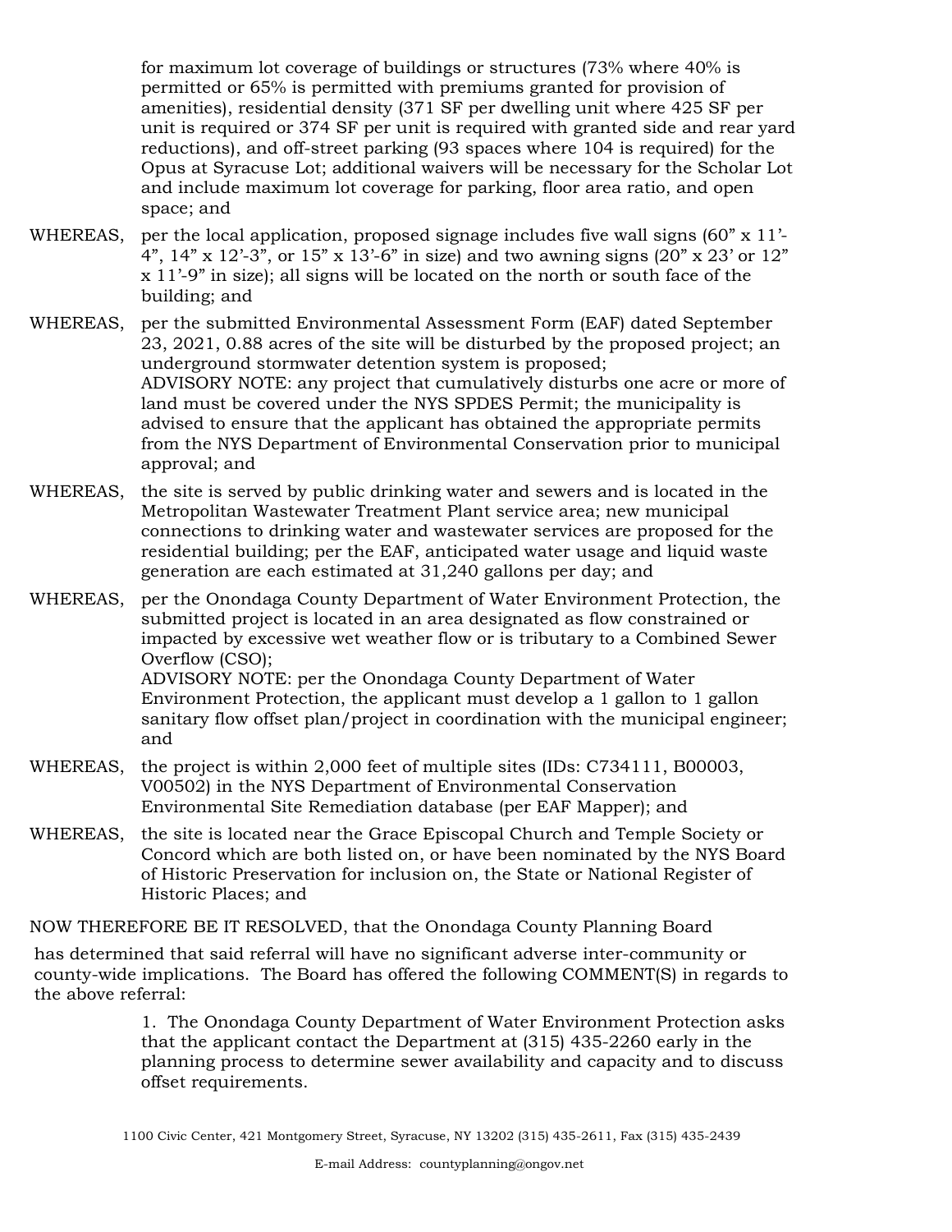for maximum lot coverage of buildings or structures (73% where 40% is permitted or 65% is permitted with premiums granted for provision of amenities), residential density (371 SF per dwelling unit where 425 SF per unit is required or 374 SF per unit is required with granted side and rear yard reductions), and off-street parking (93 spaces where 104 is required) for the Opus at Syracuse Lot; additional waivers will be necessary for the Scholar Lot and include maximum lot coverage for parking, floor area ratio, and open space; and

WHEREAS, per the local application, proposed signage includes five wall signs (60" x 11'-4", 14" x 12'-3", or 15" x 13'-6" in size) and two awning signs (20" x 23' or 12" x 11'-9" in size); all signs will be located on the north or south face of the building; and

WHEREAS, per the submitted Environmental Assessment Form (EAF) dated September 23, 2021, 0.88 acres of the site will be disturbed by the proposed project; an underground stormwater detention system is proposed;
ADVISORY NOTE: any project that cumulatively disturbs one acre or more of land must be covered under the NYS SPDES Permit; the municipality is advised to ensure that the applicant has obtained the appropriate permits from the NYS Department of Environmental Conservation prior to municipal approval; and

WHEREAS, the site is served by public drinking water and sewers and is located in the Metropolitan Wastewater Treatment Plant service area; new municipal connections to drinking water and wastewater services are proposed for the residential building; per the EAF, anticipated water usage and liquid waste generation are each estimated at 31,240 gallons per day; and

WHEREAS, per the Onondaga County Department of Water Environment Protection, the submitted project is located in an area designated as flow constrained or impacted by excessive wet weather flow or is tributary to a Combined Sewer Overflow (CSO);
ADVISORY NOTE: per the Onondaga County Department of Water Environment Protection, the applicant must develop a 1 gallon to 1 gallon sanitary flow offset plan/project in coordination with the municipal engineer; and

WHEREAS, the project is within 2,000 feet of multiple sites (IDs: C734111, B00003, V00502) in the NYS Department of Environmental Conservation Environmental Site Remediation database (per EAF Mapper); and

WHEREAS, the site is located near the Grace Episcopal Church and Temple Society or Concord which are both listed on, or have been nominated by the NYS Board of Historic Preservation for inclusion on, the State or National Register of Historic Places; and

NOW THEREFORE BE IT RESOLVED, that the Onondaga County Planning Board

has determined that said referral will have no significant adverse inter-community or county-wide implications. The Board has offered the following COMMENT(S) in regards to the above referral:

1. The Onondaga County Department of Water Environment Protection asks that the applicant contact the Department at (315) 435-2260 early in the planning process to determine sewer availability and capacity and to discuss offset requirements.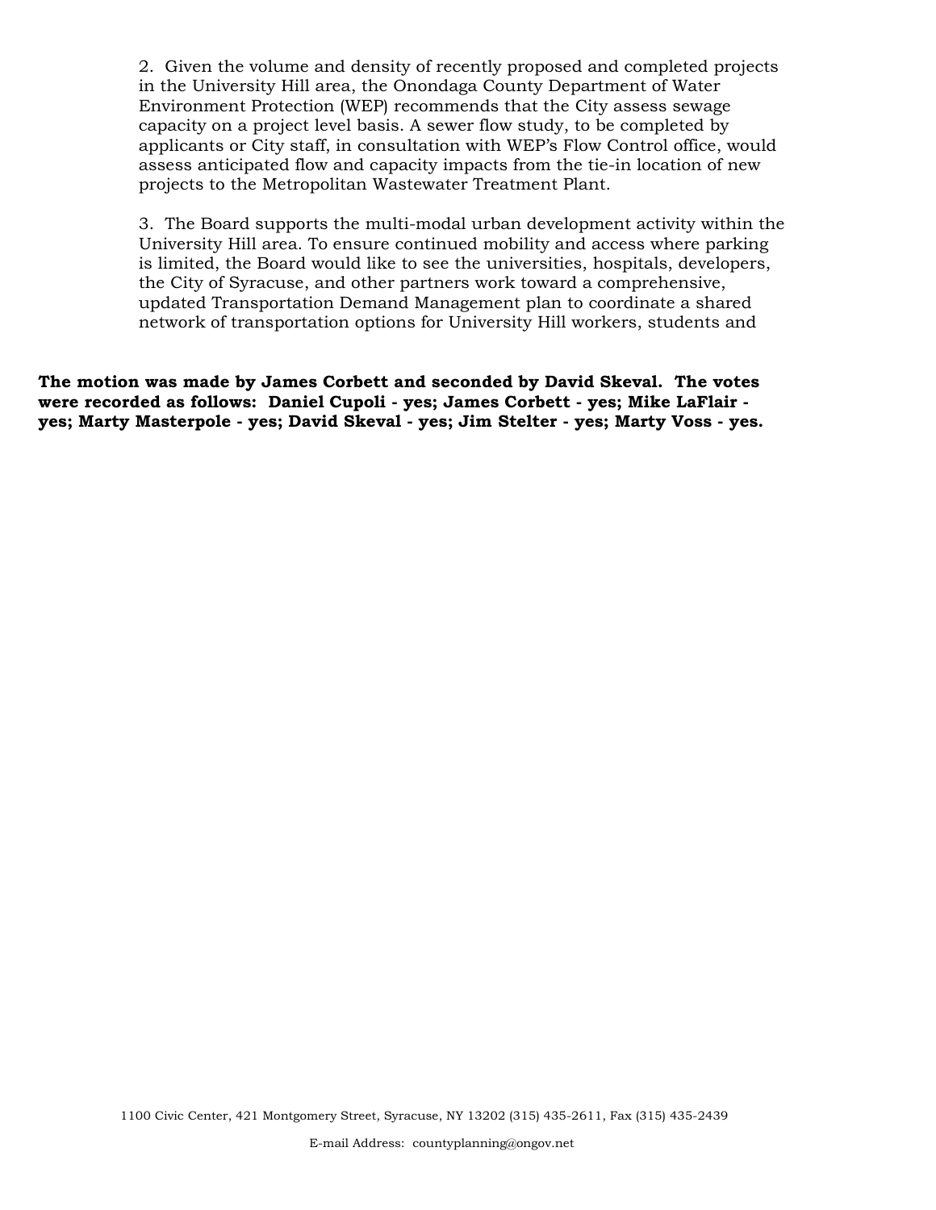2. Given the volume and density of recently proposed and completed projects in the University Hill area, the Onondaga County Department of Water Environment Protection (WEP) recommends that the City assess sewage capacity on a project level basis. A sewer flow study, to be completed by applicants or City staff, in consultation with WEP's Flow Control office, would assess anticipated flow and capacity impacts from the tie-in location of new projects to the Metropolitan Wastewater Treatment Plant.

3. The Board supports the multi-modal urban development activity within the University Hill area. To ensure continued mobility and access where parking is limited, the Board would like to see the universities, hospitals, developers, the City of Syracuse, and other partners work toward a comprehensive, updated Transportation Demand Management plan to coordinate a shared network of transportation options for University Hill workers, students and

**The motion was made by James Corbett and seconded by David Skeval. The votes were recorded as follows: Daniel Cupoli - yes; James Corbett - yes; Mike LaFlair - yes; Marty Masterpole - yes; David Skeval - yes; Jim Stelter - yes; Marty Voss - yes.**

1100 Civic Center, 421 Montgomery Street, Syracuse, NY 13202 (315) 435-2611, Fax (315) 435-2439

E-mail Address: countyplanning@ongov.net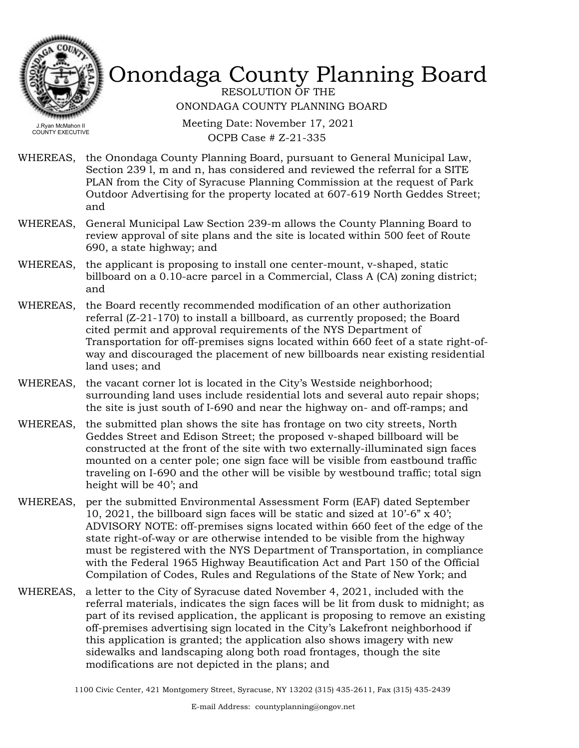# Onondaga County Planning Board

J.Ryan McMahon II
COUNTY EXECUTIVE

RESOLUTION OF THE
ONONDAGA COUNTY PLANNING BOARD

Meeting Date: November 17, 2021
OCPB Case # Z-21-335

WHEREAS, the Onondaga County Planning Board, pursuant to General Municipal Law, Section 239 l, m and n, has considered and reviewed the referral for a SITE PLAN from the City of Syracuse Planning Commission at the request of Park Outdoor Advertising for the property located at 607-619 North Geddes Street; and

WHEREAS, General Municipal Law Section 239-m allows the County Planning Board to review approval of site plans and the site is located within 500 feet of Route 690, a state highway; and

WHEREAS, the applicant is proposing to install one center-mount, v-shaped, static billboard on a 0.10-acre parcel in a Commercial, Class A (CA) zoning district; and

WHEREAS, the Board recently recommended modification of an other authorization referral (Z-21-170) to install a billboard, as currently proposed; the Board cited permit and approval requirements of the NYS Department of Transportation for off-premises signs located within 660 feet of a state right-of-way and discouraged the placement of new billboards near existing residential land uses; and

WHEREAS, the vacant corner lot is located in the City's Westside neighborhood; surrounding land uses include residential lots and several auto repair shops; the site is just south of I-690 and near the highway on- and off-ramps; and

WHEREAS, the submitted plan shows the site has frontage on two city streets, North Geddes Street and Edison Street; the proposed v-shaped billboard will be constructed at the front of the site with two externally-illuminated sign faces mounted on a center pole; one sign face will be visible from eastbound traffic traveling on I-690 and the other will be visible by westbound traffic; total sign height will be 40'; and

WHEREAS, per the submitted Environmental Assessment Form (EAF) dated September 10, 2021, the billboard sign faces will be static and sized at 10'-6" x 40'; ADVISORY NOTE: off-premises signs located within 660 feet of the edge of the state right-of-way or are otherwise intended to be visible from the highway must be registered with the NYS Department of Transportation, in compliance with the Federal 1965 Highway Beautification Act and Part 150 of the Official Compilation of Codes, Rules and Regulations of the State of New York; and

WHEREAS, a letter to the City of Syracuse dated November 4, 2021, included with the referral materials, indicates the sign faces will be lit from dusk to midnight; as part of its revised application, the applicant is proposing to remove an existing off-premises advertising sign located in the City's Lakefront neighborhood if this application is granted; the application also shows imagery with new sidewalks and landscaping along both road frontages, though the site modifications are not depicted in the plans; and

1100 Civic Center, 421 Montgomery Street, Syracuse, NY 13202 (315) 435-2611, Fax (315) 435-2439

E-mail Address: countyplanning@ongov.net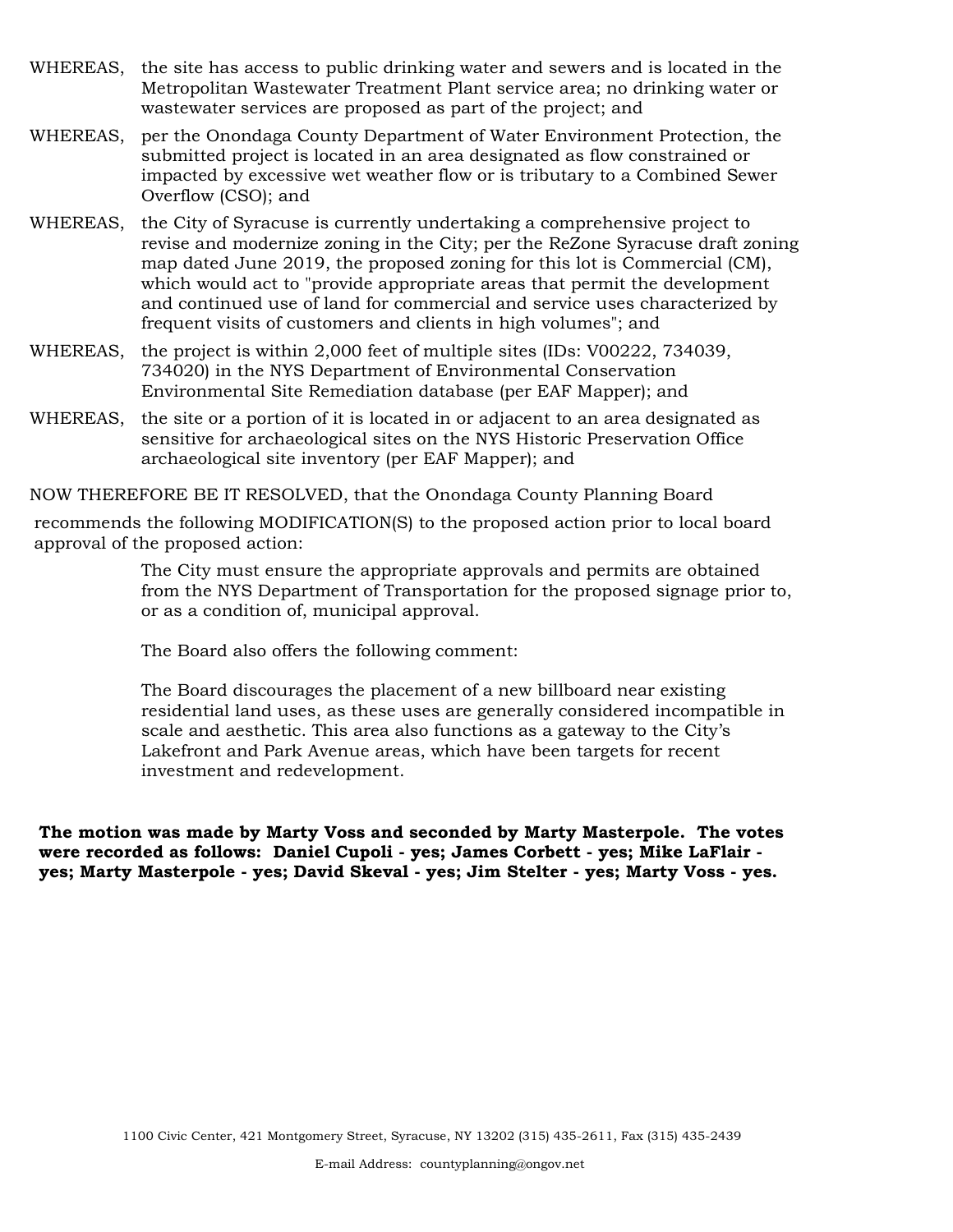WHEREAS, the site has access to public drinking water and sewers and is located in the Metropolitan Wastewater Treatment Plant service area; no drinking water or wastewater services are proposed as part of the project; and

WHEREAS, per the Onondaga County Department of Water Environment Protection, the submitted project is located in an area designated as flow constrained or impacted by excessive wet weather flow or is tributary to a Combined Sewer Overflow (CSO); and

WHEREAS, the City of Syracuse is currently undertaking a comprehensive project to revise and modernize zoning in the City; per the ReZone Syracuse draft zoning map dated June 2019, the proposed zoning for this lot is Commercial (CM), which would act to "provide appropriate areas that permit the development and continued use of land for commercial and service uses characterized by frequent visits of customers and clients in high volumes"; and

WHEREAS, the project is within 2,000 feet of multiple sites (IDs: V00222, 734039, 734020) in the NYS Department of Environmental Conservation Environmental Site Remediation database (per EAF Mapper); and

WHEREAS, the site or a portion of it is located in or adjacent to an area designated as sensitive for archaeological sites on the NYS Historic Preservation Office archaeological site inventory (per EAF Mapper); and

NOW THEREFORE BE IT RESOLVED, that the Onondaga County Planning Board recommends the following MODIFICATION(S) to the proposed action prior to local board approval of the proposed action:

The City must ensure the appropriate approvals and permits are obtained from the NYS Department of Transportation for the proposed signage prior to, or as a condition of, municipal approval.

The Board also offers the following comment:

The Board discourages the placement of a new billboard near existing residential land uses, as these uses are generally considered incompatible in scale and aesthetic. This area also functions as a gateway to the City's Lakefront and Park Avenue areas, which have been targets for recent investment and redevelopment.

**The motion was made by Marty Voss and seconded by Marty Masterpole. The votes were recorded as follows: Daniel Cupoli - yes; James Corbett - yes; Mike LaFlair - yes; Marty Masterpole - yes; David Skeval - yes; Jim Stelter - yes; Marty Voss - yes.**

1100 Civic Center, 421 Montgomery Street, Syracuse, NY 13202 (315) 435-2611, Fax (315) 435-2439

E-mail Address: countyplanning@ongov.net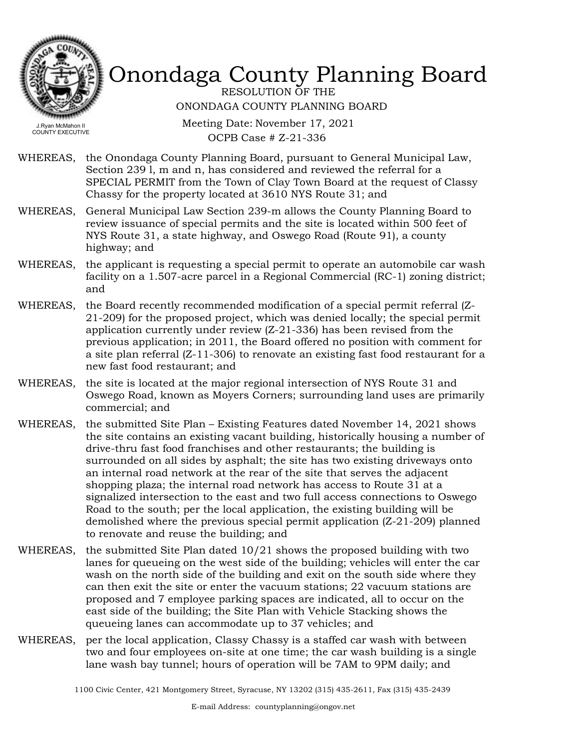# Onondaga County Planning Board

RESOLUTION OF THE
ONONDAGA COUNTY PLANNING BOARD

Meeting Date: November 17, 2021
OCPB Case # Z-21-336

J.Ryan McMahon II
COUNTY EXECUTIVE

WHEREAS, the Onondaga County Planning Board, pursuant to General Municipal Law, Section 239 l, m and n, has considered and reviewed the referral for a SPECIAL PERMIT from the Town of Clay Town Board at the request of Classy Chassy for the property located at 3610 NYS Route 31; and

WHEREAS, General Municipal Law Section 239-m allows the County Planning Board to review issuance of special permits and the site is located within 500 feet of NYS Route 31, a state highway, and Oswego Road (Route 91), a county highway; and

WHEREAS, the applicant is requesting a special permit to operate an automobile car wash facility on a 1.507-acre parcel in a Regional Commercial (RC-1) zoning district; and

WHEREAS, the Board recently recommended modification of a special permit referral (Z-21-209) for the proposed project, which was denied locally; the special permit application currently under review (Z-21-336) has been revised from the previous application; in 2011, the Board offered no position with comment for a site plan referral (Z-11-306) to renovate an existing fast food restaurant for a new fast food restaurant; and

WHEREAS, the site is located at the major regional intersection of NYS Route 31 and Oswego Road, known as Moyers Corners; surrounding land uses are primarily commercial; and

WHEREAS, the submitted Site Plan – Existing Features dated November 14, 2021 shows the site contains an existing vacant building, historically housing a number of drive-thru fast food franchises and other restaurants; the building is surrounded on all sides by asphalt; the site has two existing driveways onto an internal road network at the rear of the site that serves the adjacent shopping plaza; the internal road network has access to Route 31 at a signalized intersection to the east and two full access connections to Oswego Road to the south; per the local application, the existing building will be demolished where the previous special permit application (Z-21-209) planned to renovate and reuse the building; and

WHEREAS, the submitted Site Plan dated 10/21 shows the proposed building with two lanes for queueing on the west side of the building; vehicles will enter the car wash on the north side of the building and exit on the south side where they can then exit the site or enter the vacuum stations; 22 vacuum stations are proposed and 7 employee parking spaces are indicated, all to occur on the east side of the building; the Site Plan with Vehicle Stacking shows the queueing lanes can accommodate up to 37 vehicles; and

WHEREAS, per the local application, Classy Chassy is a staffed car wash with between two and four employees on-site at one time; the car wash building is a single lane wash bay tunnel; hours of operation will be 7AM to 9PM daily; and

1100 Civic Center, 421 Montgomery Street, Syracuse, NY 13202 (315) 435-2611, Fax (315) 435-2439

E-mail Address: countyplanning@ongov.net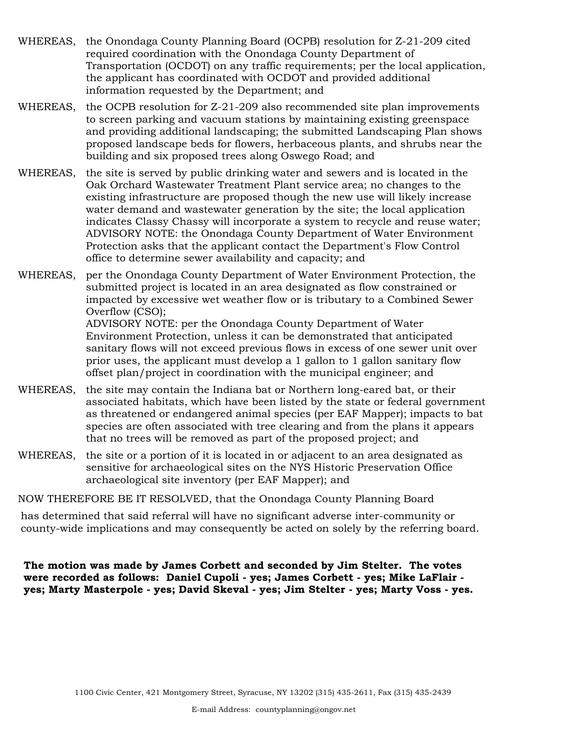WHEREAS, the Onondaga County Planning Board (OCPB) resolution for Z-21-209 cited required coordination with the Onondaga County Department of Transportation (OCDOT) on any traffic requirements; per the local application, the applicant has coordinated with OCDOT and provided additional information requested by the Department; and

WHEREAS, the OCPB resolution for Z-21-209 also recommended site plan improvements to screen parking and vacuum stations by maintaining existing greenspace and providing additional landscaping; the submitted Landscaping Plan shows proposed landscape beds for flowers, herbaceous plants, and shrubs near the building and six proposed trees along Oswego Road; and

WHEREAS, the site is served by public drinking water and sewers and is located in the Oak Orchard Wastewater Treatment Plant service area; no changes to the existing infrastructure are proposed though the new use will likely increase water demand and wastewater generation by the site; the local application indicates Classy Chassy will incorporate a system to recycle and reuse water; ADVISORY NOTE: the Onondaga County Department of Water Environment Protection asks that the applicant contact the Department's Flow Control office to determine sewer availability and capacity; and

WHEREAS, per the Onondaga County Department of Water Environment Protection, the submitted project is located in an area designated as flow constrained or impacted by excessive wet weather flow or is tributary to a Combined Sewer Overflow (CSO);
ADVISORY NOTE: per the Onondaga County Department of Water Environment Protection, unless it can be demonstrated that anticipated sanitary flows will not exceed previous flows in excess of one sewer unit over prior uses, the applicant must develop a 1 gallon to 1 gallon sanitary flow offset plan/project in coordination with the municipal engineer; and

WHEREAS, the site may contain the Indiana bat or Northern long-eared bat, or their associated habitats, which have been listed by the state or federal government as threatened or endangered animal species (per EAF Mapper); impacts to bat species are often associated with tree clearing and from the plans it appears that no trees will be removed as part of the proposed project; and

WHEREAS, the site or a portion of it is located in or adjacent to an area designated as sensitive for archaeological sites on the NYS Historic Preservation Office archaeological site inventory (per EAF Mapper); and

NOW THEREFORE BE IT RESOLVED, that the Onondaga County Planning Board has determined that said referral will have no significant adverse inter-community or county-wide implications and may consequently be acted on solely by the referring board.

**The motion was made by James Corbett and seconded by Jim Stelter. The votes were recorded as follows: Daniel Cupoli - yes; James Corbett - yes; Mike LaFlair - yes; Marty Masterpole - yes; David Skeval - yes; Jim Stelter - yes; Marty Voss - yes.**